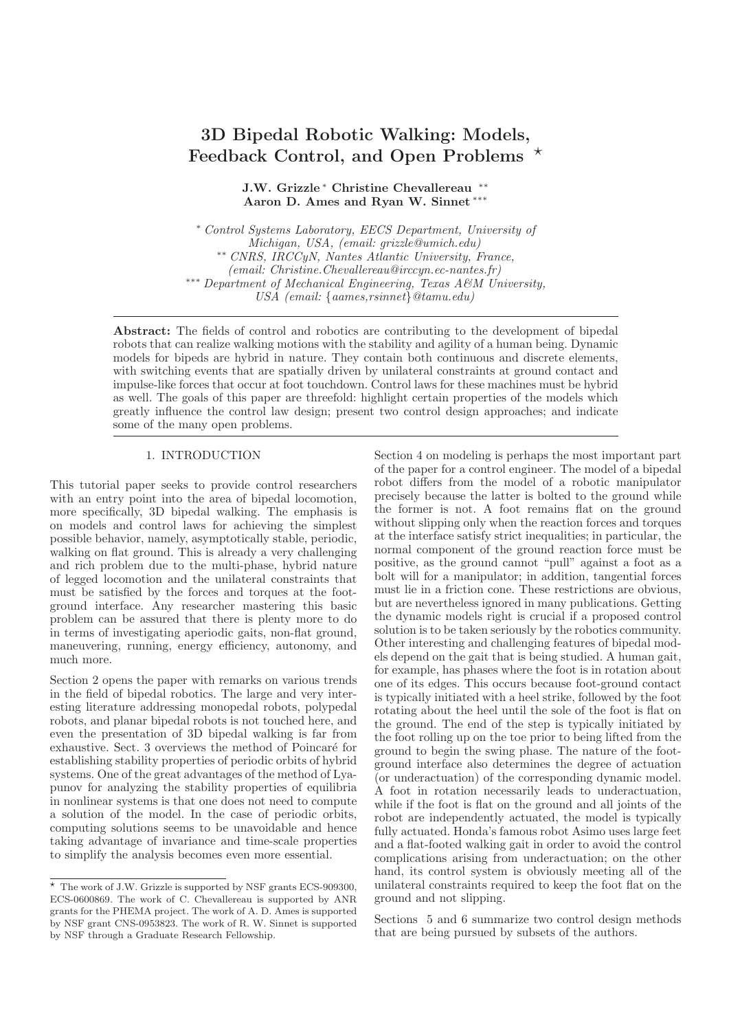# 3D Bipedal Robotic Walking: Models, Feedback Control, and Open Problems *

**J.W. Grizzle* Christine Chevallereau ** Aaron D. Ames and Ryan W. Sinnet *****

* *Control Systems Laboratory, EECS Department, University of Michigan, USA, (email: grizzle@umich.edu)*
** *CNRS, IRCCyN, Nantes Atlantic University, France, (email: Christine.Chevallereau@irccyn.ec-nantes.fr)*
*** *Department of Mechanical Engineering, Texas A&M University, USA (email: {aames,rsinnet}@tamu.edu)*

**Abstract:** The fields of control and robotics are contributing to the development of bipedal robots that can realize walking motions with the stability and agility of a human being. Dynamic models for bipeds are hybrid in nature. They contain both continuous and discrete elements, with switching events that are spatially driven by unilateral constraints at ground contact and impulse-like forces that occur at foot touchdown. Control laws for these machines must be hybrid as well. The goals of this paper are threefold: highlight certain properties of the models which greatly influence the control law design; present two control design approaches; and indicate some of the many open problems.

## 1. INTRODUCTION

This tutorial paper seeks to provide control researchers with an entry point into the area of bipedal locomotion, more specifically, 3D bipedal walking. The emphasis is on models and control laws for achieving the simplest possible behavior, namely, asymptotically stable, periodic, walking on flat ground. This is already a very challenging and rich problem due to the multi-phase, hybrid nature of legged locomotion and the unilateral constraints that must be satisfied by the forces and torques at the foot-ground interface. Any researcher mastering this basic problem can be assured that there is plenty more to do in terms of investigating aperiodic gaits, non-flat ground, maneuvering, running, energy efficiency, autonomy, and much more.

Section 2 opens the paper with remarks on various trends in the field of bipedal robotics. The large and very interesting literature addressing monopedal robots, polypedal robots, and planar bipedal robots is not touched here, and even the presentation of 3D bipedal walking is far from exhaustive. Sect. 3 overviews the method of Poincaré for establishing stability properties of periodic orbits of hybrid systems. One of the great advantages of the method of Lyapunov for analyzing the stability properties of equilibria in nonlinear systems is that one does not need to compute a solution of the model. In the case of periodic orbits, computing solutions seems to be unavoidable and hence taking advantage of invariance and time-scale properties to simplify the analysis becomes even more essential.

Section 4 on modeling is perhaps the most important part of the paper for a control engineer. The model of a bipedal robot differs from the model of a robotic manipulator precisely because the latter is bolted to the ground while the former is not. A foot remains flat on the ground without slipping only when the reaction forces and torques at the interface satisfy strict inequalities; in particular, the normal component of the ground reaction force must be positive, as the ground cannot "pull" against a foot as a bolt will for a manipulator; in addition, tangential forces must lie in a friction cone. These restrictions are obvious, but are nevertheless ignored in many publications. Getting the dynamic models right is crucial if a proposed control solution is to be taken seriously by the robotics community. Other interesting and challenging features of bipedal models depend on the gait that is being studied. A human gait, for example, has phases where the foot is in rotation about one of its edges. This occurs because foot-ground contact is typically initiated with a heel strike, followed by the foot rotating about the heel until the sole of the foot is flat on the ground. The end of the step is typically initiated by the foot rolling up on the toe prior to being lifted from the ground to begin the swing phase. The nature of the foot-ground interface also determines the degree of actuation (or underactuation) of the corresponding dynamic model. A foot in rotation necessarily leads to underactuation, while if the foot is flat on the ground and all joints of the robot are independently actuated, the model is typically fully actuated. Honda's famous robot Asimo uses large feet and a flat-footed walking gait in order to avoid the control complications arising from underactuation; on the other hand, its control system is obviously meeting all of the unilateral constraints required to keep the foot flat on the ground and not slipping.

Sections 5 and 6 summarize two control design methods that are being pursued by subsets of the authors.

* The work of J.W. Grizzle is supported by NSF grants ECS-909300, ECS-0600869. The work of C. Chevallereau is supported by ANR grants for the PHEMA project. The work of A. D. Ames is supported by NSF grant CNS-0953823. The work of R. W. Sinnet is supported by NSF through a Graduate Research Fellowship.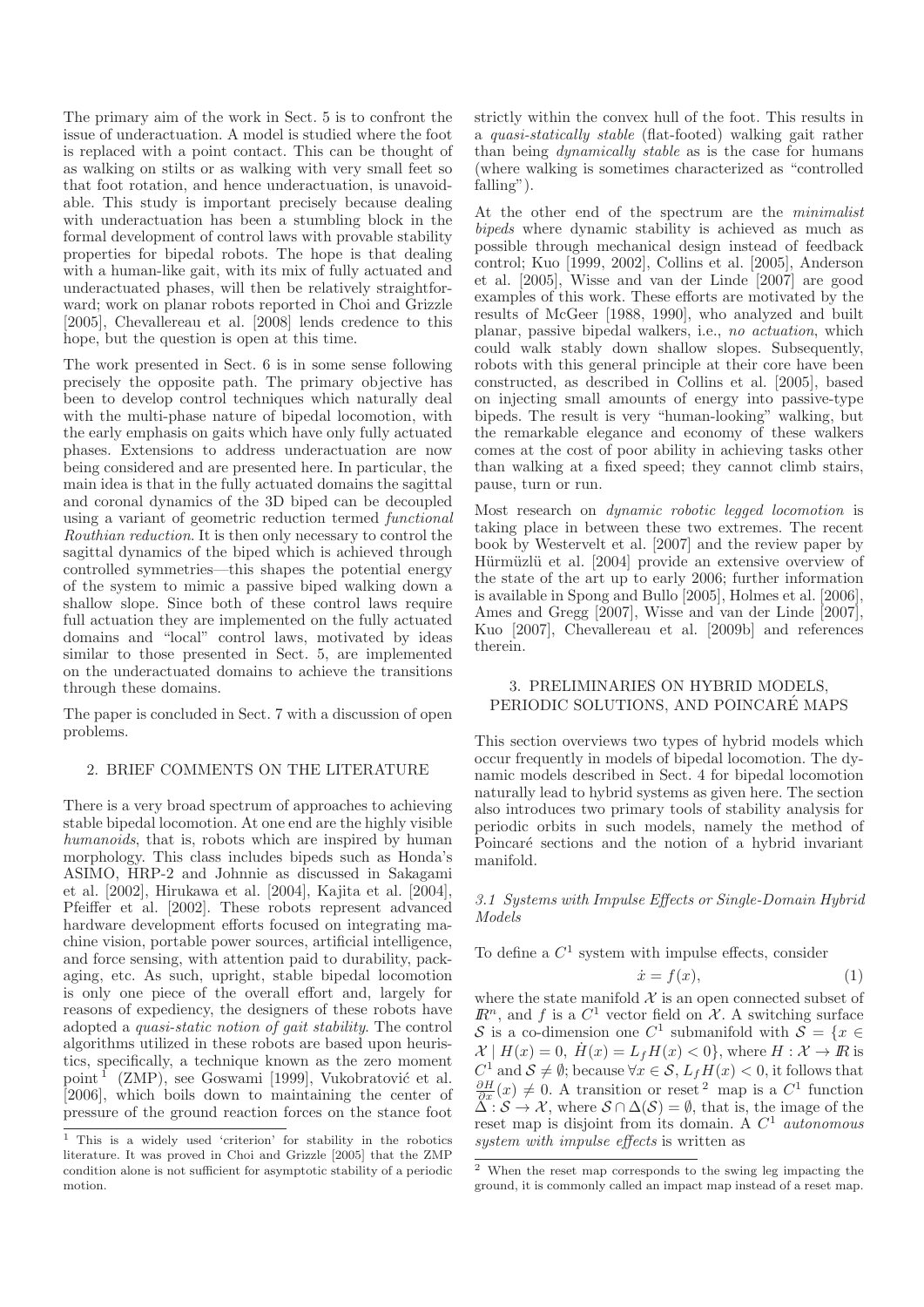The primary aim of the work in Sect. 5 is to confront the issue of underactuation. A model is studied where the foot is replaced with a point contact. This can be thought of as walking on stilts or as walking with very small feet so that foot rotation, and hence underactuation, is unavoidable. This study is important precisely because dealing with underactuation has been a stumbling block in the formal development of control laws with provable stability properties for bipedal robots. The hope is that dealing with a human-like gait, with its mix of fully actuated and underactuated phases, will then be relatively straightforward; work on planar robots reported in Choi and Grizzle [2005], Chevallereau et al. [2008] lends credence to this hope, but the question is open at this time.

The work presented in Sect. 6 is in some sense following precisely the opposite path. The primary objective has been to develop control techniques which naturally deal with the multi-phase nature of bipedal locomotion, with the early emphasis on gaits which have only fully actuated phases. Extensions to address underactuation are now being considered and are presented here. In particular, the main idea is that in the fully actuated domains the sagittal and coronal dynamics of the 3D biped can be decoupled using a variant of geometric reduction termed *functional Routhian reduction*. It is then only necessary to control the sagittal dynamics of the biped which is achieved through controlled symmetries—this shapes the potential energy of the system to mimic a passive biped walking down a shallow slope. Since both of these control laws require full actuation they are implemented on the fully actuated domains and "local" control laws, motivated by ideas similar to those presented in Sect. 5, are implemented on the underactuated domains to achieve the transitions through these domains.

The paper is concluded in Sect. 7 with a discussion of open problems.

## 2. BRIEF COMMENTS ON THE LITERATURE

There is a very broad spectrum of approaches to achieving stable bipedal locomotion. At one end are the highly visible *humanoids*, that is, robots which are inspired by human morphology. This class includes bipeds such as Honda's ASIMO, HRP-2 and Johnnie as discussed in Sakagami et al. [2002], Hirukawa et al. [2004], Kajita et al. [2004], Pfeiffer et al. [2002]. These robots represent advanced hardware development efforts focused on integrating machine vision, portable power sources, artificial intelligence, and force sensing, with attention paid to durability, packaging, etc. As such, upright, stable bipedal locomotion is only one piece of the overall effort and, largely for reasons of expediency, the designers of these robots have adopted a *quasi-static notion of gait stability*. The control algorithms utilized in these robots are based upon heuristics, specifically, a technique known as the zero moment point [1] (ZMP), see Goswami [1999], Vukobratović et al. [2006], which boils down to maintaining the center of pressure of the ground reaction forces on the stance foot strictly within the convex hull of the foot. This results in a *quasi-statically stable* (flat-footed) walking gait rather than being *dynamically stable* as is the case for humans (where walking is sometimes characterized as "controlled falling").

At the other end of the spectrum are the *minimalist bipeds* where dynamic stability is achieved as much as possible through mechanical design instead of feedback control; Kuo [1999, 2002], Collins et al. [2005], Anderson et al. [2005], Wisse and van der Linde [2007] are good examples of this work. These efforts are motivated by the results of McGeer [1988, 1990], who analyzed and built planar, passive bipedal walkers, i.e., *no actuation*, which could walk stably down shallow slopes. Subsequently, robots with this general principle at their core have been constructed, as described in Collins et al. [2005], based on injecting small amounts of energy into passive-type bipeds. The result is very "human-looking" walking, but the remarkable elegance and economy of these walkers comes at the cost of poor ability in achieving tasks other than walking at a fixed speed; they cannot climb stairs, pause, turn or run.

Most research on *dynamic robotic legged locomotion* is taking place in between these two extremes. The recent book by Westervelt et al. [2007] and the review paper by Hürmüzlü et al. [2004] provide an extensive overview of the state of the art up to early 2006; further information is available in Spong and Bullo [2005], Holmes et al. [2006], Ames and Gregg [2007], Wisse and van der Linde [2007], Kuo [2007], Chevallereau et al. [2009b] and references therein.

[1] This is a widely used 'criterion' for stability in the robotics literature. It was proved in Choi and Grizzle [2005] that the ZMP condition alone is not sufficient for asymptotic stability of a periodic motion.

## 3. PRELIMINARIES ON HYBRID MODELS, PERIODIC SOLUTIONS, AND POINCARÉ MAPS

This section overviews two types of hybrid models which occur frequently in models of bipedal locomotion. The dynamic models described in Sect. 4 for bipedal locomotion naturally lead to hybrid systems as given here. The section also introduces two primary tools of stability analysis for periodic orbits in such models, namely the method of Poincaré sections and the notion of a hybrid invariant manifold.

### 3.1 Systems with Impulse Effects or Single-Domain Hybrid Models

To define a $C^1$ system with impulse effects, consider

$$\dot{x} = f(x), \tag{1}$$

where the state manifold $\mathcal{X}$ is an open connected subset of $\mathbb{R}^n$, and $f$ is a $C^1$ vector field on $\mathcal{X}$. A switching surface $\mathcal{S}$ is a co-dimension one $C^1$ submanifold with $\mathcal{S} = \{x \in \mathcal{X} \mid H(x) = 0,\ \dot{H}(x) = L_f H(x) < 0\}$, where $H : \mathcal{X} \to \mathbb{R}$ is $C^1$ and $\mathcal{S} \neq \emptyset$; because $\forall x \in \mathcal{S}$, $L_f H(x) < 0$, it follows that $\frac{\partial H}{\partial x}(x) \neq 0$. A transition or reset [2] map is a $C^1$ function $\Delta : \mathcal{S} \to \mathcal{X}$, where $\mathcal{S} \cap \Delta(\mathcal{S}) = \emptyset$, that is, the image of the reset map is disjoint from its domain. A $C^1$ *autonomous system with impulse effects* is written as

[2] When the reset map corresponds to the swing leg impacting the ground, it is commonly called an impact map instead of a reset map.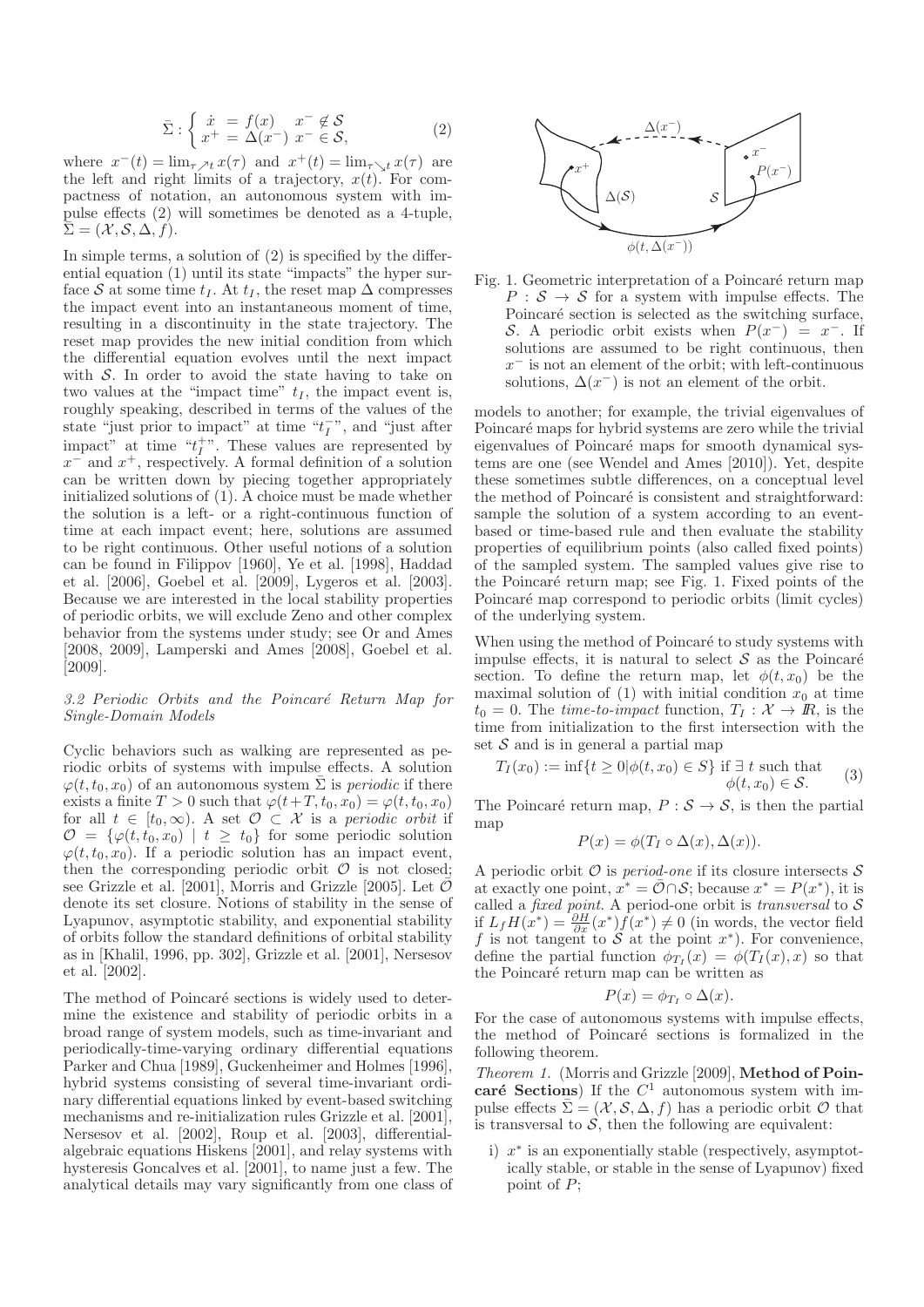$$\bar{\Sigma} : \begin{cases} \dot{x} = f(x) & x^- \notin \mathcal{S} \\ x^+ = \Delta(x^-) & x^- \in \mathcal{S}, \end{cases} \tag{2}$$

where $x^-(t) = \lim_{\tau \nearrow t} x(\tau)$ and $x^+(t) = \lim_{\tau \searrow t} x(\tau)$ are the left and right limits of a trajectory, $x(t)$. For compactness of notation, an autonomous system with impulse effects (2) will sometimes be denoted as a 4-tuple, $\bar{\Sigma} = (\mathcal{X}, \mathcal{S}, \Delta, f)$.

In simple terms, a solution of (2) is specified by the differential equation (1) until its state "impacts" the hyper surface $\mathcal{S}$ at some time $t_I$. At $t_I$, the reset map $\Delta$ compresses the impact event into an instantaneous moment of time, resulting in a discontinuity in the state trajectory. The reset map provides the new initial condition from which the differential equation evolves until the next impact with $\mathcal{S}$. In order to avoid the state having to take on two values at the "impact time" $t_I$, the impact event is, roughly speaking, described in terms of the values of the state "just prior to impact" at time "$t_I^-$", and "just after impact" at time "$t_I^+$". These values are represented by $x^-$ and $x^+$, respectively. A formal definition of a solution can be written down by piecing together appropriately initialized solutions of (1). A choice must be made whether the solution is a left- or a right-continuous function of time at each impact event; here, solutions are assumed to be right continuous. Other useful notions of a solution can be found in Filippov [1960], Ye et al. [1998], Haddad et al. [2006], Goebel et al. [2009], Lygeros et al. [2003]. Because we are interested in the local stability properties of periodic orbits, we will exclude Zeno and other complex behavior from the systems under study; see Or and Ames [2008, 2009], Lamperski and Ames [2008], Goebel et al. [2009].

### 3.2 Periodic Orbits and the Poincaré Return Map for Single-Domain Models

Cyclic behaviors such as walking are represented as periodic orbits of systems with impulse effects. A solution $\varphi(t, t_0, x_0)$ of an autonomous system $\bar{\Sigma}$ is *periodic* if there exists a finite $T > 0$ such that $\varphi(t+T, t_0, x_0) = \varphi(t, t_0, x_0)$ for all $t \in [t_0, \infty)$. A set $\mathcal{O} \subset \mathcal{X}$ is a *periodic orbit* if $\mathcal{O} = \{\varphi(t, t_0, x_0) \mid t \geq t_0\}$ for some periodic solution $\varphi(t, t_0, x_0)$. If a periodic solution has an impact event, then the corresponding periodic orbit $\mathcal{O}$ is not closed; see Grizzle et al. [2001], Morris and Grizzle [2005]. Let $\bar{\mathcal{O}}$ denote its set closure. Notions of stability in the sense of Lyapunov, asymptotic stability, and exponential stability of orbits follow the standard definitions of orbital stability as in [Khalil, 1996, pp. 302], Grizzle et al. [2001], Nersesov et al. [2002].

The method of Poincaré sections is widely used to determine the existence and stability of periodic orbits in a broad range of system models, such as time-invariant and periodically-time-varying ordinary differential equations Parker and Chua [1989], Guckenheimer and Holmes [1996], hybrid systems consisting of several time-invariant ordinary differential equations linked by event-based switching mechanisms and re-initialization rules Grizzle et al. [2001], Nersesov et al. [2002], Roup et al. [2003], differential-algebraic equations Hiskens [2001], and relay systems with hysteresis Goncalves et al. [2001], to name just a few. The analytical details may vary significantly from one class of models to another; for example, the trivial eigenvalues of Poincaré maps for hybrid systems are zero while the trivial eigenvalues of Poincaré maps for smooth dynamical systems are one (see Wendel and Ames [2010]). Yet, despite these sometimes subtle differences, on a conceptual level the method of Poincaré is consistent and straightforward: sample the solution of a system according to an event-based or time-based rule and then evaluate the stability properties of equilibrium points (also called fixed points) of the sampled system. The sampled values give rise to the Poincaré return map; see Fig. 1. Fixed points of the Poincaré map correspond to periodic orbits (limit cycles) of the underlying system.

Fig. 1. Geometric interpretation of a Poincaré return map $P : \mathcal{S} \to \mathcal{S}$ for a system with impulse effects. The Poincaré section is selected as the switching surface, $\mathcal{S}$. A periodic orbit exists when $P(x^-) = x^-$. If solutions are assumed to be right continuous, then $x^-$ is not an element of the orbit; with left-continuous solutions, $\Delta(x^-)$ is not an element of the orbit.

When using the method of Poincaré to study systems with impulse effects, it is natural to select $\mathcal{S}$ as the Poincaré section. To define the return map, let $\phi(t, x_0)$ be the maximal solution of (1) with initial condition $x_0$ at time $t_0 = 0$. The *time-to-impact* function, $T_I : \mathcal{X} \to \mathbb{R}$, is the time from initialization to the first intersection with the set $\mathcal{S}$ and is in general a partial map

$$T_I(x_0) := \inf\{t \geq 0 | \phi(t, x_0) \in S\} \text{ if } \exists\, t \text{ such that } \phi(t, x_0) \in \mathcal{S}. \tag{3}$$

The Poincaré return map, $P : \mathcal{S} \to \mathcal{S}$, is then the partial map

$$P(x) = \phi(T_I \circ \Delta(x), \Delta(x)).$$

A periodic orbit $\mathcal{O}$ is *period-one* if its closure intersects $\mathcal{S}$ at exactly one point, $x^* = \bar{\mathcal{O}} \cap \mathcal{S}$; because $x^* = P(x^*)$, it is called a *fixed point*. A period-one orbit is *transversal* to $\mathcal{S}$ if $L_f H(x^*) = \frac{\partial H}{\partial x}(x^*) f(x^*) \neq 0$ (in words, the vector field $f$ is not tangent to $\mathcal{S}$ at the point $x^*$). For convenience, define the partial function $\phi_{T_I}(x) = \phi(T_I(x), x)$ so that the Poincaré return map can be written as

$$P(x) = \phi_{T_I} \circ \Delta(x).$$

For the case of autonomous systems with impulse effects, the method of Poincaré sections is formalized in the following theorem.

*Theorem 1.* (Morris and Grizzle [2009], **Method of Poincaré Sections**) If the $C^1$ autonomous system with impulse effects $\bar{\Sigma} = (\mathcal{X}, \mathcal{S}, \Delta, f)$ has a periodic orbit $\mathcal{O}$ that is transversal to $\mathcal{S}$, then the following are equivalent:

i) $x^*$ is an exponentially stable (respectively, asymptotically stable, or stable in the sense of Lyapunov) fixed point of $P$;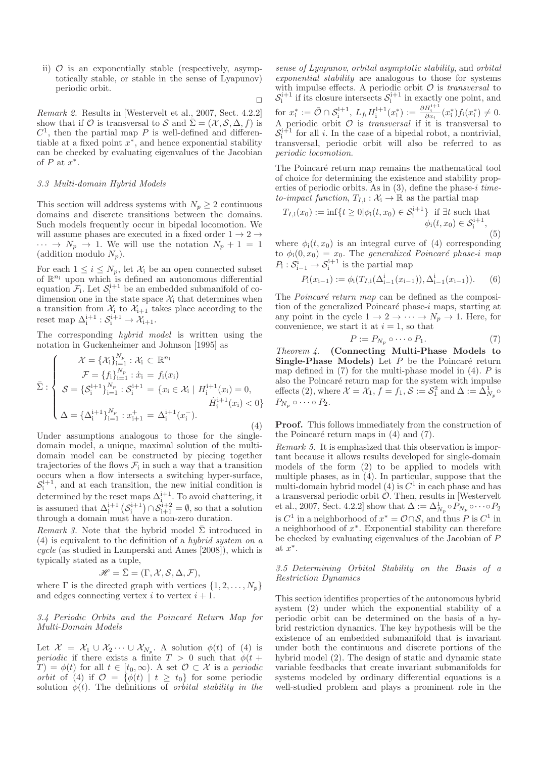ii) $\mathcal{O}$ is an exponentially stable (respectively, asymptotically stable, or stable in the sense of Lyapunov) periodic orbit.

□

*Remark 2.* Results in [Westervelt et al., 2007, Sect. 4.2.2] show that if $\mathcal{O}$ is transversal to $\mathcal{S}$ and $\bar{\Sigma} = (\mathcal{X}, \mathcal{S}, \Delta, f)$ is $C^1$, then the partial map $P$ is well-defined and differentiable at a fixed point $x^*$, and hence exponential stability can be checked by evaluating eigenvalues of the Jacobian of $P$ at $x^*$.

### 3.3 Multi-domain Hybrid Models

This section will address systems with $N_p \geq 2$ continuous domains and discrete transitions between the domains. Such models frequently occur in bipedal locomotion. We will assume phases are executed in a fixed order $1 \to 2 \to \cdots \to N_p \to 1$. We will use the notation $N_p + 1 = 1$ (addition modulo $N_p$).

For each $1 \leq i \leq N_p$, let $\mathcal{X}_{\rm i}$ be an open connected subset of $\mathbb{R}^{n_{\rm i}}$ upon which is defined an autonomous differential equation $\mathcal{F}_{\rm i}$. Let $\mathcal{S}_{\rm i}^{\rm i+1}$ be an embedded submanifold of co-dimension one in the state space $\mathcal{X}_{\rm i}$ that determines when a transition from $\mathcal{X}_{\rm i}$ to $\mathcal{X}_{\rm i+1}$ takes place according to the reset map $\Delta_{\rm i}^{\rm i+1} : \mathcal{S}_{\rm i}^{\rm i+1} \to \mathcal{X}_{\rm i+1}$.

The corresponding *hybrid model* is written using the notation in Guckenheimer and Johnson [1995] as

$$
\bar{\Sigma} : \begin{cases}
\mathcal{X} = \{\mathcal{X}_{\rm i}\}_{\rm i=1}^{N_p} : \mathcal{X}_{\rm i} \subset \mathbb{R}^{n_{\rm i}} \\
\mathcal{F} = \{f_{\rm i}\}_{\rm i=1}^{N_p} : \dot{x}_{\rm i} = f_{\rm i}(x_{\rm i}) \\
\mathcal{S} = \{\mathcal{S}_{\rm i}^{\rm i+1}\}_{\rm i=1}^{N_p} : \mathcal{S}_{\rm i}^{\rm i+1} = \{x_{\rm i} \in \mathcal{X}_{\rm i} \mid H_{\rm i}^{\rm i+1}(x_{\rm i}) = 0, \\
\qquad\qquad\qquad\qquad\qquad\qquad \dot{H}_{\rm i}^{\rm i+1}(x_{\rm i}) < 0\} \\
\Delta = \{\Delta_{\rm i}^{\rm i+1}\}_{\rm i=1}^{N_p} : x_{\rm i+1}^+ = \Delta_{\rm i}^{\rm i+1}(x_{\rm i}^-).
\end{cases} \tag{4}
$$

Under assumptions analogous to those for the single-domain model, a unique, maximal solution of the multi-domain model can be constructed by piecing together trajectories of the flows $\mathcal{F}_{\rm i}$ in such a way that a transition occurs when a flow intersects a switching hyper-surface, $\mathcal{S}_{\rm i}^{\rm i+1}$, and at each transition, the new initial condition is determined by the reset maps $\Delta_{\rm i}^{\rm i+1}$. To avoid chattering, it is assumed that $\Delta_{\rm i}^{\rm i+1}\left(\mathcal{S}_{\rm i}^{\rm i+1}\right) \cap \mathcal{S}_{\rm i+1}^{\rm i+2} = \emptyset$, so that a solution through a domain must have a non-zero duration.

*Remark 3.* Note that the hybrid model $\bar{\Sigma}$ introduced in (4) is equivalent to the definition of a *hybrid system on a cycle* (as studied in Lamperski and Ames [2008]), which is typically stated as a tuple,

$$
\mathscr{H} = \bar{\Sigma} = (\Gamma, \mathcal{X}, \mathcal{S}, \Delta, \mathcal{F}),
$$

where $\Gamma$ is the directed graph with vertices $\{1, 2, \ldots, N_p\}$ and edges connecting vertex $i$ to vertex $i + 1$.

### 3.4 Periodic Orbits and the Poincaré Return Map for Multi-Domain Models

Let $\mathcal{X} = \mathcal{X}_1 \cup \mathcal{X}_2 \cdots \cup \mathcal{X}_{N_p}$. A solution $\phi(t)$ of (4) is *periodic* if there exists a finite $T > 0$ such that $\phi(t + T) = \phi(t)$ for all $t \in [t_0, \infty)$. A set $\mathcal{O} \subset \mathcal{X}$ is a *periodic orbit* of (4) if $\mathcal{O} = \{\phi(t) \mid t \geq t_0\}$ for some periodic solution $\phi(t)$. The definitions of *orbital stability in the sense of Lyapunov*, *orbital asymptotic stability*, and *orbital exponential stability* are analogous to those for systems with impulse effects. A periodic orbit $\mathcal{O}$ is *transversal* to $\mathcal{S}_{\rm i}^{\rm i+1}$ if its closure intersects $\mathcal{S}_{\rm i}^{\rm i+1}$ in exactly one point, and for $x_{\rm i}^* := \bar{\mathcal{O}} \cap \mathcal{S}_{\rm i}^{\rm i+1}$, $L_{f_{\rm i}} H_{\rm i}^{\rm i+1}(x_{\rm i}^*) := \frac{\partial H_{\rm i}^{\rm i+1}}{\partial x_{\rm i}}(x_{\rm i}^*) f_{\rm i}(x_{\rm i}^*) \neq 0$. A periodic orbit $\mathcal{O}$ is *transversal* if it is transversal to $\mathcal{S}_{\rm i}^{\rm i+1}$ for all $i$. In the case of a bipedal robot, a nontrivial, transversal, periodic orbit will also be referred to as *periodic locomotion*.

The Poincaré return map remains the mathematical tool of choice for determining the existence and stability properties of periodic orbits. As in (3), define the phase-$i$ *time-to-impact function*, $T_{I,\rm i} : \mathcal{X}_{\rm i} \to \mathbb{R}$ as the partial map

$$
T_{I,\rm i}(x_0) := \inf\{t \geq 0 | \phi_{\rm i}(t, x_0) \in \mathcal{S}_{\rm i}^{\rm i+1}\} \text{ if } \exists t \text{ such that } \phi_{\rm i}(t, x_0) \in \mathcal{S}_{\rm i}^{\rm i+1}, \tag{5}
$$

where $\phi_{\rm i}(t, x_0)$ is an integral curve of (4) corresponding to $\phi_{\rm i}(0, x_0) = x_0$. The *generalized Poincaré phase-i map* $P_{\rm i} : \mathcal{S}_{\rm i-1}^{\rm i} \to \mathcal{S}_{\rm i}^{\rm i+1}$ is the partial map

$$
P_{\rm i}(x_{\rm i-1}) := \phi_{\rm i}(T_{I,\rm i}(\Delta_{\rm i-1}^{\rm i}(x_{\rm i-1})), \Delta_{\rm i-1}^{\rm i}(x_{\rm i-1})). \tag{6}
$$

The *Poincaré return map* can be defined as the composition of the generalized Poincaré phase-$i$ maps, starting at any point in the cycle $1 \to 2 \to \cdots \to N_p \to 1$. Here, for convenience, we start it at $i = 1$, so that

$$
P := P_{N_p} \circ \cdots \circ P_1. \tag{7}
$$

*Theorem 4.* **(Connecting Multi-Phase Models to Single-Phase Models)** Let $P$ be the Poincaré return map defined in (7) for the multi-phase model in (4). $P$ is also the Poincaré return map for the system with impulse effects (2), where $\mathcal{X} = \mathcal{X}_1$, $f = f_1$, $\mathcal{S} := \mathcal{S}_1^2$ and $\Delta := \Delta_{N_p}^1 \circ P_{N_p} \circ \cdots \circ P_2$.

**Proof.** This follows immediately from the construction of the Poincaré return maps in (4) and (7).

*Remark 5.* It is emphasized that this observation is important because it allows results developed for single-domain models of the form (2) to be applied to models with multiple phases, as in (4). In particular, suppose that the multi-domain hybrid model (4) is $C^1$ in each phase and has a transversal periodic orbit $\mathcal{O}$. Then, results in [Westervelt et al., 2007, Sect. 4.2.2] show that $\Delta := \Delta_{N_p}^1 \circ P_{N_p} \circ \cdots \circ P_2$ is $C^1$ in a neighborhood of $x^* = \mathcal{O} \cap \mathcal{S}$, and thus $P$ is $C^1$ in a neighborhood of $x^*$. Exponential stability can therefore be checked by evaluating eigenvalues of the Jacobian of $P$ at $x^*$.

### 3.5 Determining Orbital Stability on the Basis of a Restriction Dynamics

This section identifies properties of the autonomous hybrid system (2) under which the exponential stability of a periodic orbit can be determined on the basis of a hybrid restriction dynamics. The key hypothesis will be the existence of an embedded submanifold that is invariant under both the continuous and discrete portions of the hybrid model (2). The design of static and dynamic state variable feedbacks that create invariant submanifolds for systems modeled by ordinary differential equations is a well-studied problem and plays a prominent role in the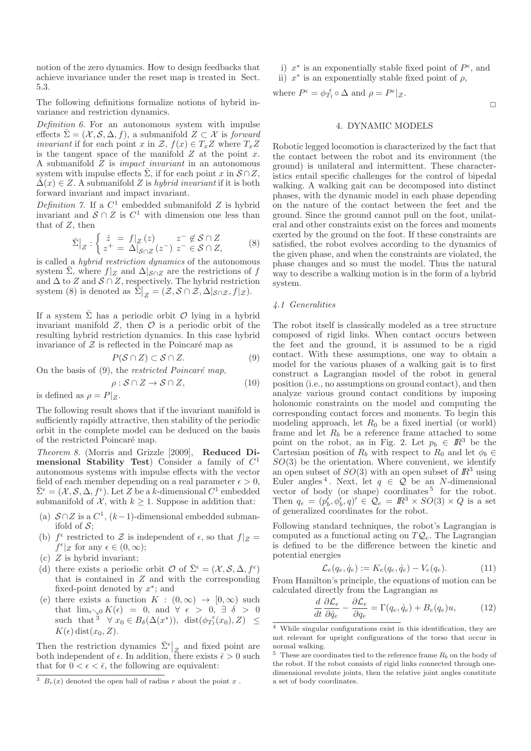notion of the zero dynamics. How to design feedbacks that achieve invariance under the reset map is treated in Sect. 5.3.

The following definitions formalize notions of hybrid invariance and restriction dynamics.

*Definition 6.* For an autonomous system with impulse effects $\bar{\Sigma} = (\mathcal{X}, \mathcal{S}, \Delta, f)$, a submanifold $Z \subset \mathcal{X}$ is *forward invariant* if for each point $x$ in $\mathcal{Z}$, $f(x) \in T_x Z$ where $T_x Z$ is the tangent space of the manifold $Z$ at the point $x$. A submanifold $Z$ is *impact invariant* in an autonomous system with impulse effects $\bar{\Sigma}$, if for each point $x$ in $\mathcal{S} \cap Z$, $\Delta(x) \in Z$. A submanifold $Z$ is *hybrid invariant* if it is both forward invariant and impact invariant.

*Definition 7.* If a $C^1$ embedded submanifold $Z$ is hybrid invariant and $\mathcal{S} \cap Z$ is $C^1$ with dimension one less than that of $Z$, then

$$\bar{\Sigma}\big|_Z : \begin{cases} \dot{z} \ = \ f|_Z(z) & z^- \notin \mathcal{S} \cap Z \\ z^+ \ = \ \Delta|_{\mathcal{S} \cap Z}(z^-) & z^- \in \mathcal{S} \cap Z, \end{cases} \tag{8}$$

is called a *hybrid restriction dynamics* of the autonomous system $\bar{\Sigma}$, where $f|_Z$ and $\Delta|_{\mathcal{S}\cap Z}$ are the restrictions of $f$ and $\Delta$ to $Z$ and $\mathcal{S} \cap Z$, respectively. The hybrid restriction system (8) is denoted as $\bar{\Sigma}\big|_Z = (\mathcal{Z}, \mathcal{S} \cap \mathcal{Z}, \Delta|_{\mathcal{S}\cap\mathcal{Z}}, f|_{\mathcal{Z}})$.

If a system $\bar{\Sigma}$ has a periodic orbit $\mathcal{O}$ lying in a hybrid invariant manifold $Z$, then $\mathcal{O}$ is a periodic orbit of the resulting hybrid restriction dynamics. In this case hybrid invariance of $\mathcal{Z}$ is reflected in the Poincaré map as

$$P(\mathcal{S} \cap Z) \subset \mathcal{S} \cap Z. \tag{9}$$

On the basis of (9), the *restricted Poincaré map*,

$$\rho : \mathcal{S} \cap Z \to \mathcal{S} \cap Z, \tag{10}$$

is defined as $\rho = P|_Z$.

The following result shows that if the invariant manifold is sufficiently rapidly attractive, then stability of the periodic orbit in the complete model can be deduced on the basis of the restricted Poincaré map.

*Theorem 8.* (Morris and Grizzle [2009], **Reduced Dimensional Stability Test**) Consider a family of $C^1$ autonomous systems with impulse effects with the vector field of each member depending on a real parameter $\epsilon > 0$, $\bar{\Sigma}^\epsilon = (\mathcal{X}, \mathcal{S}, \Delta, f^\epsilon)$. Let $Z$ be a $k$-dimensional $C^1$ embedded submanifold of $\mathcal{X}$, with $k \geq 1$. Suppose in addition that:

- (a) $\mathcal{S} \cap Z$ is a $C^1$, $(k-1)$-dimensional embedded submanifold of $\mathcal{S}$;
- (b) $f^\epsilon$ restricted to $\mathcal{Z}$ is independent of $\epsilon$, so that $f|_Z = f^\epsilon|_Z$ for any $\epsilon \in (0, \infty)$;
- (c) $Z$ is hybrid invariant;
- (d) there exists a periodic orbit $\mathcal{O}$ of $\bar{\Sigma}^\epsilon = (\mathcal{X}, \mathcal{S}, \Delta, f^\epsilon)$ that is contained in $Z$ and with the corresponding fixed-point denoted by $x^*$; and
- (e) there exists a function $K : (0, \infty) \to [0, \infty)$ such that $\lim_{\epsilon \searrow 0} K(\epsilon) = 0$, and $\forall\ \epsilon > 0$, $\exists\ \delta > 0$ such that [3] $\forall\ x_0 \in B_\delta(\Delta(x^*))$, $\mathrm{dist}(\phi^\epsilon_{T_I}(x_0), Z) \leq K(\epsilon)\,\mathrm{dist}(x_0, Z)$.

Then the restriction dynamics $\bar{\Sigma}^\epsilon\big|_Z$ and fixed point are both independent of $\epsilon$. In addition, there exists $\bar{\epsilon} > 0$ such that for $0 < \epsilon < \bar{\epsilon}$, the following are equivalent:

- i) $x^*$ is an exponentially stable fixed point of $P^\epsilon$, and
- ii) $x^*$ is an exponentially stable fixed point of $\rho$,

where $P^\epsilon = \phi^\epsilon_{T_I} \circ \Delta$ and $\rho = P^\epsilon|_{\mathcal{Z}}$.

□

[3] $B_r(x)$ denoted the open ball of radius $r$ about the point $x$ .

## 4. DYNAMIC MODELS

Robotic legged locomotion is characterized by the fact that the contact between the robot and its environment (the ground) is unilateral and intermittent. These characteristics entail specific challenges for the control of bipedal walking. A walking gait can be decomposed into distinct phases, with the dynamic model in each phase depending on the nature of the contact between the feet and the ground. Since the ground cannot pull on the foot, unilateral and other constraints exist on the forces and moments exerted by the ground on the foot. If these constraints are satisfied, the robot evolves according to the dynamics of the given phase, and when the constraints are violated, the phase changes and so must the model. Thus the natural way to describe a walking motion is in the form of a hybrid system.

### *4.1 Generalities*

The robot itself is classically modeled as a tree structure composed of rigid links. When contact occurs between the feet and the ground, it is assumed to be a rigid contact. With these assumptions, one way to obtain a model for the various phases of a walking gait is to first construct a Lagrangian model of the robot in general position (i.e., no assumptions on ground contact), and then analyze various ground contact conditions by imposing holonomic constraints on the model and computing the corresponding contact forces and moments. To begin this modeling approach, let $R_0$ be a fixed inertial (or world) frame and let $R_b$ be a reference frame attached to some point on the robot, as in Fig. 2. Let $p_b \in I\!R^3$ be the Cartesian position of $R_b$ with respect to $R_0$ and let $\phi_b \in SO(3)$ be the orientation. Where convenient, we identify an open subset of $SO(3)$ with an open subset of $I\!R^3$ using Euler angles [4]. Next, let $q \in \mathcal{Q}$ be an $N$-dimensional vector of body (or shape) coordinates [5] for the robot. Then $q_e = (p_b', \phi_b', q)' \in \mathcal{Q}_e = I\!R^3 \times SO(3) \times Q$ is a set of generalized coordinates for the robot.

Following standard techniques, the robot's Lagrangian is computed as a functional acting on $T\mathcal{Q}_e$. The Lagrangian is defined to be the difference between the kinetic and potential energies

$$\mathcal{L}_e(q_e, \dot{q}_e) := K_e(q_e, \dot{q}_e) - V_e(q_e). \tag{11}$$

From Hamilton's principle, the equations of motion can be calculated directly from the Lagrangian as

$$\frac{d}{dt}\frac{\partial \mathcal{L}_e}{\partial \dot{q}_e} - \frac{\partial \mathcal{L}_e}{\partial q_e} = \Gamma(q_e, \dot{q}_e) + B_e(q_e)u, \tag{12}$$

[4] While singular configurations exist in this identification, they are not relevant for upright configurations of the torso that occur in normal walking.

[5] These are coordinates tied to the reference frame $R_b$ on the body of the robot. If the robot consists of rigid links connected through one-dimensional revolute joints, then the relative joint angles constitute a set of body coordinates.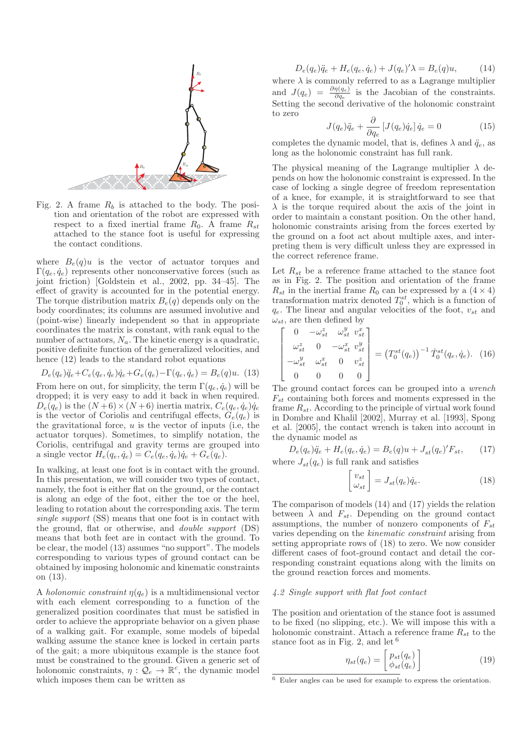Fig. 2. A frame $R_b$ is attached to the body. The position and orientation of the robot are expressed with respect to a fixed inertial frame $R_0$. A frame $R_{st}$ attached to the stance foot is useful for expressing the contact conditions.

where $B_e(q)u$ is the vector of actuator torques and $\Gamma(q_e, \dot{q}_e)$ represents other nonconservative forces (such as joint friction) [Goldstein et al., 2002, pp. 34–45]. The effect of gravity is accounted for in the potential energy. The torque distribution matrix $B_e(q)$ depends only on the body coordinates; its columns are assumed involutive and (point-wise) linearly independent so that in appropriate coordinates the matrix is constant, with rank equal to the number of actuators, $N_a$. The kinetic energy is a quadratic, positive definite function of the generalized velocities, and hence (12) leads to the standard robot equations

$$D_e(q_e)\ddot{q}_e + C_e(q_e, \dot{q}_e)\dot{q}_e + G_e(q_e) - \Gamma(q_e, \dot{q}_e) = B_e(q)u. \quad (13)$$

From here on out, for simplicity, the term $\Gamma(q_e, \dot{q}_e)$ will be dropped; it is very easy to add it back in when required. $D_e(q_e)$ is the $(N+6) \times (N+6)$ inertia matrix, $C_e(q_e, \dot{q}_e)\dot{q}_e$ is the vector of Coriolis and centrifugal effects, $G_e(q_e)$ is the gravitational force, $u$ is the vector of inputs (i.e, the actuator torques). Sometimes, to simplify notation, the Coriolis, centrifugal and gravity terms are grouped into a single vector $H_e(q_e, \dot{q}_e) = C_e(q_e, \dot{q}_e)\dot{q}_e + G_e(q_e)$.

In walking, at least one foot is in contact with the ground. In this presentation, we will consider two types of contact, namely, the foot is either flat on the ground, or the contact is along an edge of the foot, either the toe or the heel, leading to rotation about the corresponding axis. The term *single support* (SS) means that one foot is in contact with the ground, flat or otherwise, and *double support* (DS) means that both feet are in contact with the ground. To be clear, the model (13) assumes "no support". The models corresponding to various types of ground contact can be obtained by imposing holonomic and kinematic constraints on (13).

A *holonomic constraint* $\eta(q_e)$ is a multidimensional vector with each element corresponding to a function of the generalized position coordinates that must be satisfied in order to achieve the appropriate behavior on a given phase of a walking gait. For example, some models of bipedal walking assume the stance knee is locked in certain parts of the gait; a more ubiquitous example is the stance foot must be constrained to the ground. Given a generic set of holonomic constraints, $\eta : \mathcal{Q}_e \to \mathbb{R}^c$, the dynamic model which imposes them can be written as

$$D_e(q_e)\ddot{q}_e + H_e(q_e, \dot{q}_e) + J(q_e)'\lambda = B_e(q)u, \quad (14)$$

where $\lambda$ is commonly referred to as a Lagrange multiplier and $J(q_e) = \frac{\partial \eta(q_e)}{\partial q_e}$ is the Jacobian of the constraints. Setting the second derivative of the holonomic constraint to zero

$$J(q_e)\ddot{q}_e + \frac{\partial}{\partial q_e}\left[J(q_e)\dot{q}_e\right]\dot{q}_e = 0 \quad (15)$$

completes the dynamic model, that is, defines $\lambda$ and $\ddot{q}_e$, as long as the holonomic constraint has full rank.

The physical meaning of the Lagrange multiplier $\lambda$ depends on how the holonomic constraint is expressed. In the case of locking a single degree of freedom representation of a knee, for example, it is straightforward to see that $\lambda$ is the torque required about the axis of the joint in order to maintain a constant position. On the other hand, holonomic constraints arising from the forces exerted by the ground on a foot act about multiple axes, and interpreting them is very difficult unless they are expressed in the correct reference frame.

Let $R_{st}$ be a reference frame attached to the stance foot as in Fig. 2. The position and orientation of the frame $R_{st}$ in the inertial frame $R_0$ can be expressed by a $(4 \times 4)$ transformation matrix denoted $T_0^{st}$, which is a function of $q_e$. The linear and angular velocities of the foot, $v_{st}$ and $\omega_{st}$, are then defined by

$$\begin{bmatrix} 0 & -\omega_{st}^z & \omega_{st}^y & v_{st}^x \\ \omega_{st}^z & 0 & -\omega_{st}^x & v_{st}^y \\ -\omega_{st}^y & \omega_{st}^x & 0 & v_{st}^z \\ 0 & 0 & 0 & 0 \end{bmatrix} = \left(T_0^{st}(q_e)\right)^{-1} \dot{T}_0^{st}(q_e, \dot{q}_e). \quad (16)$$

The ground contact forces can be grouped into a *wrench* $F_{st}$ containing both forces and moments expressed in the frame $R_{st}$. According to the principle of virtual work found in Dombre and Khalil [2002], Murray et al. [1993], Spong et al. [2005], the contact wrench is taken into account in the dynamic model as

$$D_e(q_e)\ddot{q}_e + H_e(q_e, \dot{q}_e) = B_e(q)u + J_{st}(q_e)'F_{st}, \quad (17)$$

where $J_{st}(q_e)$ is full rank and satisfies

$$\begin{bmatrix} v_{st} \\ \omega_{st} \end{bmatrix} = J_{st}(q_e)\dot{q}_e. \quad (18)$$

The comparison of models (14) and (17) yields the relation between $\lambda$ and $F_{st}$. Depending on the ground contact assumptions, the number of nonzero components of $F_{st}$ varies depending on the *kinematic constraint* arising from setting appropriate rows of (18) to zero. We now consider different cases of foot-ground contact and detail the corresponding constraint equations along with the limits on the ground reaction forces and moments.

### *4.2 Single support with flat foot contact*

The position and orientation of the stance foot is assumed to be fixed (no slipping, etc.). We will impose this with a holonomic constraint. Attach a reference frame $R_{st}$ to the stance foot as in Fig. 2, and let [6]

$$\eta_{st}(q_e) = \begin{bmatrix} p_{st}(q_e) \\ \phi_{st}(q_e) \end{bmatrix} \quad (19)$$

[6] Euler angles can be used for example to express the orientation.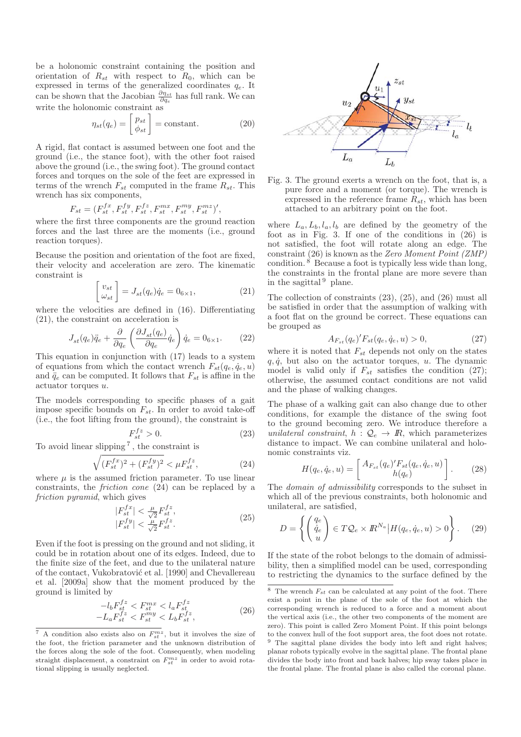be a holonomic constraint containing the position and orientation of $R_{st}$ with respect to $R_0$, which can be expressed in terms of the generalized coordinates $q_e$. It can be shown that the Jacobian $\frac{\partial \eta_{st}}{\partial q_e}$ has full rank. We can write the holonomic constraint as

$$\eta_{st}(q_e) = \begin{bmatrix} p_{st} \\ \phi_{st} \end{bmatrix} = \text{constant}. \tag{20}$$

A rigid, flat contact is assumed between one foot and the ground (i.e., the stance foot), with the other foot raised above the ground (i.e., the swing foot). The ground contact forces and torques on the sole of the feet are expressed in terms of the wrench $F_{st}$ computed in the frame $R_{st}$. This wrench has six components,

$$F_{st} = (F_{st}^{fx}, F_{st}^{fy}, F_{st}^{fz}, F_{st}^{mx}, F_{st}^{my}, F_{st}^{mz})',$$

where the first three components are the ground reaction forces and the last three are the moments (i.e., ground reaction torques).

Because the position and orientation of the foot are fixed, their velocity and acceleration are zero. The kinematic constraint is

$$\begin{bmatrix} v_{st} \\ \omega_{st} \end{bmatrix} = J_{st}(q_e)\dot{q}_e = 0_{6\times 1}, \tag{21}$$

where the velocities are defined in (16). Differentiating (21), the constraint on acceleration is

$$J_{st}(q_e)\ddot{q}_e + \frac{\partial}{\partial q_e}\left(\frac{\partial J_{st}(q_e)}{\partial q_e}\dot{q}_e\right)\dot{q}_e = 0_{6\times 1}. \tag{22}$$

This equation in conjunction with (17) leads to a system of equations from which the contact wrench $F_{st}(q_e, \dot{q}_e, u)$ and $\ddot{q}_e$ can be computed. It follows that $F_{st}$ is affine in the actuator torques $u$.

The models corresponding to specific phases of a gait impose specific bounds on $F_{st}$. In order to avoid take-off (i.e., the foot lifting from the ground), the constraint is

$$F_{st}^{fz} > 0. \tag{23}$$

To avoid linear slipping [7], the constraint is

$$\sqrt{(F_{st}^{fx})^2 + (F_{st}^{fy})^2} < \mu F_{st}^{fz}, \tag{24}$$

where $\mu$ is the assumed friction parameter. To use linear constraints, the *friction cone* (24) can be replaced by a *friction pyramid*, which gives

$$\begin{aligned} |F_{st}^{fx}| &< \tfrac{\mu}{\sqrt{2}} F_{st}^{fz}, \\ |F_{st}^{fy}| &< \tfrac{\mu}{\sqrt{2}} F_{st}^{fz}. \end{aligned} \tag{25}$$

Even if the foot is pressing on the ground and not sliding, it could be in rotation about one of its edges. Indeed, due to the finite size of the feet, and due to the unilateral nature of the contact, Vukobratović et al. [1990] and Chevallereau et al. [2009a] show that the moment produced by the ground is limited by

$$\begin{aligned} -l_b F_{st}^{fz} &< F_{st}^{mx} < l_a F_{st}^{fz} \\ -L_a F_{st}^{fz} &< F_{st}^{my} < L_b F_{st}^{fz}, \end{aligned} \tag{26}$$

Fig. 3. The ground exerts a wrench on the foot, that is, a pure force and a moment (or torque). The wrench is expressed in the reference frame $R_{st}$, which has been attached to an arbitrary point on the foot.

where $L_a, L_b, l_a, l_b$ are defined by the geometry of the foot as in Fig. 3. If one of the conditions in (26) is not satisfied, the foot will rotate along an edge. The constraint (26) is known as the *Zero Moment Point (ZMP)* condition. [8] Because a foot is typically less wide than long, the constraints in the frontal plane are more severe than in the sagittal [9] plane.

The collection of constraints (23), (25), and (26) must all be satisfied in order that the assumption of walking with a foot flat on the ground be correct. These equations can be grouped as

$$A_{F_{st}}(q_e)' F_{st}(q_e, \dot{q}_e, u) > 0, \tag{27}$$

where it is noted that $F_{st}$ depends not only on the states $q, \dot{q}$, but also on the actuator torques, $u$. The dynamic model is valid only if $F_{st}$ satisfies the condition (27); otherwise, the assumed contact conditions are not valid and the phase of walking changes.

The phase of a walking gait can also change due to other conditions, for example the distance of the swing foot to the ground becoming zero. We introduce therefore a *unilateral constraint*, $h : \mathcal{Q}_e \to I\!R$, which parameterizes distance to impact. We can combine unilateral and holonomic constraints viz.

$$H(q_e, \dot{q}_e, u) = \begin{bmatrix} A_{F_{st}}(q_e)' F_{st}(q_e, \dot{q}_e, u) \\ h(q_e) \end{bmatrix}. \tag{28}$$

The *domain of admissibility* corresponds to the subset in which all of the previous constraints, both holonomic and unilateral, are satisfied,

$$D = \left\{ \begin{pmatrix} q_e \\ \dot{q}_e \\ u \end{pmatrix} \in T\mathcal{Q}_e \times I\!R^{N_a} \,\middle|\, H(q_e, \dot{q}_e, u) > 0 \right\}. \tag{29}$$

If the state of the robot belongs to the domain of admissibility, then a simplified model can be used, corresponding to restricting the dynamics to the surface defined by the

[7] A condition also exists also on $F_{st}^{mz}$, but it involves the size of the foot, the friction parameter and the unknown distribution of the forces along the sole of the foot. Consequently, when modeling straight displacement, a constraint on $F_{st}^{mz}$ in order to avoid rotational slipping is usually neglected.

[8] The wrench $F_{st}$ can be calculated at any point of the foot. There exist a point in the plane of the sole of the foot at which the corresponding wrench is reduced to a force and a moment about the vertical axis (i.e., the other two components of the moment are zero). This point is called Zero Moment Point. If this point belongs to the convex hull of the foot support area, the foot does not rotate.

[9] The sagittal plane divides the body into left and right halves; planar robots typically evolve in the sagittal plane. The frontal plane divides the body into front and back halves; hip sway takes place in the frontal plane. The frontal plane is also called the coronal plane.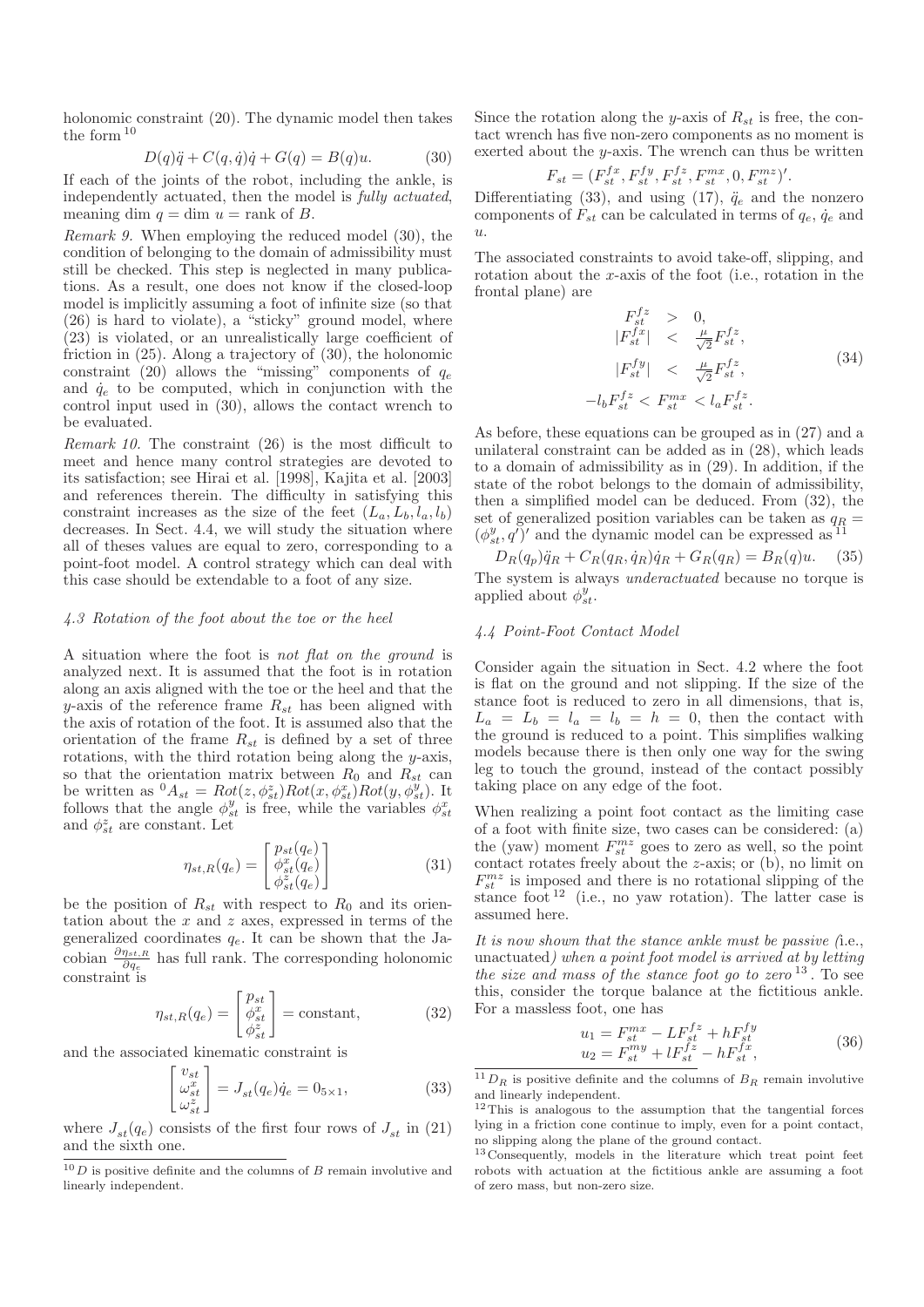holonomic constraint (20). The dynamic model then takes the form [10]

$$D(q)\ddot{q} + C(q,\dot{q})\dot{q} + G(q) = B(q)u. \tag{30}$$

If each of the joints of the robot, including the ankle, is independently actuated, then the model is *fully actuated*, meaning dim $q$ = dim $u$ = rank of $B$.

*Remark 9.* When employing the reduced model (30), the condition of belonging to the domain of admissibility must still be checked. This step is neglected in many publications. As a result, one does not know if the closed-loop model is implicitly assuming a foot of infinite size (so that (26) is hard to violate), a "sticky" ground model, where (23) is violated, or an unrealistically large coefficient of friction in (25). Along a trajectory of (30), the holonomic constraint (20) allows the "missing" components of $q_e$ and $\dot{q}_e$ to be computed, which in conjunction with the control input used in (30), allows the contact wrench to be evaluated.

*Remark 10.* The constraint (26) is the most difficult to meet and hence many control strategies are devoted to its satisfaction; see Hirai et al. [1998], Kajita et al. [2003] and references therein. The difficulty in satisfying this constraint increases as the size of the feet $(L_a, L_b, l_a, l_b)$ decreases. In Sect. 4.4, we will study the situation where all of theses values are equal to zero, corresponding to a point-foot model. A control strategy which can deal with this case should be extendable to a foot of any size.

#### 4.3 Rotation of the foot about the toe or the heel

A situation where the foot is *not flat on the ground* is analyzed next. It is assumed that the foot is in rotation along an axis aligned with the toe or the heel and that the $y$-axis of the reference frame $R_{st}$ has been aligned with the axis of rotation of the foot. It is assumed also that the orientation of the frame $R_{st}$ is defined by a set of three rotations, with the third rotation being along the $y$-axis, so that the orientation matrix between $R_0$ and $R_{st}$ can be written as ${}^0A_{st} = Rot(z, \phi^z_{st})Rot(x, \phi^x_{st})Rot(y, \phi^y_{st})$. It follows that the angle $\phi^y_{st}$ is free, while the variables $\phi^x_{st}$ and $\phi^z_{st}$ are constant. Let

$$\eta_{st,R}(q_e) = \begin{bmatrix} p_{st}(q_e) \\ \phi^x_{st}(q_e) \\ \phi^z_{st}(q_e) \end{bmatrix} \tag{31}$$

be the position of $R_{st}$ with respect to $R_0$ and its orientation about the $x$ and $z$ axes, expressed in terms of the generalized coordinates $q_e$. It can be shown that the Jacobian $\frac{\partial \eta_{st,R}}{\partial q_e}$ has full rank. The corresponding holonomic constraint is

$$\eta_{st,R}(q_e) = \begin{bmatrix} p_{st} \\ \phi^x_{st} \\ \phi^z_{st} \end{bmatrix} = \text{constant}, \tag{32}$$

and the associated kinematic constraint is

$$\begin{bmatrix} v_{st} \\ \omega^x_{st} \\ \omega^z_{st} \end{bmatrix} = J_{st}(q_e)\dot{q}_e = 0_{5\times 1}, \tag{33}$$

where $J_{st}(q_e)$ consists of the first four rows of $J_{st}$ in (21) and the sixth one.

Since the rotation along the $y$-axis of $R_{st}$ is free, the contact wrench has five non-zero components as no moment is exerted about the $y$-axis. The wrench can thus be written

$$F_{st} = (F^{fx}_{st}, F^{fy}_{st}, F^{fz}_{st}, F^{mx}_{st}, 0, F^{mz}_{st})'.$$

Differentiating (33), and using (17), $\ddot{q}_e$ and the nonzero components of $F_{st}$ can be calculated in terms of $q_e$, $\dot{q}_e$ and $u$.

The associated constraints to avoid take-off, slipping, and rotation about the $x$-axis of the foot (i.e., rotation in the frontal plane) are

$$\begin{array}{rcl} F^{fz}_{st} & > & 0, \\ |F^{fx}_{st}| & < & \frac{\mu}{\sqrt{2}}F^{fz}_{st}, \\ |F^{fy}_{st}| & < & \frac{\mu}{\sqrt{2}}F^{fz}_{st}, \\ -l_b F^{fz}_{st} < & F^{mx}_{st} & < l_a F^{fz}_{st}. \end{array} \tag{34}$$

As before, these equations can be grouped as in (27) and a unilateral constraint can be added as in (28), which leads to a domain of admissibility as in (29). In addition, if the state of the robot belongs to the domain of admissibility, then a simplified model can be deduced. From (32), the set of generalized position variables can be taken as $q_R = (\phi^y_{st}, q')'$ and the dynamic model can be expressed as [11]

$$D_R(q_p)\ddot{q}_R + C_R(q_R,\dot{q}_R)\dot{q}_R + G_R(q_R) = B_R(q)u. \tag{35}$$

The system is always *underactuated* because no torque is applied about $\phi^y_{st}$.

#### 4.4 Point-Foot Contact Model

Consider again the situation in Sect. 4.2 where the foot is flat on the ground and not slipping. If the size of the stance foot is reduced to zero in all dimensions, that is, $L_a = L_b = l_a = l_b = h = 0$, then the contact with the ground is reduced to a point. This simplifies walking models because there is then only one way for the swing leg to touch the ground, instead of the contact possibly taking place on any edge of the foot.

When realizing a point foot contact as the limiting case of a foot with finite size, two cases can be considered: (a) the (yaw) moment $F^{mz}_{st}$ goes to zero as well, so the point contact rotates freely about the $z$-axis; or (b), no limit on $F^{mz}_{st}$ is imposed and there is no rotational slipping of the stance foot [12] (i.e., no yaw rotation). The latter case is assumed here.

*It is now shown that the stance ankle must be passive (*i.e., unactuated*) when a point foot model is arrived at by letting the size and mass of the stance foot go to zero* [13]. To see this, consider the torque balance at the fictitious ankle. For a massless foot, one has

$$\begin{array}{l} u_1 = F^{mx}_{st} - LF^{fz}_{st} + hF^{fy}_{st} \\ u_2 = F^{my}_{st} + lF^{fz}_{st} - hF^{fx}_{st}, \end{array} \tag{36}$$

[10] $D$ is positive definite and the columns of $B$ remain involutive and linearly independent.

[11] $D_R$ is positive definite and the columns of $B_R$ remain involutive and linearly independent.

[12] This is analogous to the assumption that the tangential forces lying in a friction cone continue to imply, even for a point contact, no slipping along the plane of the ground contact.

[13] Consequently, models in the literature which treat point feet robots with actuation at the fictitious ankle are assuming a foot of zero mass, but non-zero size.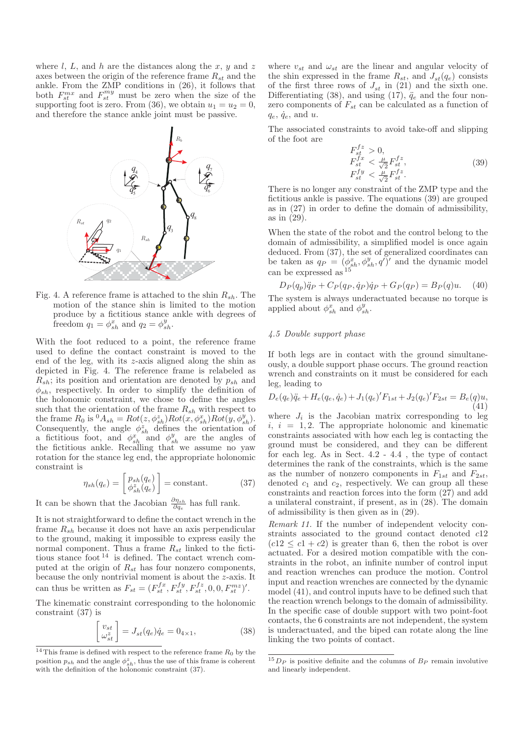where $l$, $L$, and $h$ are the distances along the $x$, $y$ and $z$ axes between the origin of the reference frame $R_{st}$ and the ankle. From the ZMP conditions in (26), it follows that both $F^{mx}_{st}$ and $F^{my}_{st}$ must be zero when the size of the supporting foot is zero. From (36), we obtain $u_1 = u_2 = 0$, and therefore the stance ankle joint must be passive.

Fig. 4. A reference frame is attached to the shin $R_{sh}$. The motion of the stance shin is limited to the motion produce by a fictitious stance ankle with degrees of freedom $q_1 = \phi^x_{sh}$ and $q_2 = \phi^y_{sh}$.

With the foot reduced to a point, the reference frame used to define the contact constraint is moved to the end of the leg, with its $z$-axis aligned along the shin as depicted in Fig. 4. The reference frame is relabeled as $R_{sh}$; its position and orientation are denoted by $p_{sh}$ and $\phi_{sh}$, respectively. In order to simplify the definition of the holonomic constraint, we chose to define the angles such that the orientation of the frame $R_{sh}$ with respect to the frame $R_0$ is ${}^0A_{sh} = Rot(z, \phi^z_{sh})Rot(x, \phi^x_{sh})Rot(y, \phi^y_{sh})$. Consequently, the angle $\phi^z_{sh}$ defines the orientation of a fictitious foot, and $\phi^x_{sh}$ and $\phi^y_{sh}$ are the angles of the fictitious ankle. Recalling that we assume no yaw rotation for the stance leg end, the appropriate holonomic constraint is

$$\eta_{sh}(q_e) = \begin{bmatrix} p_{sh}(q_e) \\ \phi^z_{sh}(q_e) \end{bmatrix} = \text{constant}. \tag{37}$$

It can be shown that the Jacobian $\frac{\partial \eta_{sh}}{\partial q_e}$ has full rank.

It is not straightforward to define the contact wrench in the frame $R_{sh}$ because it does not have an axis perpendicular to the ground, making it impossible to express easily the normal component. Thus a frame $R_{st}$ linked to the fictitious stance foot [14] is defined. The contact wrench computed at the origin of $R_{st}$ has four nonzero components, because the only nontrivial moment is about the $z$-axis. It can thus be written as $F_{st} = (F^{fx}_{st}, F^{fy}_{st}, F^{fz}_{st}, 0, 0, F^{mz}_{st})'$.

The kinematic constraint corresponding to the holonomic constraint (37) is

$$\begin{bmatrix} v_{st} \\ \omega^z_{st} \end{bmatrix} = J_{st}(q_e)\dot{q}_e = 0_{4\times 1}, \tag{38}$$

where $v_{st}$ and $\omega_{st}$ are the linear and angular velocity of the shin expressed in the frame $R_{st}$, and $J_{st}(q_e)$ consists of the first three rows of $J_{st}$ in (21) and the sixth one. Differentiating (38), and using (17), $\ddot{q}_e$ and the four nonzero components of $F_{st}$ can be calculated as a function of $q_e$, $\dot{q}_e$, and $u$.

The associated constraints to avoid take-off and slipping of the foot are

$$\begin{aligned} F^{fz}_{st} &> 0, \\ F^{fx}_{st} &< \tfrac{\mu}{\sqrt{2}} F^{fz}_{st}, \\ F^{fy}_{st} &< \tfrac{\mu}{\sqrt{2}} F^{fz}_{st}. \end{aligned} \tag{39}$$

There is no longer any constraint of the ZMP type and the fictitious ankle is passive. The equations (39) are grouped as in (27) in order to define the domain of admissibility, as in (29).

When the state of the robot and the control belong to the domain of admissibility, a simplified model is once again deduced. From (37), the set of generalized coordinates can be taken as $q_P = (\phi^x_{sh}, \phi^y_{sh}, q')'$ and the dynamic model can be expressed as [15]

$$D_P(q_p)\ddot{q}_P + C_P(q_P, \dot{q}_P)\dot{q}_P + G_P(q_P) = B_P(q)u. \tag{40}$$

The system is always underactuated because no torque is applied about $\phi^x_{sh}$ and $\phi^y_{sh}$.

### *4.5 Double support phase*

If both legs are in contact with the ground simultaneously, a double support phase occurs. The ground reaction wrench and constraints on it must be considered for each leg, leading to

$$D_e(q_e)\ddot{q}_e + H_e(q_e, \dot{q}_e) + J_1(q_e)'F_{1st} + J_2(q_e)'F_{2st} = B_e(q)u, \tag{41}$$

where $J_i$ is the Jacobian matrix corresponding to leg $i$, $i = 1, 2$. The appropriate holonomic and kinematic constraints associated with how each leg is contacting the ground must be considered, and they can be different for each leg. As in Sect. 4.2 - 4.4 , the type of contact determines the rank of the constraints, which is the same as the number of nonzero components in $F_{1st}$ and $F_{2st}$, denoted $c_1$ and $c_2$, respectively. We can group all these constraints and reaction forces into the form (27) and add a unilateral constraint, if present, as in (28). The domain of admissibility is then given as in (29).

*Remark 11.* If the number of independent velocity constraints associated to the ground contact denoted $c12$ ($c12 \leq c1 + c2$) is greater than 6, then the robot is over actuated. For a desired motion compatible with the constraints in the robot, an infinite number of control input and reaction wrenches can produce the motion. Control input and reaction wrenches are connected by the dynamic model (41), and control inputs have to be defined such that the reaction wrench belongs to the domain of admissibility. In the specific case of double support with two point-foot contacts, the 6 constraints are not independent, the system is underactuated, and the biped can rotate along the line linking the two points of contact.

[14] This frame is defined with respect to the reference frame $R_0$ by the position $p_{sh}$ and the angle $\phi^z_{sh}$, thus the use of this frame is coherent with the definition of the holonomic constraint (37).

[15] $D_P$ is positive definite and the columns of $B_P$ remain involutive and linearly independent.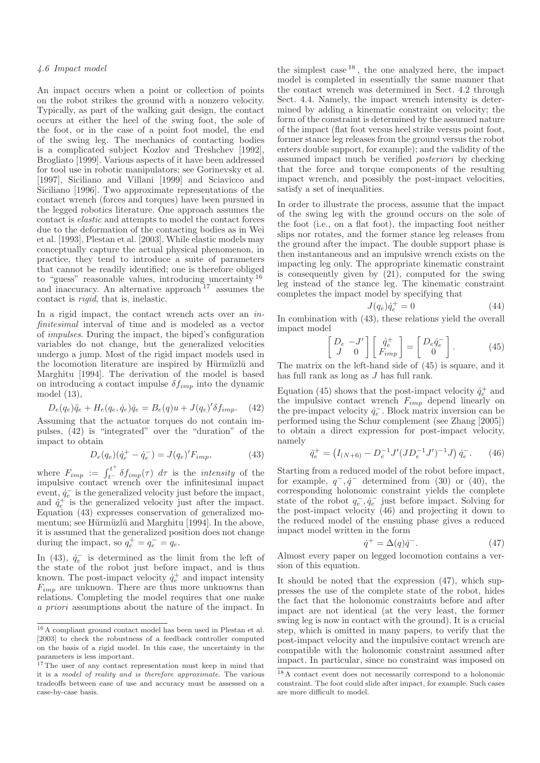### 4.6 Impact model

An impact occurs when a point or collection of points on the robot strikes the ground with a nonzero velocity. Typically, as part of the walking gait design, the contact occurs at either the heel of the swing foot, the sole of the foot, or in the case of a point foot model, the end of the swing leg. The mechanics of contacting bodies is a complicated subject Kozlov and Treshchev [1992], Brogliato [1999]. Various aspects of it have been addressed for tool use in robotic manipulators; see Gorinevsky et al. [1997], Siciliano and Villani [1999] and Sciavicco and Siciliano [1996]. Two approximate representations of the contact wrench (forces and torques) have been pursued in the legged robotics literature. One approach assumes the contact is *elastic* and attempts to model the contact forces due to the deformation of the contacting bodies as in Wei et al. [1993], Plestan et al. [2003]. While elastic models may conceptually capture the actual physical phenomenon, in practice, they tend to introduce a suite of parameters that cannot be readily identified; one is therefore obliged to "guess" reasonable values, introducing uncertainty [16] and inaccuracy. An alternative approach [17] assumes the contact is *rigid*, that is, inelastic.

In a rigid impact, the contact wrench acts over an *infinitesimal* interval of time and is modeled as a vector of *impulses*. During the impact, the biped's configuration variables do not change, but the generalized velocities undergo a jump. Most of the rigid impact models used in the locomotion literature are inspired by Hürmüzlü and Marghitu [1994]. The derivation of the model is based on introducing a contact impulse $\delta f_{imp}$ into the dynamic model (13),

$$D_e(q_e)\ddot{q}_e + H_e(q_e, \dot{q}_e)\dot{q}_e = B_e(q)u + J(q_e)'\delta f_{imp}. \quad (42)$$

Assuming that the actuator torques do not contain impulses, (42) is "integrated" over the "duration" of the impact to obtain

$$D_e(q_e)(\dot{q}_e^+ - \dot{q}_e^-) = J(q_e)' F_{imp}, \quad (43)$$

where $F_{imp} := \int_{t^-}^{t^+} \delta f_{imp}(\tau)\ d\tau$ is the *intensity* of the impulsive contact wrench over the infinitesimal impact event, $\dot{q}_e^-$ is the generalized velocity just before the impact, and $\dot{q}_e^+$ is the generalized velocity just after the impact. Equation (43) expresses conservation of generalized momentum; see Hürmüzlü and Marghitu [1994]. In the above, it is assumed that the generalized position does not change during the impact, so $q_e^+ = q_e^- = q_e$.

In (43), $\dot{q}_e^-$ is determined as the limit from the left of the state of the robot just before impact, and is thus known. The post-impact velocity $\dot{q}_e^+$ and impact intensity $F_{imp}$ are unknown. There are thus more unknowns than relations. Completing the model requires that one make *a priori* assumptions about the nature of the impact. In the simplest case [18], the one analyzed here, the impact model is completed in essentially the same manner that the contact wrench was determined in Sect. 4.2 through Sect. 4.4. Namely, the impact wrench intensity is determined by adding a kinematic constraint on velocity; the form of the constraint is determined by the assumed nature of the impact (flat foot versus heel strike versus point foot, former stance leg releases from the ground versus the robot enters double support, for example); and the validity of the assumed impact much be verified *posteriori* by checking that the force and torque components of the resulting impact wrench, and possibly the post-impact velocities, satisfy a set of inequalities.

In order to illustrate the process, assume that the impact of the swing leg with the ground occurs on the sole of the foot (i.e., on a flat foot), the impacting foot neither slips nor rotates, and the former stance leg releases from the ground after the impact. The double support phase is then instantaneous and an impulsive wrench exists on the impacting leg only. The appropriate kinematic constraint is consequently given by (21), computed for the swing leg instead of the stance leg. The kinematic constraint completes the impact model by specifying that

$$J(q_e)\dot{q}_e^+ = 0 \quad (44)$$

In combination with (43), these relations yield the overall impact model

$$\begin{bmatrix} D_e & -J' \\ J & 0 \end{bmatrix} \begin{bmatrix} \dot{q}_e^+ \\ F_{imp} \end{bmatrix} = \begin{bmatrix} D_e\dot{q}_e^- \\ 0 \end{bmatrix}. \quad (45)$$

The matrix on the left-hand side of (45) is square, and it has full rank as long as $J$ has full rank.

Equation (45) shows that the post-impact velocity $\dot{q}_e^+$ and the impulsive contact wrench $F_{imp}$ depend linearly on the pre-impact velocity $\dot{q}_e^-$. Block matrix inversion can be performed using the Schur complement (see Zhang [2005]) to obtain a direct expression for post-impact velocity, namely

$$\dot{q}_e^+ = \left(I_{(N+6)} - D_e^{-1}J'(JD_e^{-1}J')^{-1}J\right)\dot{q}_e^-. \quad (46)$$

Starting from a reduced model of the robot before impact, for example, $q^-, \dot{q}^-$ determined from (30) or (40), the corresponding holonomic constraint yields the complete state of the robot $q_e^-, \dot{q}_e^-$ just before impact. Solving for the post-impact velocity (46) and projecting it down to the reduced model of the ensuing phase gives a reduced impact model written in the form

$$\dot{q}^+ = \Delta(q)\dot{q}^-. \quad (47)$$

Almost every paper on legged locomotion contains a version of this equation.

It should be noted that the expression (47), which suppresses the use of the complete state of the robot, hides the fact that the holonomic constraints before and after impact are not identical (at the very least, the former swing leg is now in contact with the ground). It is a crucial step, which is omitted in many papers, to verify that the post-impact velocity and the impulsive contact wrench are compatible with the holonomic constraint assumed after impact. In particular, since no constraint was imposed on

---

[16] A compliant ground contact model has been used in Plestan et al. [2003] to check the robustness of a feedback controller computed on the basis of a rigid model. In this case, the uncertainty in the parameters is less important.

[17] The user of any contact representation must keep in mind that it is a *model of reality and is therefore approximate*. The various tradeoffs between ease of use and accuracy must be assessed on a case-by-case basis.

[18] A contact event does not necessarily correspond to a holonomic constraint. The foot could slide after impact, for example. Such cases are more difficult to model.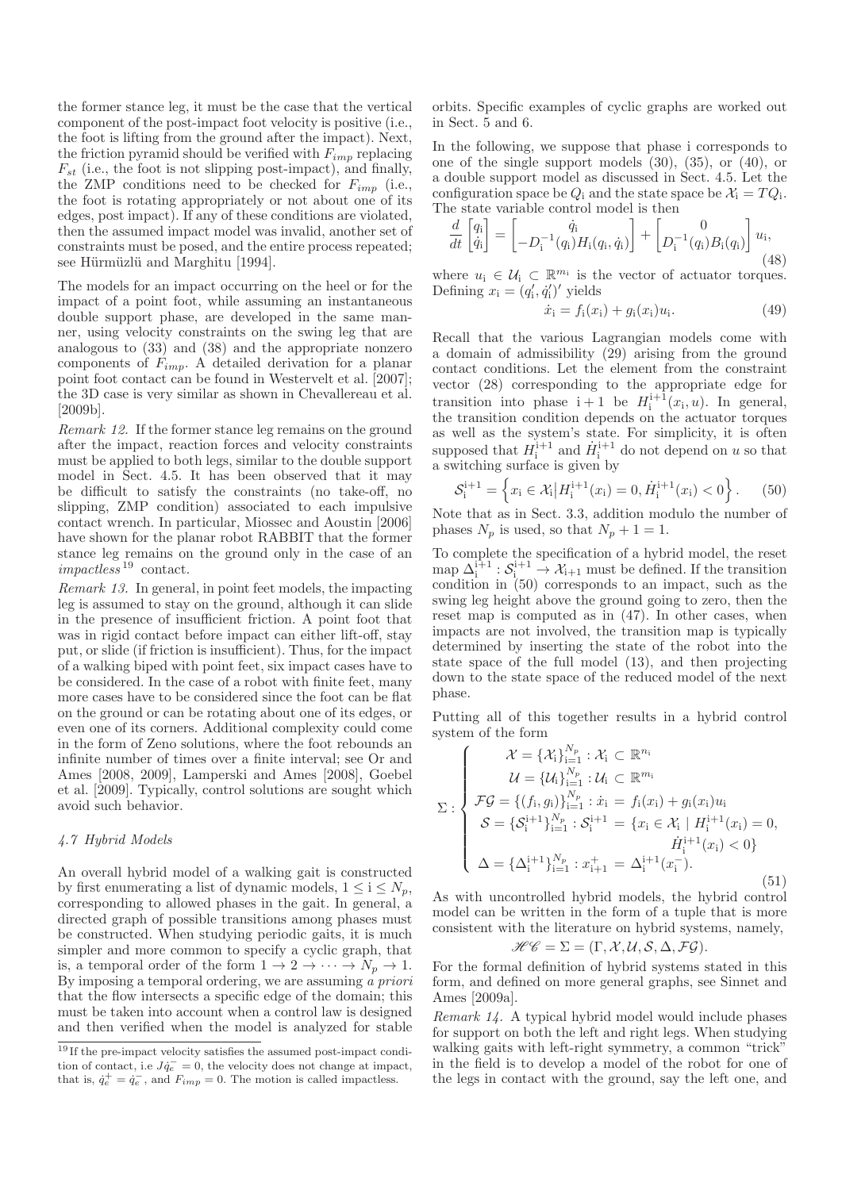the former stance leg, it must be the case that the vertical component of the post-impact foot velocity is positive (i.e., the foot is lifting from the ground after the impact). Next, the friction pyramid should be verified with $F_{imp}$ replacing $F_{st}$ (i.e., the foot is not slipping post-impact), and finally, the ZMP conditions need to be checked for $F_{imp}$ (i.e., the foot is rotating appropriately or not about one of its edges, post impact). If any of these conditions are violated, then the assumed impact model was invalid, another set of constraints must be posed, and the entire process repeated; see Hürmüzlü and Marghitu [1994].

The models for an impact occurring on the heel or for the impact of a point foot, while assuming an instantaneous double support phase, are developed in the same manner, using velocity constraints on the swing leg that are analogous to (33) and (38) and the appropriate nonzero components of $F_{imp}$. A detailed derivation for a planar point foot contact can be found in Westervelt et al. [2007]; the 3D case is very similar as shown in Chevallereau et al. [2009b].

*Remark 12.* If the former stance leg remains on the ground after the impact, reaction forces and velocity constraints must be applied to both legs, similar to the double support model in Sect. 4.5. It has been observed that it may be difficult to satisfy the constraints (no take-off, no slipping, ZMP condition) associated to each impulsive contact wrench. In particular, Miossec and Aoustin [2006] have shown for the planar robot RABBIT that the former stance leg remains on the ground only in the case of an *impactless*[19] contact.

*Remark 13.* In general, in point feet models, the impacting leg is assumed to stay on the ground, although it can slide in the presence of insufficient friction. A point foot that was in rigid contact before impact can either lift-off, stay put, or slide (if friction is insufficient). Thus, for the impact of a walking biped with point feet, six impact cases have to be considered. In the case of a robot with finite feet, many more cases have to be considered since the foot can be flat on the ground or can be rotating about one of its edges, or even one of its corners. Additional complexity could come in the form of Zeno solutions, where the foot rebounds an infinite number of times over a finite interval; see Or and Ames [2008, 2009], Lamperski and Ames [2008], Goebel et al. [2009]. Typically, control solutions are sought which avoid such behavior.

### 4.7 Hybrid Models

An overall hybrid model of a walking gait is constructed by first enumerating a list of dynamic models, $1 \leq \mathrm{i} \leq N_p$, corresponding to allowed phases in the gait. In general, a directed graph of possible transitions among phases must be constructed. When studying periodic gaits, it is much simpler and more common to specify a cyclic graph, that is, a temporal order of the form $1 \to 2 \to \cdots \to N_p \to 1$. By imposing a temporal ordering, we are assuming *a priori* that the flow intersects a specific edge of the domain; this must be taken into account when a control law is designed and then verified when the model is analyzed for stable orbits. Specific examples of cyclic graphs are worked out in Sect. 5 and 6.

[19] If the pre-impact velocity satisfies the assumed post-impact condition of contact, i.e $J\dot{q}_e^- = 0$, the velocity does not change at impact, that is, $\dot{q}_e^+ = \dot{q}_e^-$, and $F_{imp} = 0$. The motion is called impactless.

In the following, we suppose that phase i corresponds to one of the single support models (30), (35), or (40), or a double support model as discussed in Sect. 4.5. Let the configuration space be $Q_\mathrm{i}$ and the state space be $\mathcal{X}_\mathrm{i} = TQ_\mathrm{i}$. The state variable control model is then

$$\frac{d}{dt}\begin{bmatrix} q_\mathrm{i} \\ \dot{q}_\mathrm{i} \end{bmatrix} = \begin{bmatrix} \dot{q}_\mathrm{i} \\ -D_\mathrm{i}^{-1}(q_\mathrm{i})H_\mathrm{i}(q_\mathrm{i}, \dot{q}_\mathrm{i}) \end{bmatrix} + \begin{bmatrix} 0 \\ D_\mathrm{i}^{-1}(q_\mathrm{i})B_\mathrm{i}(q_\mathrm{i}) \end{bmatrix} u_\mathrm{i}, \tag{48}$$

where $u_\mathrm{i} \in \mathcal{U}_\mathrm{i} \subset \mathbb{R}^{m_\mathrm{i}}$ is the vector of actuator torques. Defining $x_\mathrm{i} = (q_\mathrm{i}', \dot{q}_\mathrm{i}')'$ yields

$$\dot{x}_\mathrm{i} = f_\mathrm{i}(x_\mathrm{i}) + g_\mathrm{i}(x_\mathrm{i})u_\mathrm{i}. \tag{49}$$

Recall that the various Lagrangian models come with a domain of admissibility (29) arising from the ground contact conditions. Let the element from the constraint vector (28) corresponding to the appropriate edge for transition into phase $\mathrm{i}+1$ be $H_\mathrm{i}^{\mathrm{i}+1}(x_\mathrm{i}, u)$. In general, the transition condition depends on the actuator torques as well as the system's state. For simplicity, it is often supposed that $H_\mathrm{i}^{\mathrm{i}+1}$ and $\dot{H}_\mathrm{i}^{\mathrm{i}+1}$ do not depend on $u$ so that a switching surface is given by

$$\mathcal{S}_\mathrm{i}^{\mathrm{i}+1} = \left\{ x_\mathrm{i} \in \mathcal{X}_\mathrm{i} \middle| H_\mathrm{i}^{\mathrm{i}+1}(x_\mathrm{i}) = 0, \dot{H}_\mathrm{i}^{\mathrm{i}+1}(x_\mathrm{i}) < 0 \right\}. \tag{50}$$

Note that as in Sect. 3.3, addition modulo the number of phases $N_p$ is used, so that $N_p + 1 = 1$.

To complete the specification of a hybrid model, the reset map $\Delta_\mathrm{i}^{\mathrm{i}+1} : \mathcal{S}_\mathrm{i}^{\mathrm{i}+1} \to \mathcal{X}_{\mathrm{i}+1}$ must be defined. If the transition condition in (50) corresponds to an impact, such as the swing leg height above the ground going to zero, then the reset map is computed as in (47). In other cases, when impacts are not involved, the transition map is typically determined by inserting the state of the robot into the state space of the full model (13), and then projecting down to the state space of the reduced model of the next phase.

Putting all of this together results in a hybrid control system of the form

$$\Sigma : \begin{cases} \mathcal{X} = \{\mathcal{X}_\mathrm{i}\}_{\mathrm{i}=1}^{N_p} : \mathcal{X}_\mathrm{i} \subset \mathbb{R}^{n_\mathrm{i}} \\ \mathcal{U} = \{\mathcal{U}_\mathrm{i}\}_{\mathrm{i}=1}^{N_p} : \mathcal{U}_\mathrm{i} \subset \mathbb{R}^{m_\mathrm{i}} \\ \mathcal{FG} = \{(f_\mathrm{i}, g_\mathrm{i})\}_{\mathrm{i}=1}^{N_p} : \dot{x}_\mathrm{i} = f_\mathrm{i}(x_\mathrm{i}) + g_\mathrm{i}(x_\mathrm{i})u_\mathrm{i} \\ \mathcal{S} = \{\mathcal{S}_\mathrm{i}^{\mathrm{i}+1}\}_{\mathrm{i}=1}^{N_p} : \mathcal{S}_\mathrm{i}^{\mathrm{i}+1} = \{x_\mathrm{i} \in \mathcal{X}_\mathrm{i} \mid H_\mathrm{i}^{\mathrm{i}+1}(x_\mathrm{i}) = 0, \\ \qquad\qquad\qquad\qquad\qquad \dot{H}_\mathrm{i}^{\mathrm{i}+1}(x_\mathrm{i}) < 0\} \\ \Delta = \{\Delta_\mathrm{i}^{\mathrm{i}+1}\}_{\mathrm{i}=1}^{N_p} : x_{\mathrm{i}+1}^+ = \Delta_\mathrm{i}^{\mathrm{i}+1}(x_\mathrm{i}^-). \end{cases} \tag{51}$$

As with uncontrolled hybrid models, the hybrid control model can be written in the form of a tuple that is more consistent with the literature on hybrid systems, namely,

$$\mathscr{HC} = \Sigma = (\Gamma, \mathcal{X}, \mathcal{U}, \mathcal{S}, \Delta, \mathcal{FG}).$$

For the formal definition of hybrid systems stated in this form, and defined on more general graphs, see Sinnet and Ames [2009a].

*Remark 14.* A typical hybrid model would include phases for support on both the left and right legs. When studying walking gaits with left-right symmetry, a common "trick" in the field is to develop a model of the robot for one of the legs in contact with the ground, say the left one, and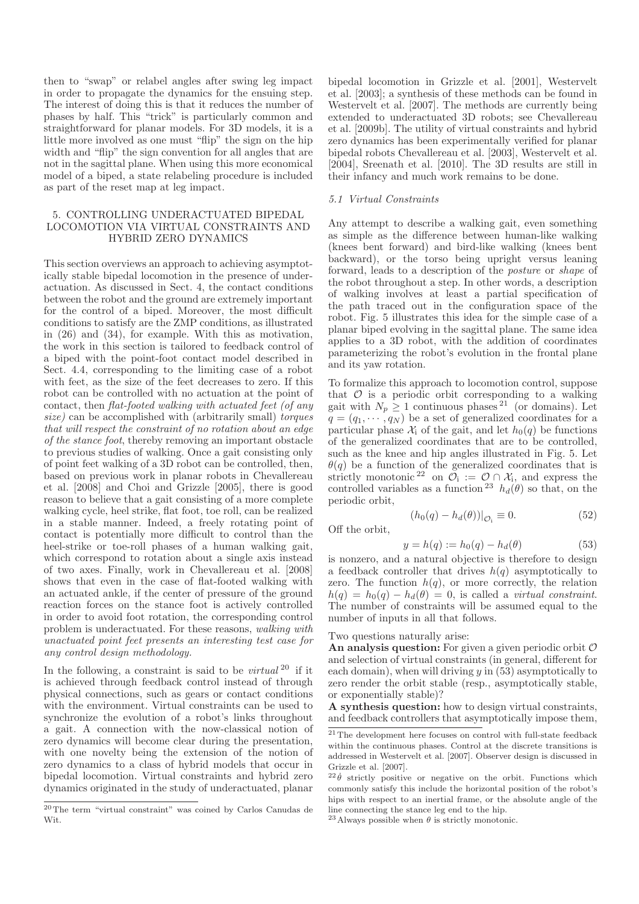then to "swap" or relabel angles after swing leg impact in order to propagate the dynamics for the ensuing step. The interest of doing this is that it reduces the number of phases by half. This "trick" is particularly common and straightforward for planar models. For 3D models, it is a little more involved as one must "flip" the sign on the hip width and "flip" the sign convention for all angles that are not in the sagittal plane. When using this more economical model of a biped, a state relabeling procedure is included as part of the reset map at leg impact.

## 5. CONTROLLING UNDERACTUATED BIPEDAL LOCOMOTION VIA VIRTUAL CONSTRAINTS AND HYBRID ZERO DYNAMICS

This section overviews an approach to achieving asymptotically stable bipedal locomotion in the presence of underactuation. As discussed in Sect. 4, the contact conditions between the robot and the ground are extremely important for the control of a biped. Moreover, the most difficult conditions to satisfy are the ZMP conditions, as illustrated in (26) and (34), for example. With this as motivation, the work in this section is tailored to feedback control of a biped with the point-foot contact model described in Sect. 4.4, corresponding to the limiting case of a robot with feet, as the size of the feet decreases to zero. If this robot can be controlled with no actuation at the point of contact, then *flat-footed walking with actuated feet (of any size)* can be accomplished with (arbitrarily small) *torques that will respect the constraint of no rotation about an edge of the stance foot*, thereby removing an important obstacle to previous studies of walking. Once a gait consisting only of point feet walking of a 3D robot can be controlled, then, based on previous work in planar robots in Chevallereau et al. [2008] and Choi and Grizzle [2005], there is good reason to believe that a gait consisting of a more complete walking cycle, heel strike, flat foot, toe roll, can be realized in a stable manner. Indeed, a freely rotating point of contact is potentially more difficult to control than the heel-strike or toe-roll phases of a human walking gait, which correspond to rotation about a single axis instead of two axes. Finally, work in Chevallereau et al. [2008] shows that even in the case of flat-footed walking with an actuated ankle, if the center of pressure of the ground reaction forces on the stance foot is actively controlled in order to avoid foot rotation, the corresponding control problem is underactuated. For these reasons, *walking with unactuated point feet presents an interesting test case for any control design methodology.*

In the following, a constraint is said to be *virtual* [20] if it is achieved through feedback control instead of through physical connections, such as gears or contact conditions with the environment. Virtual constraints can be used to synchronize the evolution of a robot's links throughout a gait. A connection with the now-classical notion of zero dynamics will become clear during the presentation, with one novelty being the extension of the notion of zero dynamics to a class of hybrid models that occur in bipedal locomotion. Virtual constraints and hybrid zero dynamics originated in the study of underactuated, planar bipedal locomotion in Grizzle et al. [2001], Westervelt et al. [2003]; a synthesis of these methods can be found in Westervelt et al. [2007]. The methods are currently being extended to underactuated 3D robots; see Chevallereau et al. [2009b]. The utility of virtual constraints and hybrid zero dynamics has been experimentally verified for planar bipedal robots Chevallereau et al. [2003], Westervelt et al. [2004], Sreenath et al. [2010]. The 3D results are still in their infancy and much work remains to be done.

[20] The term "virtual constraint" was coined by Carlos Canudas de Wit.

### 5.1 Virtual Constraints

Any attempt to describe a walking gait, even something as simple as the difference between human-like walking (knees bent forward) and bird-like walking (knees bent backward), or the torso being upright versus leaning forward, leads to a description of the *posture* or *shape* of the robot throughout a step. In other words, a description of walking involves at least a partial specification of the path traced out in the configuration space of the robot. Fig. 5 illustrates this idea for the simple case of a planar biped evolving in the sagittal plane. The same idea applies to a 3D robot, with the addition of coordinates parameterizing the robot's evolution in the frontal plane and its yaw rotation.

To formalize this approach to locomotion control, suppose that $\mathcal{O}$ is a periodic orbit corresponding to a walking gait with $N_p \geq 1$ continuous phases [21] (or domains). Let $q = (q_1, \cdots, q_N)$ be a set of generalized coordinates for a particular phase $\mathcal{X}_i$ of the gait, and let $h_0(q)$ be functions of the generalized coordinates that are to be controlled, such as the knee and hip angles illustrated in Fig. 5. Let $\theta(q)$ be a function of the generalized coordinates that is strictly monotonic [22] on $\mathcal{O}_i := \mathcal{O} \cap \mathcal{X}_i$, and express the controlled variables as a function [23] $h_d(\theta)$ so that, on the periodic orbit,

$$(h_0(q) - h_d(\theta))|_{\mathcal{O}_i} \equiv 0. \tag{52}$$

Off the orbit,

$$y = h(q) := h_0(q) - h_d(\theta) \tag{53}$$

is nonzero, and a natural objective is therefore to design a feedback controller that drives $h(q)$ asymptotically to zero. The function $h(q)$, or more correctly, the relation $h(q) = h_0(q) - h_d(\theta) = 0$, is called a *virtual constraint*. The number of constraints will be assumed equal to the number of inputs in all that follows.

Two questions naturally arise:

**An analysis question:** For given a given periodic orbit $\mathcal{O}$ and selection of virtual constraints (in general, different for each domain), when will driving $y$ in (53) asymptotically to zero render the orbit stable (resp., asymptotically stable, or exponentially stable)?

**A synthesis question:** how to design virtual constraints, and feedback controllers that asymptotically impose them,

[21] The development here focuses on control with full-state feedback within the continuous phases. Control at the discrete transitions is addressed in Westervelt et al. [2007]. Observer design is discussed in Grizzle et al. [2007].

[22] $\dot{\theta}$ strictly positive or negative on the orbit. Functions which commonly satisfy this include the horizontal position of the robot's hips with respect to an inertial frame, or the absolute angle of the line connecting the stance leg end to the hip.

[23] Always possible when $\theta$ is strictly monotonic.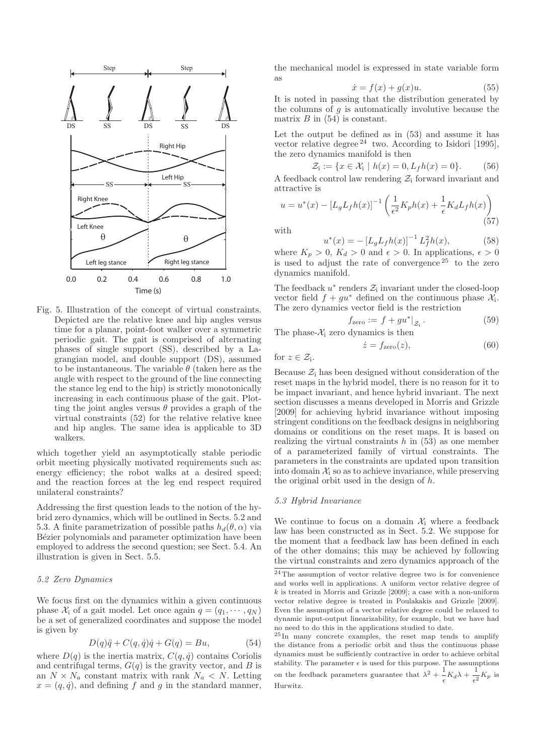Fig. 5. Illustration of the concept of virtual constraints. Depicted are the relative knee and hip angles versus time for a planar, point-foot walker over a symmetric periodic gait. The gait is comprised of alternating phases of single support (SS), described by a Lagrangian model, and double support (DS), assumed to be instantaneous. The variable $\theta$ (taken here as the angle with respect to the ground of the line connecting the stance leg end to the hip) is strictly monotonically increasing in each continuous phase of the gait. Plotting the joint angles versus $\theta$ provides a graph of the virtual constraints (52) for the relative relative knee and hip angles. The same idea is applicable to 3D walkers.

which together yield an asymptotically stable periodic orbit meeting physically motivated requirements such as: energy efficiency; the robot walks at a desired speed; and the reaction forces at the leg end respect required unilateral constraints?

Addressing the first question leads to the notion of the hybrid zero dynamics, which will be outlined in Sects. 5.2 and 5.3. A finite parametrization of possible paths $h_d(\theta, \alpha)$ via Bézier polynomials and parameter optimization have been employed to address the second question; see Sect. 5.4. An illustration is given in Sect. 5.5.

### 5.2 Zero Dynamics

We focus first on the dynamics within a given continuous phase $\mathcal{X}_i$ of a gait model. Let once again $q = (q_1, \cdots, q_N)$ be a set of generalized coordinates and suppose the model is given by

$$D(q)\ddot{q} + C(q, \dot{q})\dot{q} + G(q) = Bu, \tag{54}$$

where $D(q)$ is the inertia matrix, $C(q, \dot{q})$ contains Coriolis and centrifugal terms, $G(q)$ is the gravity vector, and $B$ is an $N \times N_a$ constant matrix with rank $N_a < N$. Letting $x = (q, \dot{q})$, and defining $f$ and $g$ in the standard manner, the mechanical model is expressed in state variable form as

$$\dot{x} = f(x) + g(x)u. \tag{55}$$

It is noted in passing that the distribution generated by the columns of $g$ is automatically involutive because the matrix $B$ in (54) is constant.

Let the output be defined as in (53) and assume it has vector relative degree [24] two. According to Isidori [1995], the zero dynamics manifold is then

$$\mathcal{Z}_i := \{x \in \mathcal{X}_i \mid h(x) = 0, L_f h(x) = 0\}. \tag{56}$$

A feedback control law rendering $\mathcal{Z}_i$ forward invariant and attractive is

$$u = u^*(x) - \left[L_g L_f h(x)\right]^{-1} \left(\frac{1}{\epsilon^2} K_p h(x) + \frac{1}{\epsilon} K_d L_f h(x)\right) \tag{57}$$

with

$$u^*(x) = -\left[L_g L_f h(x)\right]^{-1} L_f^2 h(x), \tag{58}$$

where $K_p > 0$, $K_d > 0$ and $\epsilon > 0$. In applications, $\epsilon > 0$ is used to adjust the rate of convergence [25] to the zero dynamics manifold.

The feedback $u^*$ renders $\mathcal{Z}_i$ invariant under the closed-loop vector field $f + gu^*$ defined on the continuous phase $\mathcal{X}_i$. The zero dynamics vector field is the restriction

$$f_{\text{zero}} := f + gu^*|_{\mathcal{Z}_i}. \tag{59}$$

The phase-$\mathcal{X}_i$ zero dynamics is then

$$\dot{z} = f_{\text{zero}}(z), \tag{60}$$

for $z \in \mathcal{Z}_i$.

Because $\mathcal{Z}_i$ has been designed without consideration of the reset maps in the hybrid model, there is no reason for it to be impact invariant, and hence hybrid invariant. The next section discusses a means developed in Morris and Grizzle [2009] for achieving hybrid invariance without imposing stringent conditions on the feedback designs in neighboring domains or conditions on the reset maps. It is based on realizing the virtual constraints $h$ in (53) as one member of a parameterized family of virtual constraints. The parameters in the constraints are updated upon transition into domain $\mathcal{X}_i$ so as to achieve invariance, while preserving the original orbit used in the design of $h$.

### 5.3 Hybrid Invariance

We continue to focus on a domain $\mathcal{X}_i$ where a feedback law has been constructed as in Sect. 5.2. We suppose for the moment that a feedback law has been defined in each of the other domains; this may be achieved by following the virtual constraints and zero dynamics approach of the

[24] The assumption of vector relative degree two is for convenience and works well in applications. A uniform vector relative degree of $k$ is treated in Morris and Grizzle [2009]; a case with a non-uniform vector relative degree is treated in Poulakakis and Grizzle [2009]. Even the assumption of a vector relative degree could be relaxed to dynamic input-output linearizability, for example, but we have had no need to do this in the applications studied to date.

[25] In many concrete examples, the reset map tends to amplify the distance from a periodic orbit and thus the continuous phase dynamics must be sufficiently contractive in order to achieve orbital stability. The parameter $\epsilon$ is used for this purpose. The assumptions on the feedback parameters guarantee that $\lambda^2 + \frac{1}{\epsilon} K_d \lambda + \frac{1}{\epsilon^2} K_p$ is Hurwitz.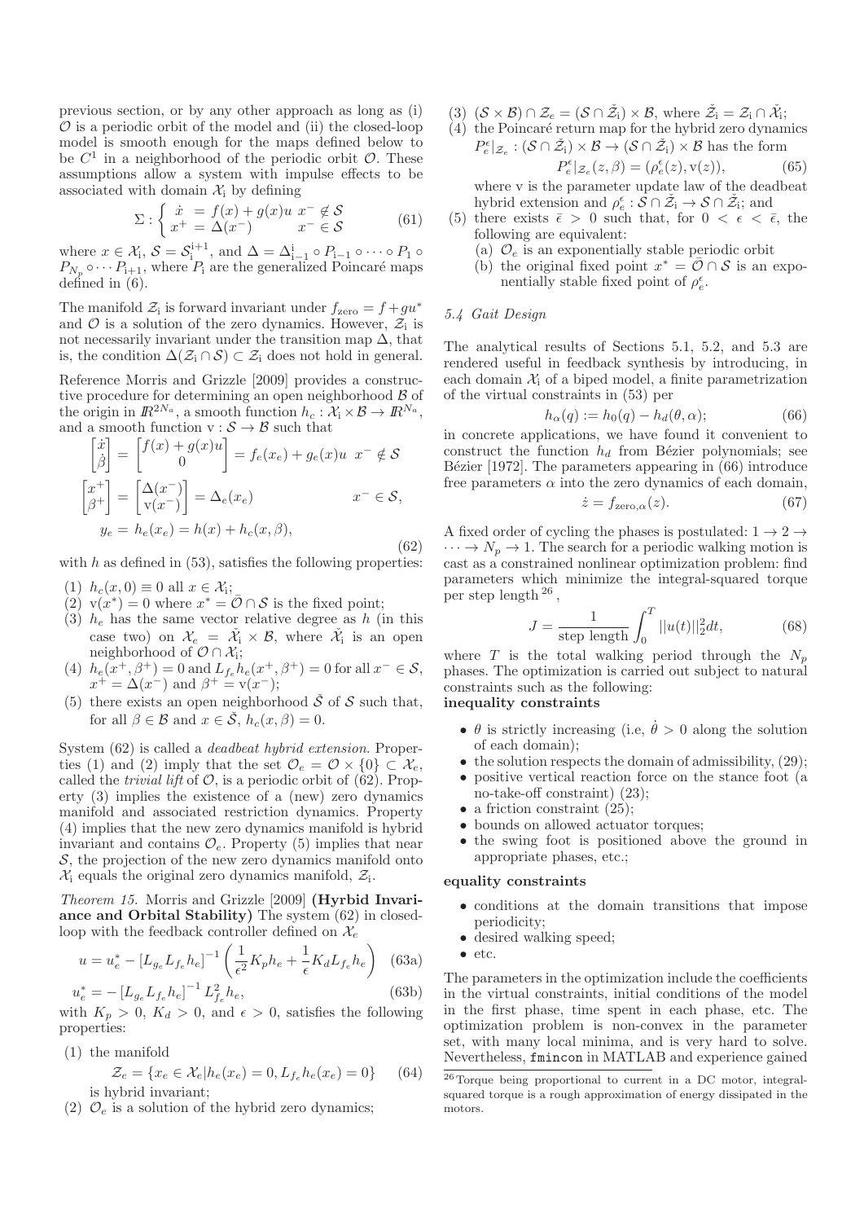previous section, or by any other approach as long as (i) $\mathcal{O}$ is a periodic orbit of the model and (ii) the closed-loop model is smooth enough for the maps defined below to be $C^1$ in a neighborhood of the periodic orbit $\mathcal{O}$. These assumptions allow a system with impulse effects to be associated with domain $\mathcal{X}_{\rm i}$ by defining

$$\Sigma : \begin{cases} \dot{x} &= f(x) + g(x)u \;\; x^- \notin \mathcal{S} \\ x^+ &= \Delta(x^-) \qquad x^- \in \mathcal{S} \end{cases} \tag{61}$$

where $x \in \mathcal{X}_{\rm i}$, $\mathcal{S} = \mathcal{S}_{\rm i}^{\rm i+1}$, and $\Delta = \Delta_{\rm i-1}^{\rm i} \circ P_{\rm i-1} \circ \cdots \circ P_1 \circ P_{N_p} \circ \cdots P_{\rm i+1}$, where $P_{\rm i}$ are the generalized Poincaré maps defined in (6).

The manifold $\mathcal{Z}_{\rm i}$ is forward invariant under $f_{\rm zero} = f + gu^*$ and $\mathcal{O}$ is a solution of the zero dynamics. However, $\mathcal{Z}_{\rm i}$ is not necessarily invariant under the transition map $\Delta$, that is, the condition $\Delta(\mathcal{Z}_{\rm i} \cap \mathcal{S}) \subset \mathcal{Z}_{\rm i}$ does not hold in general.

Reference Morris and Grizzle [2009] provides a constructive procedure for determining an open neighborhood $\mathcal{B}$ of the origin in $I\!R^{2N_a}$, a smooth function $h_c : \mathcal{X}_{\rm i} \times \mathcal{B} \to I\!R^{N_a}$, and a smooth function ${\rm v} : \mathcal{S} \to \mathcal{B}$ such that

$$\begin{aligned}
\begin{bmatrix}\dot{x}\\ \dot{\beta}\end{bmatrix} &= \begin{bmatrix} f(x) + g(x)u \\ 0\end{bmatrix} = f_e(x_e) + g_e(x)u \;\; x^- \notin \mathcal{S} \\
\begin{bmatrix}x^+\\ \beta^+\end{bmatrix} &= \begin{bmatrix}\Delta(x^-) \\ {\rm v}(x^-)\end{bmatrix} = \Delta_e(x_e) \qquad\qquad\quad x^- \in \mathcal{S}, \\
y_e &= h_e(x_e) = h(x) + h_c(x, \beta),
\end{aligned} \tag{62}$$

with $h$ as defined in (53), satisfies the following properties:

(1) $h_c(x, 0) \equiv 0$ all $x \in \mathcal{X}_{\rm i}$;
(2) ${\rm v}(x^*) = 0$ where $x^* = \bar{\mathcal{O}} \cap \mathcal{S}$ is the fixed point;
(3) $h_e$ has the same vector relative degree as $h$ (in this case two) on $\mathcal{X}_e = \check{\mathcal{X}}_{\rm i} \times \mathcal{B}$, where $\check{\mathcal{X}}_{\rm i}$ is an open neighborhood of $\mathcal{O} \cap \mathcal{X}_{\rm i}$;
(4) $h_e(x^+, \beta^+) = 0$ and $L_{f_e} h_e(x^+, \beta^+) = 0$ for all $x^- \in \mathcal{S}$, $x^+ = \Delta(x^-)$ and $\beta^+ = {\rm v}(x^-)$;
(5) there exists an open neighborhood $\check{\mathcal{S}}$ of $\mathcal{S}$ such that, for all $\beta \in \mathcal{B}$ and $x \in \check{\mathcal{S}}$, $h_c(x, \beta) = 0$.

System (62) is called a *deadbeat hybrid extension*. Properties (1) and (2) imply that the set $\mathcal{O}_e = \mathcal{O} \times \{0\} \subset \mathcal{X}_e$, called the *trivial lift* of $\mathcal{O}$, is a periodic orbit of (62). Property (3) implies the existence of a (new) zero dynamics manifold and associated restriction dynamics. Property (4) implies that the new zero dynamics manifold is hybrid invariant and contains $\mathcal{O}_e$. Property (5) implies that near $\mathcal{S}$, the projection of the new zero dynamics manifold onto $\mathcal{X}_{\rm i}$ equals the original zero dynamics manifold, $\mathcal{Z}_{\rm i}$.

*Theorem 15.* Morris and Grizzle [2009] **(Hyrbid Invariance and Orbital Stability)** The system (62) in closed-loop with the feedback controller defined on $\mathcal{X}_e$

$$u = u_e^* - \left[L_{g_e} L_{f_e} h_e\right]^{-1} \left(\frac{1}{\epsilon^2} K_p h_e + \frac{1}{\epsilon} K_d L_{f_e} h_e\right) \tag{63a}$$

$$u_e^* = -\left[L_{g_e} L_{f_e} h_e\right]^{-1} L_{f_e}^2 h_e, \tag{63b}$$

with $K_p > 0$, $K_d > 0$, and $\epsilon > 0$, satisfies the following properties:

(1) the manifold
$$\mathcal{Z}_e = \{x_e \in \mathcal{X}_e | h_e(x_e) = 0, L_{f_e} h_e(x_e) = 0\} \tag{64}$$
is hybrid invariant;
(2) $\mathcal{O}_e$ is a solution of the hybrid zero dynamics;
(3) $(\mathcal{S} \times \mathcal{B}) \cap \mathcal{Z}_e = (\mathcal{S} \cap \check{\mathcal{Z}}_{\rm i}) \times \mathcal{B}$, where $\check{\mathcal{Z}}_{\rm i} = \mathcal{Z}_{\rm i} \cap \check{\mathcal{X}}_{\rm i}$;
(4) the Poincaré return map for the hybrid zero dynamics $P_e^\epsilon|_{\mathcal{Z}_e} : (\mathcal{S} \cap \check{\mathcal{Z}}_{\rm i}) \times \mathcal{B} \to (\mathcal{S} \cap \check{\mathcal{Z}}_{\rm i}) \times \mathcal{B}$ has the form
$$P_e^\epsilon|_{\mathcal{Z}_e}(z, \beta) = (\rho_e^\epsilon(z), {\rm v}(z)), \tag{65}$$
where v is the parameter update law of the deadbeat hybrid extension and $\rho_e^\epsilon : \mathcal{S} \cap \check{\mathcal{Z}}_{\rm i} \to \mathcal{S} \cap \check{\mathcal{Z}}_{\rm i}$; and
(5) there exists $\bar{\epsilon} > 0$ such that, for $0 < \epsilon < \bar{\epsilon}$, the following are equivalent:
  (a) $\mathcal{O}_e$ is an exponentially stable periodic orbit
  (b) the original fixed point $x^* = \bar{\mathcal{O}} \cap \mathcal{S}$ is an exponentially stable fixed point of $\rho_e^\epsilon$.

### 5.4 Gait Design

The analytical results of Sections 5.1, 5.2, and 5.3 are rendered useful in feedback synthesis by introducing, in each domain $\mathcal{X}_{\rm i}$ of a biped model, a finite parametrization of the virtual constraints in (53) per

$$h_\alpha(q) := h_0(q) - h_d(\theta, \alpha); \tag{66}$$

in concrete applications, we have found it convenient to construct the function $h_d$ from Bézier polynomials; see Bézier [1972]. The parameters appearing in (66) introduce free parameters $\alpha$ into the zero dynamics of each domain,

$$\dot{z} = f_{{\rm zero},\alpha}(z). \tag{67}$$

A fixed order of cycling the phases is postulated: $1 \to 2 \to \cdots \to N_p \to 1$. The search for a periodic walking motion is cast as a constrained nonlinear optimization problem: find parameters which minimize the integral-squared torque per step length [26],

$$J = \frac{1}{\text{step length}} \int_0^T ||u(t)||_2^2 dt, \tag{68}$$

where $T$ is the total walking period through the $N_p$ phases. The optimization is carried out subject to natural constraints such as the following:

**inequality constraints**

- $\theta$ is strictly increasing (i.e, $\dot{\theta} > 0$ along the solution of each domain);
- the solution respects the domain of admissibility, (29);
- positive vertical reaction force on the stance foot (a no-take-off constraint) (23);
- a friction constraint (25);
- bounds on allowed actuator torques;
- the swing foot is positioned above the ground in appropriate phases, etc.;

**equality constraints**

- conditions at the domain transitions that impose periodicity;
- desired walking speed;
- etc.

The parameters in the optimization include the coefficients in the virtual constraints, initial conditions of the model in the first phase, time spent in each phase, etc. The optimization problem is non-convex in the parameter set, with many local minima, and is very hard to solve. Nevertheless, `fmincon` in MATLAB and experience gained

[26] Torque being proportional to current in a DC motor, integral-squared torque is a rough approximation of energy dissipated in the motors.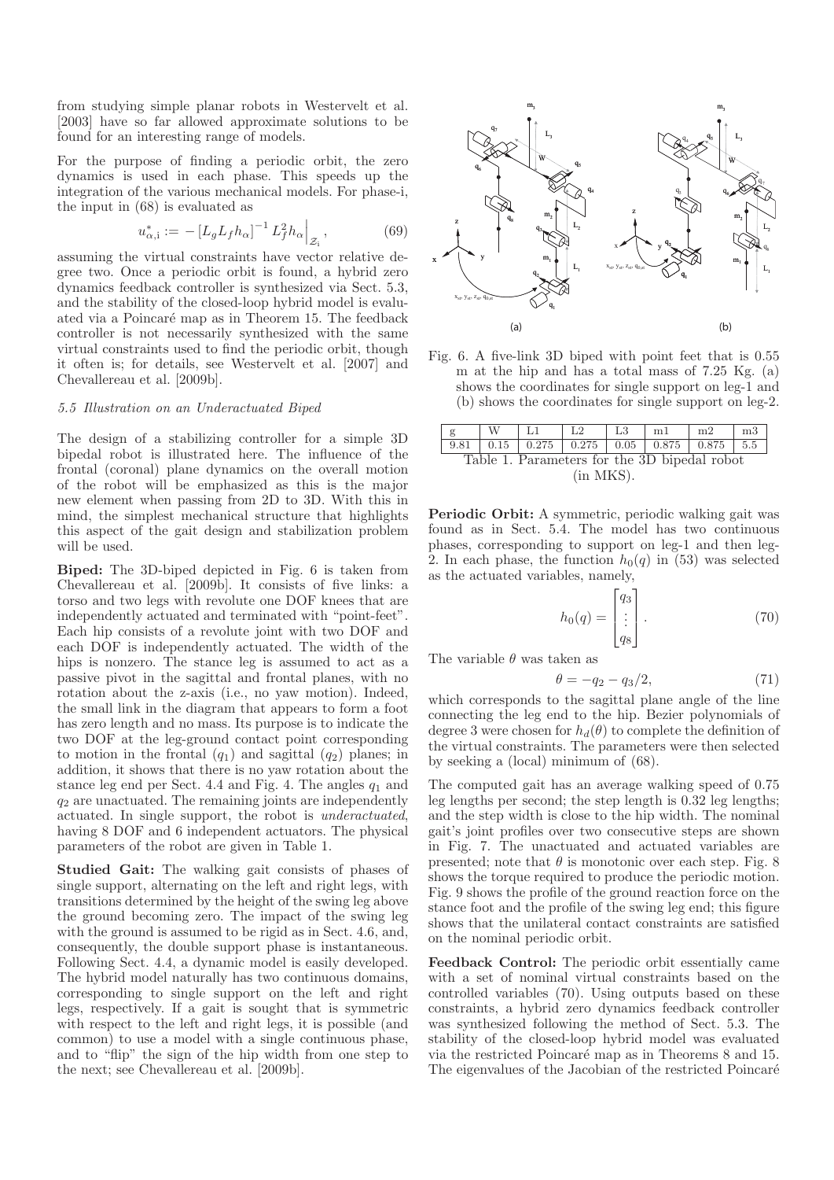from studying simple planar robots in Westervelt et al. [2003] have so far allowed approximate solutions to be found for an interesting range of models.

For the purpose of finding a periodic orbit, the zero dynamics is used in each phase. This speeds up the integration of the various mechanical models. For phase-i, the input in (68) is evaluated as

$$u^*_{\alpha,\mathrm{i}} := -\left[L_g L_f h_\alpha\right]^{-1} L_f^2 h_\alpha\Big|_{\mathcal{Z}_\mathrm{i}}, \tag{69}$$

assuming the virtual constraints have vector relative degree two. Once a periodic orbit is found, a hybrid zero dynamics feedback controller is synthesized via Sect. 5.3, and the stability of the closed-loop hybrid model is evaluated via a Poincaré map as in Theorem 15. The feedback controller is not necessarily synthesized with the same virtual constraints used to find the periodic orbit, though it often is; for details, see Westervelt et al. [2007] and Chevallereau et al. [2009b].

### 5.5 Illustration on an Underactuated Biped

The design of a stabilizing controller for a simple 3D bipedal robot is illustrated here. The influence of the frontal (coronal) plane dynamics on the overall motion of the robot will be emphasized as this is the major new element when passing from 2D to 3D. With this in mind, the simplest mechanical structure that highlights this aspect of the gait design and stabilization problem will be used.

**Biped:** The 3D-biped depicted in Fig. 6 is taken from Chevallereau et al. [2009b]. It consists of five links: a torso and two legs with revolute one DOF knees that are independently actuated and terminated with "point-feet". Each hip consists of a revolute joint with two DOF and each DOF is independently actuated. The width of the hips is nonzero. The stance leg is assumed to act as a passive pivot in the sagittal and frontal planes, with no rotation about the z-axis (i.e., no yaw motion). Indeed, the small link in the diagram that appears to form a foot has zero length and no mass. Its purpose is to indicate the two DOF at the leg-ground contact point corresponding to motion in the frontal ($q_1$) and sagittal ($q_2$) planes; in addition, it shows that there is no yaw rotation about the stance leg end per Sect. 4.4 and Fig. 4. The angles $q_1$ and $q_2$ are unactuated. The remaining joints are independently actuated. In single support, the robot is *underactuated*, having 8 DOF and 6 independent actuators. The physical parameters of the robot are given in Table 1.

**Studied Gait:** The walking gait consists of phases of single support, alternating on the left and right legs, with transitions determined by the height of the swing leg above the ground becoming zero. The impact of the swing leg with the ground is assumed to be rigid as in Sect. 4.6, and, consequently, the double support phase is instantaneous. Following Sect. 4.4, a dynamic model is easily developed. The hybrid model naturally has two continuous domains, corresponding to single support on the left and right legs, respectively. If a gait is sought that is symmetric with respect to the left and right legs, it is possible (and common) to use a model with a single continuous phase, and to "flip" the sign of the hip width from one step to the next; see Chevallereau et al. [2009b].

Fig. 6. A five-link 3D biped with point feet that is 0.55 m at the hip and has a total mass of 7.25 Kg. (a) shows the coordinates for single support on leg-1 and (b) shows the coordinates for single support on leg-2.

| g | W | L1 | L2 | L3 | m1 | m2 | m3 |
|---|---|---|---|---|---|---|---|
| 9.81 | 0.15 | 0.275 | 0.275 | 0.05 | 0.875 | 0.875 | 5.5 |

Table 1. Parameters for the 3D bipedal robot (in MKS).

**Periodic Orbit:** A symmetric, periodic walking gait was found as in Sect. 5.4. The model has two continuous phases, corresponding to support on leg-1 and then leg-2. In each phase, the function $h_0(q)$ in (53) was selected as the actuated variables, namely,

$$h_0(q) = \begin{bmatrix} q_3 \\ \vdots \\ q_8 \end{bmatrix}. \tag{70}$$

The variable $\theta$ was taken as

$$\theta = -q_2 - q_3/2, \tag{71}$$

which corresponds to the sagittal plane angle of the line connecting the leg end to the hip. Bezier polynomials of degree 3 were chosen for $h_d(\theta)$ to complete the definition of the virtual constraints. The parameters were then selected by seeking a (local) minimum of (68).

The computed gait has an average walking speed of 0.75 leg lengths per second; the step length is 0.32 leg lengths; and the step width is close to the hip width. The nominal gait's joint profiles over two consecutive steps are shown in Fig. 7. The unactuated and actuated variables are presented; note that $\theta$ is monotonic over each step. Fig. 8 shows the torque required to produce the periodic motion. Fig. 9 shows the profile of the ground reaction force on the stance foot and the profile of the swing leg end; this figure shows that the unilateral contact constraints are satisfied on the nominal periodic orbit.

**Feedback Control:** The periodic orbit essentially came with a set of nominal virtual constraints based on the controlled variables (70). Using outputs based on these constraints, a hybrid zero dynamics feedback controller was synthesized following the method of Sect. 5.3. The stability of the closed-loop hybrid model was evaluated via the restricted Poincaré map as in Theorems 8 and 15. The eigenvalues of the Jacobian of the restricted Poincaré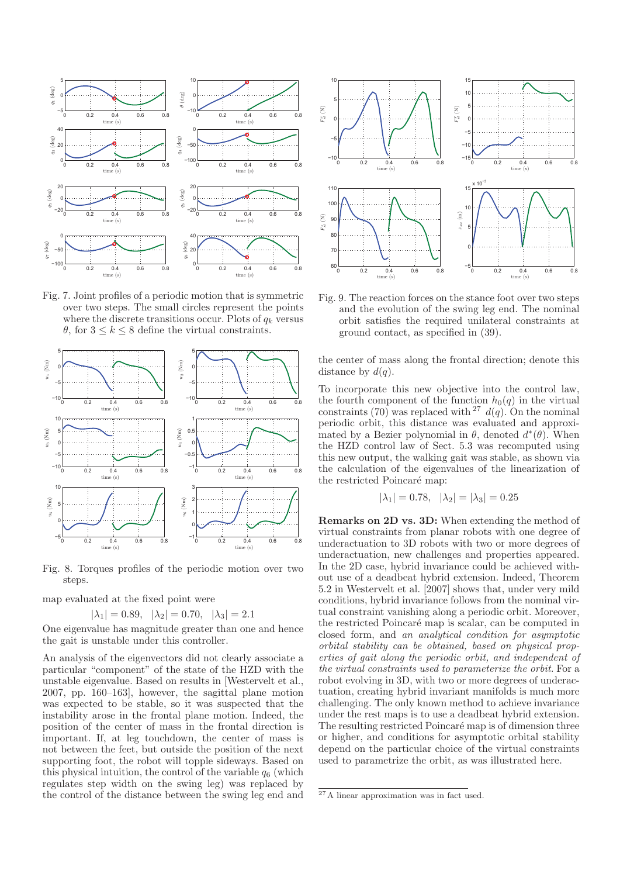Fig. 7. Joint profiles of a periodic motion that is symmetric over two steps. The small circles represent the points where the discrete transitions occur. Plots of $q_k$ versus $\theta$, for $3 \leq k \leq 8$ define the virtual constraints.

Fig. 8. Torques profiles of the periodic motion over two steps.

map evaluated at the fixed point were

$$|\lambda_1| = 0.89, \quad |\lambda_2| = 0.70, \quad |\lambda_3| = 2.1$$

One eigenvalue has magnitude greater than one and hence the gait is unstable under this controller.

An analysis of the eigenvectors did not clearly associate a particular "component" of the state of the HZD with the unstable eigenvalue. Based on results in [Westervelt et al., 2007, pp. 160–163], however, the sagittal plane motion was expected to be stable, so it was suspected that the instability arose in the frontal plane motion. Indeed, the position of the center of mass in the frontal direction is important. If, at leg touchdown, the center of mass is not between the feet, but outside the position of the next supporting foot, the robot will topple sideways. Based on this physical intuition, the control of the variable $q_6$ (which regulates step width on the swing leg) was replaced by the control of the distance between the swing leg end and the center of mass along the frontal direction; denote this distance by $d(q)$.

Fig. 9. The reaction forces on the stance foot over two steps and the evolution of the swing leg end. The nominal orbit satisfies the required unilateral constraints at ground contact, as specified in (39).

To incorporate this new objective into the control law, the fourth component of the function $h_0(q)$ in the virtual constraints (70) was replaced with[27] $d(q)$. On the nominal periodic orbit, this distance was evaluated and approximated by a Bezier polynomial in $\theta$, denoted $d^*(\theta)$. When the HZD control law of Sect. 5.3 was recomputed using this new output, the walking gait was stable, as shown via the calculation of the eigenvalues of the linearization of the restricted Poincaré map:

$$|\lambda_1| = 0.78, \quad |\lambda_2| = |\lambda_3| = 0.25$$

**Remarks on 2D vs. 3D:** When extending the method of virtual constraints from planar robots with one degree of underactuation to 3D robots with two or more degrees of underactuation, new challenges and properties appeared. In the 2D case, hybrid invariance could be achieved without use of a deadbeat hybrid extension. Indeed, Theorem 5.2 in Westervelt et al. [2007] shows that, under very mild conditions, hybrid invariance follows from the nominal virtual constraint vanishing along a periodic orbit. Moreover, the restricted Poincaré map is scalar, can be computed in closed form, and *an analytical condition for asymptotic orbital stability can be obtained, based on physical properties of gait along the periodic orbit, and independent of the virtual constraints used to parameterize the orbit*. For a robot evolving in 3D, with two or more degrees of underactuation, creating hybrid invariant manifolds is much more challenging. The only known method to achieve invariance under the rest maps is to use a deadbeat hybrid extension. The resulting restricted Poincaré map is of dimension three or higher, and conditions for asymptotic orbital stability depend on the particular choice of the virtual constraints used to parametrize the orbit, as was illustrated here.

[27] A linear approximation was in fact used.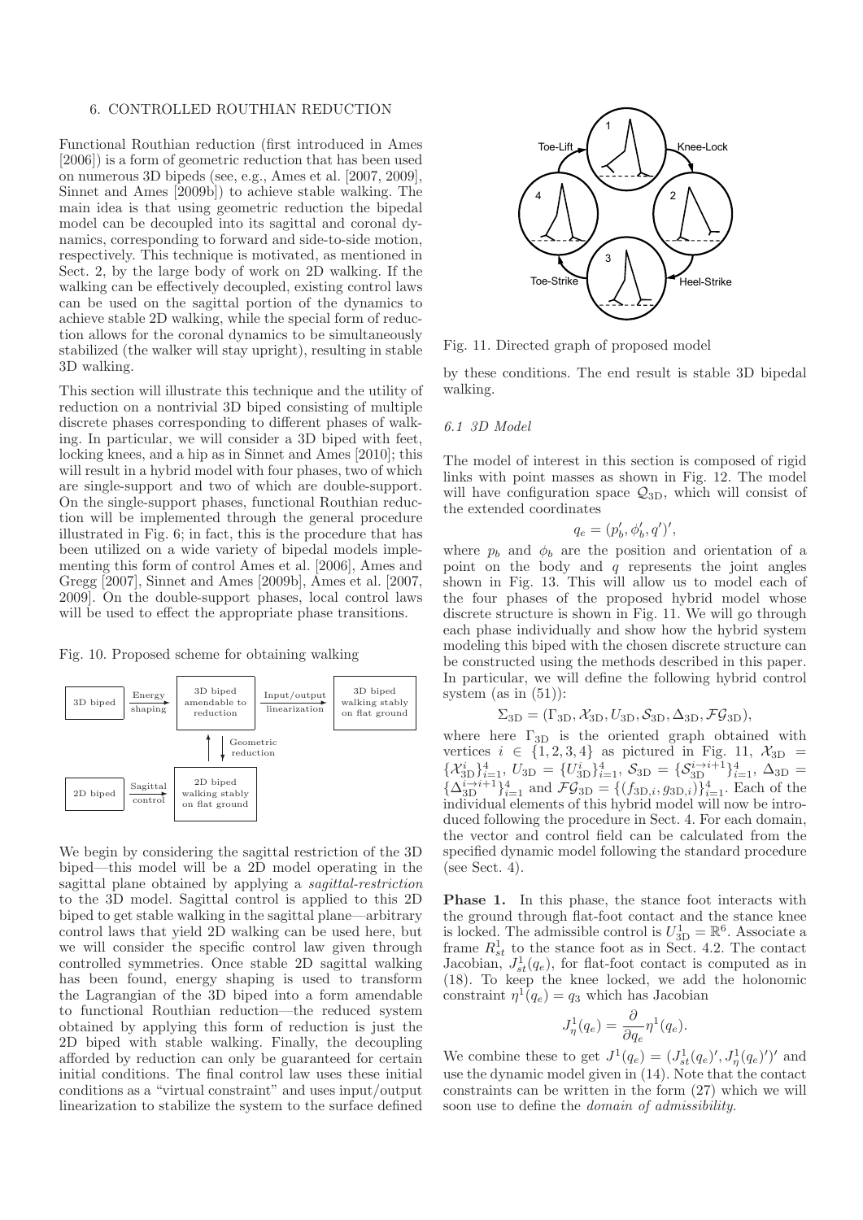## 6. CONTROLLED ROUTHIAN REDUCTION

Functional Routhian reduction (first introduced in Ames [2006]) is a form of geometric reduction that has been used on numerous 3D bipeds (see, e.g., Ames et al. [2007, 2009], Sinnet and Ames [2009b]) to achieve stable walking. The main idea is that using geometric reduction the bipedal model can be decoupled into its sagittal and coronal dynamics, corresponding to forward and side-to-side motion, respectively. This technique is motivated, as mentioned in Sect. 2, by the large body of work on 2D walking. If the walking can be effectively decoupled, existing control laws can be used on the sagittal portion of the dynamics to achieve stable 2D walking, while the special form of reduction allows for the coronal dynamics to be simultaneously stabilized (the walker will stay upright), resulting in stable 3D walking.

This section will illustrate this technique and the utility of reduction on a nontrivial 3D biped consisting of multiple discrete phases corresponding to different phases of walking. In particular, we will consider a 3D biped with feet, locking knees, and a hip as in Sinnet and Ames [2010]; this will result in a hybrid model with four phases, two of which are single-support and two of which are double-support. On the single-support phases, functional Routhian reduction will be implemented through the general procedure illustrated in Fig. 6; in fact, this is the procedure that has been utilized on a wide variety of bipedal models implementing this form of control Ames et al. [2006], Ames and Gregg [2007], Sinnet and Ames [2009b], Ames et al. [2007, 2009]. On the double-support phases, local control laws will be used to effect the appropriate phase transitions.

Fig. 10. Proposed scheme for obtaining walking

We begin by considering the sagittal restriction of the 3D biped—this model will be a 2D model operating in the sagittal plane obtained by applying a *sagittal-restriction* to the 3D model. Sagittal control is applied to this 2D biped to get stable walking in the sagittal plane—arbitrary control laws that yield 2D walking can be used here, but we will consider the specific control law given through controlled symmetries. Once stable 2D sagittal walking has been found, energy shaping is used to transform the Lagrangian of the 3D biped into a form amendable to functional Routhian reduction—the reduced system obtained by applying this form of reduction is just the 2D biped with stable walking. Finally, the decoupling afforded by reduction can only be guaranteed for certain initial conditions. The final control law uses these initial conditions as a "virtual constraint" and uses input/output linearization to stabilize the system to the surface defined by these conditions. The end result is stable 3D bipedal walking.

Fig. 11. Directed graph of proposed model

### 6.1 3D Model

The model of interest in this section is composed of rigid links with point masses as shown in Fig. 12. The model will have configuration space $\mathcal{Q}_{3D}$, which will consist of the extended coordinates

$$q_e = (p_b', \phi_b', q')',$$

where $p_b$ and $\phi_b$ are the position and orientation of a point on the body and $q$ represents the joint angles shown in Fig. 13. This will allow us to model each of the four phases of the proposed hybrid model whose discrete structure is shown in Fig. 11. We will go through each phase individually and show how the hybrid system modeling this biped with the chosen discrete structure can be constructed using the methods described in this paper. In particular, we will define the following hybrid control system (as in (51)):

$$\Sigma_{3D} = (\Gamma_{3D}, \mathcal{X}_{3D}, U_{3D}, \mathcal{S}_{3D}, \Delta_{3D}, \mathcal{FG}_{3D}),$$

where here $\Gamma_{3D}$ is the oriented graph obtained with vertices $i \in \{1,2,3,4\}$ as pictured in Fig. 11, $\mathcal{X}_{3D} = \{\mathcal{X}_{3D}^i\}_{i=1}^4$, $U_{3D} = \{U_{3D}^i\}_{i=1}^4$, $\mathcal{S}_{3D} = \{\mathcal{S}_{3D}^{i \to i+1}\}_{i=1}^4$, $\Delta_{3D} = \{\Delta_{3D}^{i \to i+1}\}_{i=1}^4$ and $\mathcal{FG}_{3D} = \{(f_{3D,i}, g_{3D,i})\}_{i=1}^4$. Each of the individual elements of this hybrid model will now be introduced following the procedure in Sect. 4. For each domain, the vector and control field can be calculated from the specified dynamic model following the standard procedure (see Sect. 4).

**Phase 1.** In this phase, the stance foot interacts with the ground through flat-foot contact and the stance knee is locked. The admissible control is $U_{3D}^1 = \mathbb{R}^6$. Associate a frame $R_{st}^1$ to the stance foot as in Sect. 4.2. The contact Jacobian, $J_{st}^1(q_e)$, for flat-foot contact is computed as in (18). To keep the knee locked, we add the holonomic constraint $\eta^1(q_e) = q_3$ which has Jacobian

$$J_\eta^1(q_e) = \frac{\partial}{\partial q_e}\eta^1(q_e).$$

We combine these to get $J^1(q_e) = (J_{st}^1(q_e)', J_\eta^1(q_e)')'$ and use the dynamic model given in (14). Note that the contact constraints can be written in the form (27) which we will soon use to define the *domain of admissibility*.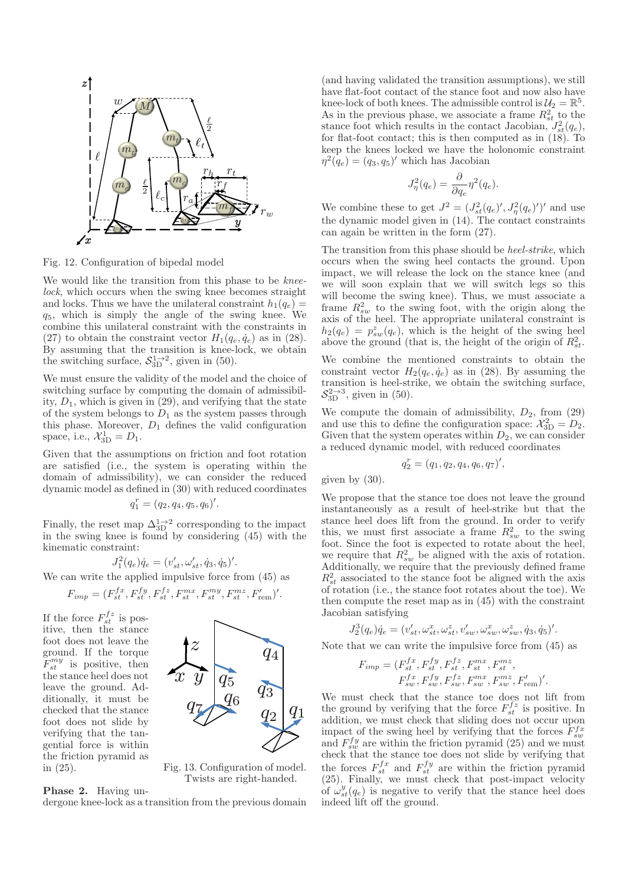Fig. 12. Configuration of bipedal model

We would like the transition from this phase to be *knee-lock*, which occurs when the swing knee becomes straight and locks. Thus we have the unilateral constraint $h_1(q_e) = q_5$, which is simply the angle of the swing knee. We combine this unilateral constraint with the constraints in (27) to obtain the constraint vector $H_1(q_e, \dot{q}_e)$ as in (28). By assuming that the transition is knee-lock, we obtain the switching surface, $\mathcal{S}_{3D}^{1\to 2}$, given in (50).

We must ensure the validity of the model and the choice of switching surface by computing the domain of admissibility, $D_1$, which is given in (29), and verifying that the state of the system belongs to $D_1$ as the system passes through this phase. Moreover, $D_1$ defines the valid configuration space, i.e., $\mathcal{X}_{3D}^1 = D_1$.

Given that the assumptions on friction and foot rotation are satisfied (i.e., the system is operating within the domain of admissibility), we can consider the reduced dynamic model as defined in (30) with reduced coordinates

$$q_1^r = (q_2, q_4, q_5, q_6)'.$$

Finally, the reset map $\Delta_{3D}^{1\to 2}$ corresponding to the impact in the swing knee is found by considering (45) with the kinematic constraint:

$$J_1^2(q_e)\dot{q}_e = (v_{st}', \omega_{st}', \dot{q}_3, \dot{q}_5)'.$$

We can write the applied impulsive force from (45) as

$$F_{imp} = (F_{st}^{fx}, F_{st}^{fy}, F_{st}^{fz}, F_{st}^{mx}, F_{st}^{my}, F_{st}^{mz}, F_{\text{rem}}')'.$$

If the force $F_{st}^{fz}$ is positive, then the stance foot does not leave the ground. If the torque $F_{st}^{my}$ is positive, then the stance heel does not leave the ground. Additionally, it must be checked that the stance foot does not slide by verifying that the tangential force is within the friction pyramid as in (25).

Fig. 13. Configuration of model. Twists are right-handed.

**Phase 2.** Having undergone knee-lock as a transition from the previous domain (and having validated the transition assumptions), we still have flat-foot contact of the stance foot and now also have knee-lock of both knees. The admissible control is $\mathcal{U}_2 = \mathbb{R}^5$. As in the previous phase, we associate a frame $R_{st}^2$ to the stance foot which results in the contact Jacobian, $J_{st}^2(q_e)$, for flat-foot contact; this is then computed as in (18). To keep the knees locked we have the holonomic constraint $\eta^2(q_e) = (q_3, q_5)'$ which has Jacobian

$$J_\eta^2(q_e) = \frac{\partial}{\partial q_e}\eta^2(q_e).$$

We combine these to get $J^2 = (J_{st}^2(q_e)', J_\eta^2(q_e)')'$ and use the dynamic model given in (14). The contact constraints can again be written in the form (27).

The transition from this phase should be *heel-strike*, which occurs when the swing heel contacts the ground. Upon impact, we will release the lock on the stance knee (and we will soon explain that we will switch legs so this will become the swing knee). Thus, we must associate a frame $R_{sw}^2$ to the swing foot, with the origin along the axis of the heel. The appropriate unilateral constraint is $h_2(q_e) = p_{sw}^z(q_e)$, which is the height of the swing heel above the ground (that is, the height of the origin of $R_{st}^2$.

We combine the mentioned constraints to obtain the constraint vector $H_2(q_e, \dot{q}_e)$ as in (28). By assuming the transition is heel-strike, we obtain the switching surface, $\mathcal{S}_{3D}^{2\to 3}$, given in (50).

We compute the domain of admissibility, $D_2$, from (29) and use this to define the configuration space: $\mathcal{X}_{3D}^2 = D_2$. Given that the system operates within $D_2$, we can consider a reduced dynamic model, with reduced coordinates

$$q_2^r = (q_1, q_2, q_4, q_6, q_7)',$$

given by (30).

We propose that the stance toe does not leave the ground instantaneously as a result of heel-strike but that the stance heel does lift from the ground. In order to verify this, we must first associate a frame $R_{sw}^2$ to the swing foot. Since the foot is expected to rotate about the heel, we require that $R_{sw}^2$ be aligned with the axis of rotation. Additionally, we require that the previously defined frame $R_{st}^2$ associated to the stance foot be aligned with the axis of rotation (i.e., the stance foot rotates about the toe). We then compute the reset map as in (45) with the constraint Jacobian satisfying

$$J_2^3(q_e)\dot{q}_e = (v_{st}', \omega_{st}^x, \omega_{st}^z, v_{sw}', \omega_{sw}^x, \omega_{sw}^z, \dot{q}_3, \dot{q}_5)'.$$

Note that we can write the impulsive force from (45) as

$$\begin{aligned} F_{imp} = (&F_{st}^{fx}, F_{st}^{fy}, F_{st}^{fz}, F_{st}^{mx}, F_{st}^{mz}, \\ &F_{sw}^{fx}, F_{sw}^{fy}, F_{sw}^{fz}, F_{sw}^{mx}, F_{sw}^{mz}, F_{\text{rem}}')'. \end{aligned}$$

We must check that the stance toe does not lift from the ground by verifying that the force $F_{st}^{fz}$ is positive. In addition, we must check that sliding does not occur upon impact of the swing heel by verifying that the forces $F_{sw}^{fx}$ and $F_{sw}^{fy}$ are within the friction pyramid (25) and we must check that the stance toe does not slide by verifying that the forces $F_{st}^{fx}$ and $F_{st}^{fy}$ are within the friction pyramid (25). Finally, we must check that post-impact velocity of $\omega_{st}^y(q_e)$ is negative to verify that the stance heel does indeed lift off the ground.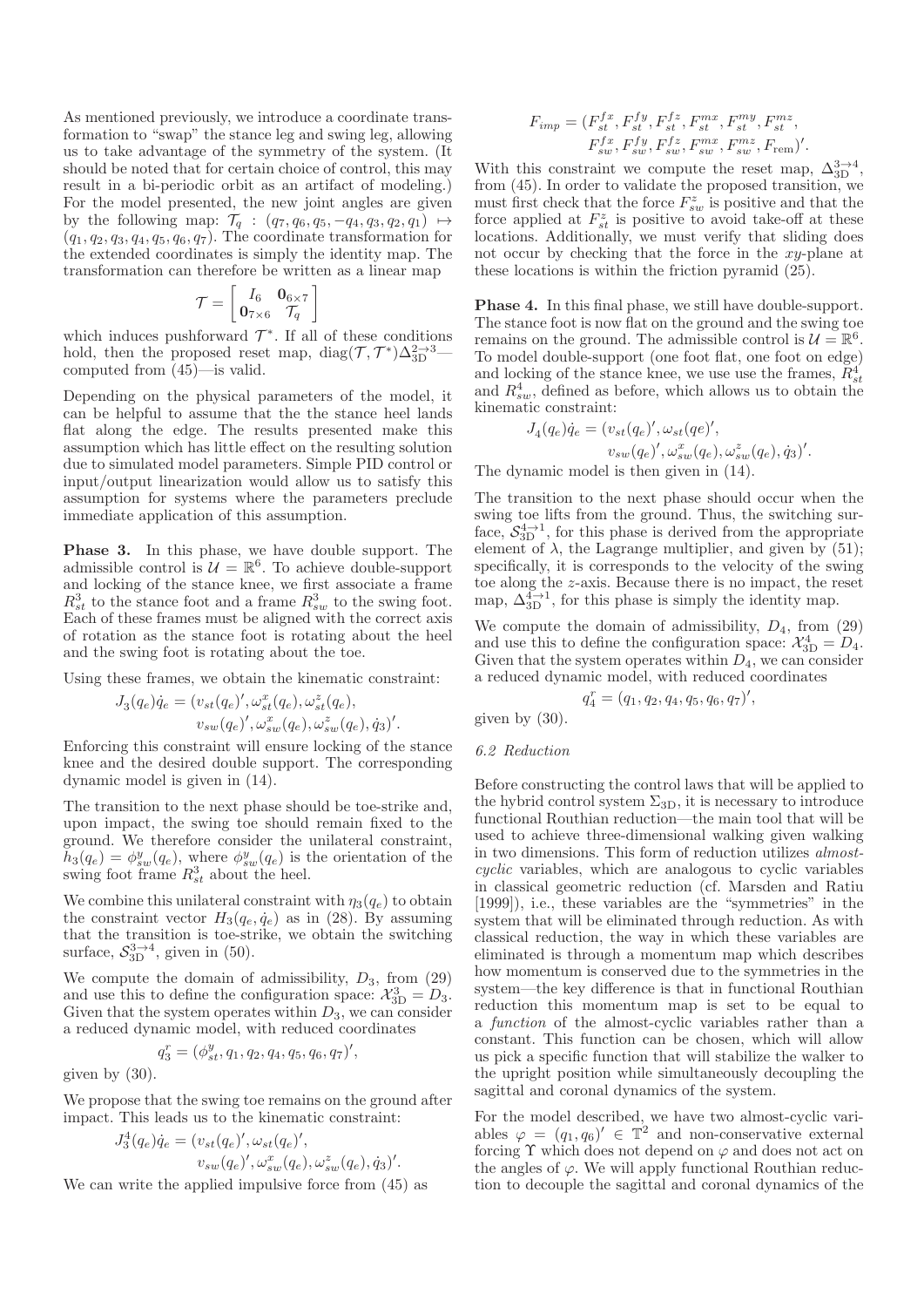As mentioned previously, we introduce a coordinate transformation to "swap" the stance leg and swing leg, allowing us to take advantage of the symmetry of the system. (It should be noted that for certain choice of control, this may result in a bi-periodic orbit as an artifact of modeling.) For the model presented, the new joint angles are given by the following map: $\mathcal{T}_q : (q_7, q_6, q_5, -q_4, q_3, q_2, q_1) \mapsto (q_1, q_2, q_3, q_4, q_5, q_6, q_7)$. The coordinate transformation for the extended coordinates is simply the identity map. The transformation can therefore be written as a linear map

$$\mathcal{T} = \begin{bmatrix} I_6 & \mathbf{0}_{6\times 7} \\ \mathbf{0}_{7\times 6} & \mathcal{T}_q \end{bmatrix}$$

which induces pushforward $\mathcal{T}^*$. If all of these conditions hold, then the proposed reset map, $\mathrm{diag}(\mathcal{T}, \mathcal{T}^*)\Delta_{3\mathrm{D}}^{2\to 3}$—computed from (45)—is valid.

Depending on the physical parameters of the model, it can be helpful to assume that the the stance heel lands flat along the edge. The results presented make this assumption which has little effect on the resulting solution due to simulated model parameters. Simple PID control or input/output linearization would allow us to satisfy this assumption for systems where the parameters preclude immediate application of this assumption.

**Phase 3.** In this phase, we have double support. The admissible control is $\mathcal{U} = \mathbb{R}^6$. To achieve double-support and locking of the stance knee, we first associate a frame $R^3_{st}$ to the stance foot and a frame $R^3_{sw}$ to the swing foot. Each of these frames must be aligned with the correct axis of rotation as the stance foot is rotating about the heel and the swing foot is rotating about the toe.

Using these frames, we obtain the kinematic constraint:

$$\begin{aligned} J_3(q_e)\dot{q}_e = (&v_{st}(q_e)', \omega^x_{st}(q_e), \omega^z_{st}(q_e), \\ &v_{sw}(q_e)', \omega^x_{sw}(q_e), \omega^z_{sw}(q_e), \dot{q}_3)'. \end{aligned}$$

Enforcing this constraint will ensure locking of the stance knee and the desired double support. The corresponding dynamic model is given in (14).

The transition to the next phase should be toe-strike and, upon impact, the swing toe should remain fixed to the ground. We therefore consider the unilateral constraint, $h_3(q_e) = \phi^y_{sw}(q_e)$, where $\phi^y_{sw}(q_e)$ is the orientation of the swing foot frame $R^3_{st}$ about the heel.

We combine this unilateral constraint with $\eta_3(q_e)$ to obtain the constraint vector $H_3(q_e, \dot{q}_e)$ as in (28). By assuming that the transition is toe-strike, we obtain the switching surface, $\mathcal{S}^{3\to 4}_{3\mathrm{D}}$, given in (50).

We compute the domain of admissibility, $D_3$, from (29) and use this to define the configuration space: $\mathcal{X}^3_{3\mathrm{D}} = D_3$. Given that the system operates within $D_3$, we can consider a reduced dynamic model, with reduced coordinates

$$q^r_3 = (\phi^y_{st}, q_1, q_2, q_4, q_5, q_6, q_7)',$$

given by (30).

We propose that the swing toe remains on the ground after impact. This leads us to the kinematic constraint:

$$\begin{aligned} J^4_3(q_e)\dot{q}_e = (&v_{st}(q_e)', \omega_{st}(q_e)', \\ &v_{sw}(q_e)', \omega^x_{sw}(q_e), \omega^z_{sw}(q_e), \dot{q}_3)'. \end{aligned}$$

We can write the applied impulsive force from (45) as

$$\begin{aligned} F_{imp} = (&F^{fx}_{st}, F^{fy}_{st}, F^{fz}_{st}, F^{mx}_{st}, F^{my}_{st}, F^{mz}_{st}, \\ &F^{fx}_{sw}, F^{fy}_{sw}, F^{fz}_{sw}, F^{mx}_{sw}, F^{mz}_{sw}, F_{\mathrm{rem}})'. \end{aligned}$$

With this constraint we compute the reset map, $\Delta^{3\to 4}_{3\mathrm{D}}$, from (45). In order to validate the proposed transition, we must first check that the force $F^z_{sw}$ is positive and that the force applied at $F^z_{st}$ is positive to avoid take-off at these locations. Additionally, we must verify that sliding does not occur by checking that the force in the $xy$-plane at these locations is within the friction pyramid (25).

**Phase 4.** In this final phase, we still have double-support. The stance foot is now flat on the ground and the swing toe remains on the ground. The admissible control is $\mathcal{U} = \mathbb{R}^6$. To model double-support (one foot flat, one foot on edge) and locking of the stance knee, we use use the frames, $R^4_{st}$ and $R^4_{sw}$, defined as before, which allows us to obtain the kinematic constraint:

$$\begin{aligned} J_4(q_e)\dot{q}_e = (&v_{st}(q_e)', \omega_{st}(qe)', \\ &v_{sw}(q_e)', \omega^x_{sw}(q_e), \omega^z_{sw}(q_e), \dot{q}_3)'. \end{aligned}$$

The dynamic model is then given in (14).

The transition to the next phase should occur when the swing toe lifts from the ground. Thus, the switching surface, $\mathcal{S}^{4\to 1}_{3\mathrm{D}}$, for this phase is derived from the appropriate element of $\lambda$, the Lagrange multiplier, and given by (51); specifically, it is corresponds to the velocity of the swing toe along the $z$-axis. Because there is no impact, the reset map, $\Delta^{4\to 1}_{3\mathrm{D}}$, for this phase is simply the identity map.

We compute the domain of admissibility, $D_4$, from (29) and use this to define the configuration space: $\mathcal{X}^4_{3\mathrm{D}} = D_4$. Given that the system operates within $D_4$, we can consider a reduced dynamic model, with reduced coordinates

$$q^r_4 = (q_1, q_2, q_4, q_5, q_6, q_7)',$$

given by (30).

### 6.2 Reduction

Before constructing the control laws that will be applied to the hybrid control system $\Sigma_{3\mathrm{D}}$, it is necessary to introduce functional Routhian reduction—the main tool that will be used to achieve three-dimensional walking given walking in two dimensions. This form of reduction utilizes *almost-cyclic* variables, which are analogous to cyclic variables in classical geometric reduction (cf. Marsden and Ratiu [1999]), i.e., these variables are the "symmetries" in the system that will be eliminated through reduction. As with classical reduction, the way in which these variables are eliminated is through a momentum map which describes how momentum is conserved due to the symmetries in the system—the key difference is that in functional Routhian reduction this momentum map is set to be equal to a *function* of the almost-cyclic variables rather than a constant. This function can be chosen, which will allow us pick a specific function that will stabilize the walker to the upright position while simultaneously decoupling the sagittal and coronal dynamics of the system.

For the model described, we have two almost-cyclic variables $\varphi = (q_1, q_6)' \in \mathbb{T}^2$ and non-conservative external forcing $\Upsilon$ which does not depend on $\varphi$ and does not act on the angles of $\varphi$. We will apply functional Routhian reduction to decouple the sagittal and coronal dynamics of the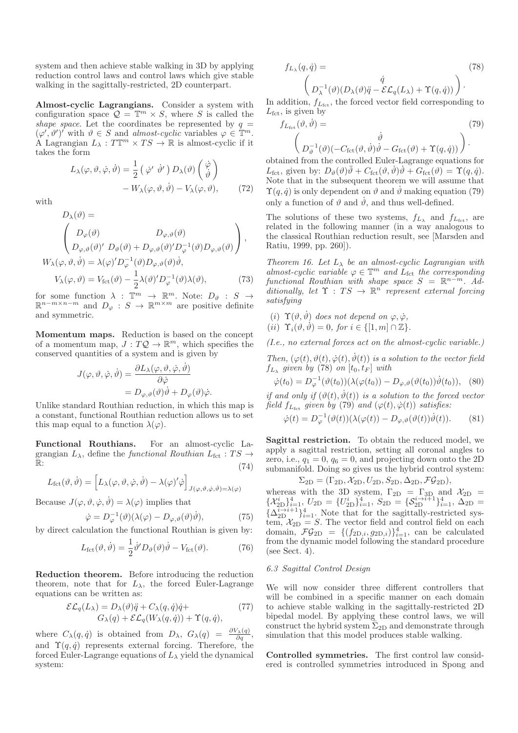system and then achieve stable walking in 3D by applying reduction control laws and control laws which give stable walking in the sagittally-restricted, 2D counterpart.

**Almost-cyclic Lagrangians.** Consider a system with configuration space $\mathcal{Q} = \mathbb{T}^m \times S$, where $S$ is called the *shape space*. Let the coordinates be represented by $q = (\varphi', \vartheta')'$ with $\vartheta \in S$ and *almost-cyclic* variables $\varphi \in \mathbb{T}^m$. A Lagrangian $L_\lambda : T\mathbb{T}^m \times TS \to \mathbb{R}$ is almost-cyclic if it takes the form

$$L_\lambda(\varphi, \vartheta, \dot{\varphi}, \dot{\vartheta}) = \frac{1}{2} \begin{pmatrix} \dot{\varphi}' & \dot{\vartheta}' \end{pmatrix} D_\lambda(\vartheta) \begin{pmatrix} \dot{\varphi} \\ \dot{\vartheta} \end{pmatrix} - W_\lambda(\varphi, \vartheta, \dot{\vartheta}) - V_\lambda(\varphi, \vartheta), \tag{72}$$

with

$$D_\lambda(\vartheta) = \begin{pmatrix} D_\varphi(\vartheta) & D_{\varphi,\vartheta}(\vartheta) \\ D_{\varphi,\vartheta}(\vartheta)' & D_\vartheta(\vartheta) + D_{\varphi,\vartheta}(\vartheta)' D_\varphi^{-1}(\vartheta) D_{\varphi,\vartheta}(\vartheta) \end{pmatrix},$$

$$W_\lambda(\varphi, \vartheta, \dot{\vartheta}) = \lambda(\varphi)' D_\varphi^{-1}(\vartheta) D_{\varphi,\vartheta}(\vartheta) \dot{\vartheta},$$

$$V_\lambda(\varphi, \vartheta) = V_{\rm fct}(\vartheta) - \frac{1}{2}\lambda(\vartheta)' D_\varphi^{-1}(\vartheta)\lambda(\vartheta), \tag{73}$$

for some function $\lambda : \mathbb{T}^m \to \mathbb{R}^m$. Note: $D_\vartheta : S \to \mathbb{R}^{n-m \times n-m}$ and $D_\varphi : S \to \mathbb{R}^{m\times m}$ are positive definite and symmetric.

**Momentum maps.** Reduction is based on the concept of a momentum map, $J : T\mathcal{Q} \to \mathbb{R}^m$, which specifies the conserved quantities of a system and is given by

$$J(\varphi, \vartheta, \dot{\varphi}, \dot{\vartheta}) = \frac{\partial L_\lambda(\varphi, \vartheta, \dot{\varphi}, \dot{\vartheta})}{\partial \dot{\varphi}} = D_{\varphi,\vartheta}(\vartheta)\dot{\vartheta} + D_\varphi(\vartheta)\dot{\varphi}.$$

Unlike standard Routhian reduction, in which this map is a constant, functional Routhian reduction allows us to set this map equal to a function $\lambda(\varphi)$.

**Functional Routhians.** For an almost-cyclic Lagrangian $L_\lambda$, define the *functional Routhian* $L_{\rm fct} : TS \to \mathbb{R}$:

$$L_{\rm fct}(\vartheta, \dot{\vartheta}) = \Big[ L_\lambda(\varphi, \vartheta, \dot{\varphi}, \dot{\vartheta}) - \lambda(\varphi)'\dot{\varphi} \Big]_{J(\varphi,\vartheta,\dot{\varphi},\dot{\vartheta})=\lambda(\varphi)} \tag{74}$$

Because $J(\varphi, \vartheta, \dot{\varphi}, \dot{\vartheta}) = \lambda(\varphi)$ implies that

$$\dot{\varphi} = D_\varphi^{-1}(\vartheta)(\lambda(\varphi) - D_{\varphi,\vartheta}(\vartheta)\dot{\vartheta}), \tag{75}$$

by direct calculation the functional Routhian is given by:

$$L_{\rm fct}(\vartheta, \dot{\vartheta}) = \frac{1}{2}\dot{\vartheta}' D_\vartheta(\vartheta)\dot{\vartheta} - V_{\rm fct}(\vartheta). \tag{76}$$

**Reduction theorem.** Before introducing the reduction theorem, note that for $L_\lambda$, the forced Euler-Lagrange equations can be written as:

$$\mathcal{EL}_q(L_\lambda) = D_\lambda(\vartheta)\ddot{q} + C_\lambda(q, \dot{q})\dot{q} + G_\lambda(q) + \mathcal{EL}_q(W_\lambda(q, \dot{q})) + \Upsilon(q, \dot{q}), \tag{77}$$

where $C_\lambda(q, \dot{q})$ is obtained from $D_\lambda$, $G_\lambda(q) = \frac{\partial V_\lambda(q)}{\partial q}$, and $\Upsilon(q, \dot{q})$ represents external forcing. Therefore, the forced Euler-Lagrange equations of $L_\lambda$ yield the dynamical system:

$$f_{L_\lambda}(q, \dot{q}) = \begin{pmatrix} \dot{q} \\ D_\lambda^{-1}(\vartheta)(D_\lambda(\vartheta)\ddot{q} - \mathcal{EL}_q(L_\lambda) + \Upsilon(q, \dot{q})) \end{pmatrix}. \tag{78}$$

In addition, $f_{L_{\rm fct}}$, the forced vector field corresponding to $L_{\rm fct}$, is given by

$$f_{L_{\rm fct}}(\vartheta, \dot{\vartheta}) = \begin{pmatrix} \dot{\vartheta} \\ D_\vartheta^{-1}(\vartheta)(-C_{\rm fct}(\vartheta, \dot{\vartheta})\dot{\vartheta} - G_{\rm fct}(\vartheta) + \Upsilon(q, \dot{q})) \end{pmatrix}. \tag{79}$$

obtained from the controlled Euler-Lagrange equations for $L_{\rm fct}$, given by: $D_\vartheta(\vartheta)\ddot{\vartheta} + C_{\rm fct}(\vartheta, \dot{\vartheta})\dot{\vartheta} + G_{\rm fct}(\vartheta) = \Upsilon(q, \dot{q})$. Note that in the subsequent theorem we will assume that $\Upsilon(q, \dot{q})$ is only dependent on $\vartheta$ and $\dot{\vartheta}$ making equation (79) only a function of $\vartheta$ and $\dot{\vartheta}$, and thus well-defined.

The solutions of these two systems, $f_{L_\lambda}$ and $f_{L_{\rm fct}}$, are related in the following manner (in a way analogous to the classical Routhian reduction result, see [Marsden and Ratiu, 1999, pp. 260]).

*Theorem 16. Let $L_\lambda$ be an almost-cyclic Lagrangian with almost-cyclic variable $\varphi \in \mathbb{T}^m$ and $L_{\rm fct}$ the corresponding functional Routhian with shape space $S = \mathbb{R}^{n-m}$. Additionally, let $\Upsilon : TS \to \mathbb{R}^n$ represent external forcing satisfying*

*(i) $\Upsilon(\vartheta, \dot{\vartheta})$ does not depend on $\varphi, \dot{\varphi}$,*
*(ii) $\Upsilon_i(\vartheta, \dot{\vartheta}) = 0$, for $i \in \{[1, m] \cap \mathbb{Z}\}$.*

*(I.e., no external forces act on the almost-cyclic variable.)*

*Then, $(\varphi(t), \vartheta(t), \dot{\varphi}(t), \dot{\vartheta}(t))$ is a solution to the vector field $f_{L_\lambda}$ given by (78) on $[t_0, t_F]$ with*

$$\dot{\varphi}(t_0) = D_\varphi^{-1}(\vartheta(t_0))(\lambda(\varphi(t_0)) - D_{\varphi,\vartheta}(\vartheta(t_0))\dot{\vartheta}(t_0)), \tag{80}$$

*if and only if $(\vartheta(t), \dot{\vartheta}(t))$ is a solution to the forced vector field $f_{L_{\rm fct}}$ given by (79) and $(\varphi(t), \dot{\varphi}(t))$ satisfies:*

$$\dot{\varphi}(t) = D_\varphi^{-1}(\vartheta(t))(\lambda(\varphi(t)) - D_{\varphi,\vartheta}(\vartheta(t))\dot{\vartheta}(t)). \tag{81}$$

**Sagittal restriction.** To obtain the reduced model, we apply a sagittal restriction, setting all coronal angles to zero, i.e., $q_1 = 0$, $q_6 = 0$, and projecting down onto the 2D submanifold. Doing so gives us the hybrid control system:

$$\Sigma_{\rm 2D} = (\Gamma_{\rm 2D}, \mathcal{X}_{\rm 2D}, U_{\rm 2D}, S_{\rm 2D}, \Delta_{\rm 2D}, \mathcal{FG}_{\rm 2D}),$$

whereas with the 3D system, $\Gamma_{\rm 2D} = \Gamma_{\rm 3D}$ and $\mathcal{X}_{\rm 2D} = \{\mathcal{X}^i_{\rm 2D}\}_{i=1}^4$, $U_{\rm 2D} = \{U^i_{\rm 2D}\}_{i=1}^4$, $S_{\rm 2D} = \{\mathcal{S}^{i\to i+1}_{\rm 2D}\}_{i=1}^4$, $\Delta_{\rm 2D} = \{\Delta^{i\to i+1}_{\rm 2D}\}_{i=1}^4$. Note that for the sagittally-restricted system, $\mathcal{X}_{\rm 2D} = S$. The vector field and control field on each domain, $\mathcal{FG}_{\rm 2D} = \{(f_{{\rm 2D},i}, g_{{\rm 2D},i})\}_{i=1}^4$, can be calculated from the dynamic model following the standard procedure (see Sect. 4).

### 6.3 Sagittal Control Design

We will now consider three different controllers that will be combined in a specific manner on each domain to achieve stable walking in the sagittally-restricted 2D bipedal model. By applying these control laws, we will construct the hybrid system $\Sigma_{\rm 2D}$ and demonstrate through simulation that this model produces stable walking.

**Controlled symmetries.** The first control law considered is controlled symmetries introduced in Spong and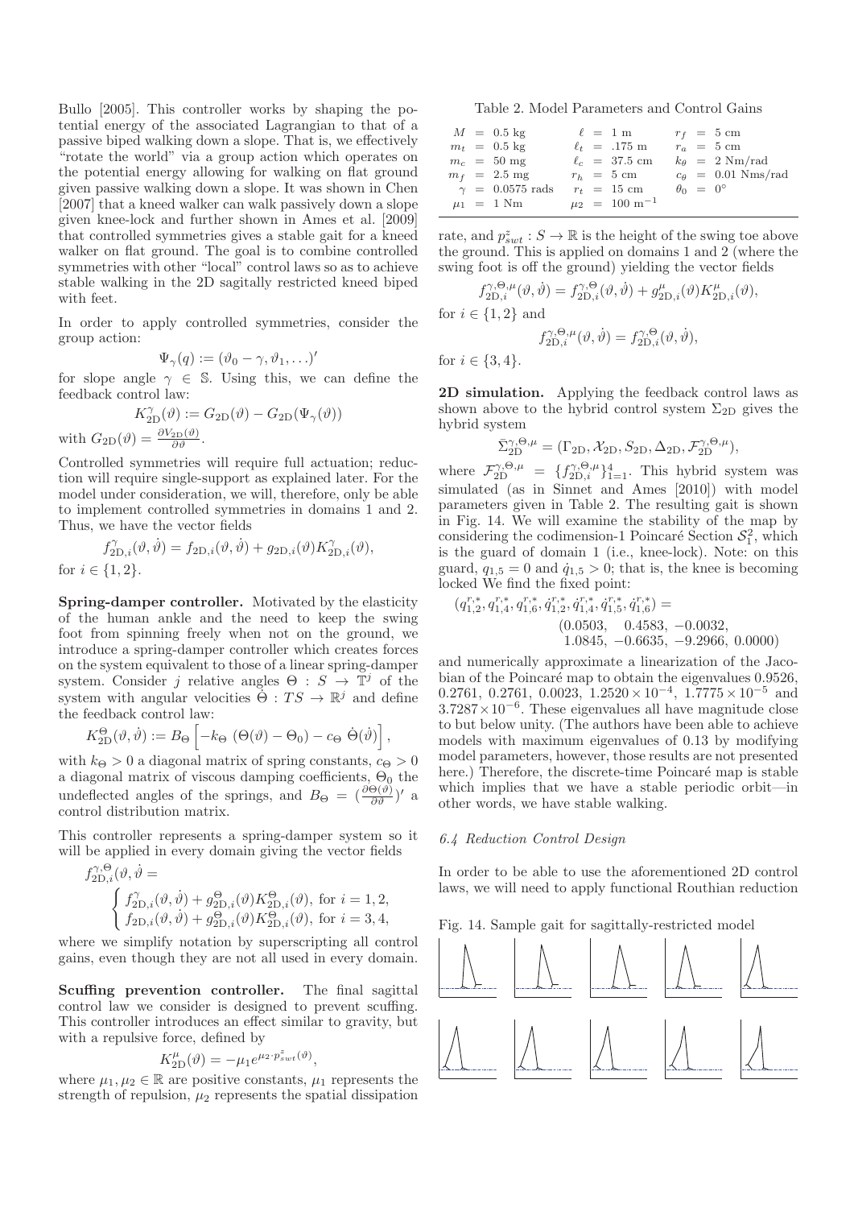Bullo [2005]. This controller works by shaping the potential energy of the associated Lagrangian to that of a passive biped walking down a slope. That is, we effectively "rotate the world" via a group action which operates on the potential energy allowing for walking on flat ground given passive walking down a slope. It was shown in Chen [2007] that a kneed walker can walk passively down a slope given knee-lock and further shown in Ames et al. [2009] that controlled symmetries gives a stable gait for a kneed walker on flat ground. The goal is to combine controlled symmetries with other "local" control laws so as to achieve stable walking in the 2D sagitally restricted kneed biped with feet.

In order to apply controlled symmetries, consider the group action:

$$\Psi_\gamma(q) := (\vartheta_0 - \gamma, \vartheta_1, \ldots)'$$

for slope angle $\gamma \in \mathbb{S}$. Using this, we can define the feedback control law:

$$K^\gamma_{2D}(\vartheta) := G_{2D}(\vartheta) - G_{2D}(\Psi_\gamma(\vartheta))$$

with $G_{2D}(\vartheta) = \frac{\partial V_{2D}(\vartheta)}{\partial \vartheta}$.

Controlled symmetries will require full actuation; reduction will require single-support as explained later. For the model under consideration, we will, therefore, only be able to implement controlled symmetries in domains 1 and 2. Thus, we have the vector fields

$$f^\gamma_{2D,i}(\vartheta, \dot{\vartheta}) = f_{2D,i}(\vartheta, \dot{\vartheta}) + g_{2D,i}(\vartheta) K^\gamma_{2D,i}(\vartheta),$$

for $i \in \{1, 2\}$.

**Spring-damper controller.** Motivated by the elasticity of the human ankle and the need to keep the swing foot from spinning freely when not on the ground, we introduce a spring-damper controller which creates forces on the system equivalent to those of a linear spring-damper system. Consider $j$ relative angles $\Theta : S \to \mathbb{T}^j$ of the system with angular velocities $\dot{\Theta} : TS \to \mathbb{R}^j$ and define the feedback control law:

$$K^\Theta_{2D}(\vartheta, \dot{\vartheta}) := B_\Theta \left[ -k_\Theta \, (\Theta(\vartheta) - \Theta_0) - c_\Theta \, \dot{\Theta}(\dot{\vartheta}) \right],$$

with $k_\Theta > 0$ a diagonal matrix of spring constants, $c_\Theta > 0$ a diagonal matrix of viscous damping coefficients, $\Theta_0$ the undeflected angles of the springs, and $B_\Theta = (\frac{\partial \Theta(\vartheta)}{\partial \vartheta})'$ a control distribution matrix.

This controller represents a spring-damper system so it will be applied in every domain giving the vector fields

$$f^{\gamma,\Theta}_{2D,i}(\vartheta, \dot{\vartheta} = \begin{cases} f^\gamma_{2D,i}(\vartheta, \dot{\vartheta}) + g^\Theta_{2D,i}(\vartheta) K^\Theta_{2D,i}(\vartheta), \text{ for } i = 1, 2, \\ f_{2D,i}(\vartheta, \dot{\vartheta}) + g^\Theta_{2D,i}(\vartheta) K^\Theta_{2D,i}(\vartheta), \text{ for } i = 3, 4, \end{cases}$$

where we simplify notation by superscripting all control gains, even though they are not all used in every domain.

**Scuffing prevention controller.** The final sagittal control law we consider is designed to prevent scuffing. This controller introduces an effect similar to gravity, but with a repulsive force, defined by

$$K^\mu_{2D}(\vartheta) = -\mu_1 e^{\mu_2 \cdot p^z_{swt}(\vartheta)},$$

where $\mu_1, \mu_2 \in \mathbb{R}$ are positive constants, $\mu_1$ represents the strength of repulsion, $\mu_2$ represents the spatial dissipation rate, and $p^z_{swt} : S \to \mathbb{R}$ is the height of the swing toe above the ground. This is applied on domains 1 and 2 (where the swing foot is off the ground) yielding the vector fields

$$f^{\gamma,\Theta,\mu}_{2D,i}(\vartheta, \dot{\vartheta}) = f^{\gamma,\Theta}_{2D,i}(\vartheta, \dot{\vartheta}) + g^\mu_{2D,i}(\vartheta) K^\mu_{2D,i}(\vartheta),$$

for $i \in \{1, 2\}$ and

$$f^{\gamma,\Theta,\mu}_{2D,i}(\vartheta, \dot{\vartheta}) = f^{\gamma,\Theta}_{2D,i}(\vartheta, \dot{\vartheta}),$$

for $i \in \{3, 4\}$.

Table 2. Model Parameters and Control Gains

| | | |
|---|---|---|
| $M$ = 0.5 kg | $\ell$ = 1 m | $r_f$ = 5 cm |
| $m_t$ = 0.5 kg | $\ell_t$ = .175 m | $r_a$ = 5 cm |
| $m_c$ = 50 mg | $\ell_c$ = 37.5 cm | $k_\theta$ = 2 Nm/rad |
| $m_f$ = 2.5 mg | $r_h$ = 5 cm | $c_\theta$ = 0.01 Nms/rad |
| $\gamma$ = 0.0575 rads | $r_t$ = 15 cm | $\theta_0$ = 0° |
| $\mu_1$ = 1 Nm | $\mu_2$ = 100 m$^{-1}$ | |

**2D simulation.** Applying the feedback control laws as shown above to the hybrid control system $\Sigma_{2D}$ gives the hybrid system

$$\bar{\Sigma}^{\gamma,\Theta,\mu}_{2D} = (\Gamma_{2D}, \mathcal{X}_{2D}, S_{2D}, \Delta_{2D}, \mathcal{F}^{\gamma,\Theta,\mu}_{2D}),$$

where $\mathcal{F}^{\gamma,\Theta,\mu}_{2D} = \{f^{\gamma,\Theta,\mu}_{2D,i}\}^4_{i=1}$. This hybrid system was simulated (as in Sinnet and Ames [2010]) with model parameters given in Table 2. The resulting gait is shown in Fig. 14. We will examine the stability of the map by considering the codimension-1 Poincaré Section $\mathcal{S}^2_1$, which is the guard of domain 1 (i.e., knee-lock). Note: on this guard, $q_{1,5} = 0$ and $\dot{q}_{1,5} > 0$; that is, the knee is becoming locked We find the fixed point:

$$(q^{r,*}_{1,2}, q^{r,*}_{1,4}, q^{r,*}_{1,6}, \dot{q}^{r,*}_{1,2}, \dot{q}^{r,*}_{1,4}, \dot{q}^{r,*}_{1,5}, \dot{q}^{r,*}_{1,6}) = (0.0503, \quad 0.4583, \ -0.0032, \quad 1.0845, \ -0.6635, \ -9.2966, \ 0.0000)$$

and numerically approximate a linearization of the Jacobian of the Poincaré map to obtain the eigenvalues 0.9526, 0.2761, 0.2761, 0.0023, $1.2520 \times 10^{-4}$, $1.7775 \times 10^{-5}$ and $3.7287 \times 10^{-6}$. These eigenvalues all have magnitude close to but below unity. (The authors have been able to achieve models with maximum eigenvalues of 0.13 by modifying model parameters, however, those results are not presented here.) Therefore, the discrete-time Poincaré map is stable which implies that we have a stable periodic orbit—in other words, we have stable walking.

### 6.4 Reduction Control Design

In order to be able to use the aforementioned 2D control laws, we will need to apply functional Routhian reduction

Fig. 14. Sample gait for sagittally-restricted model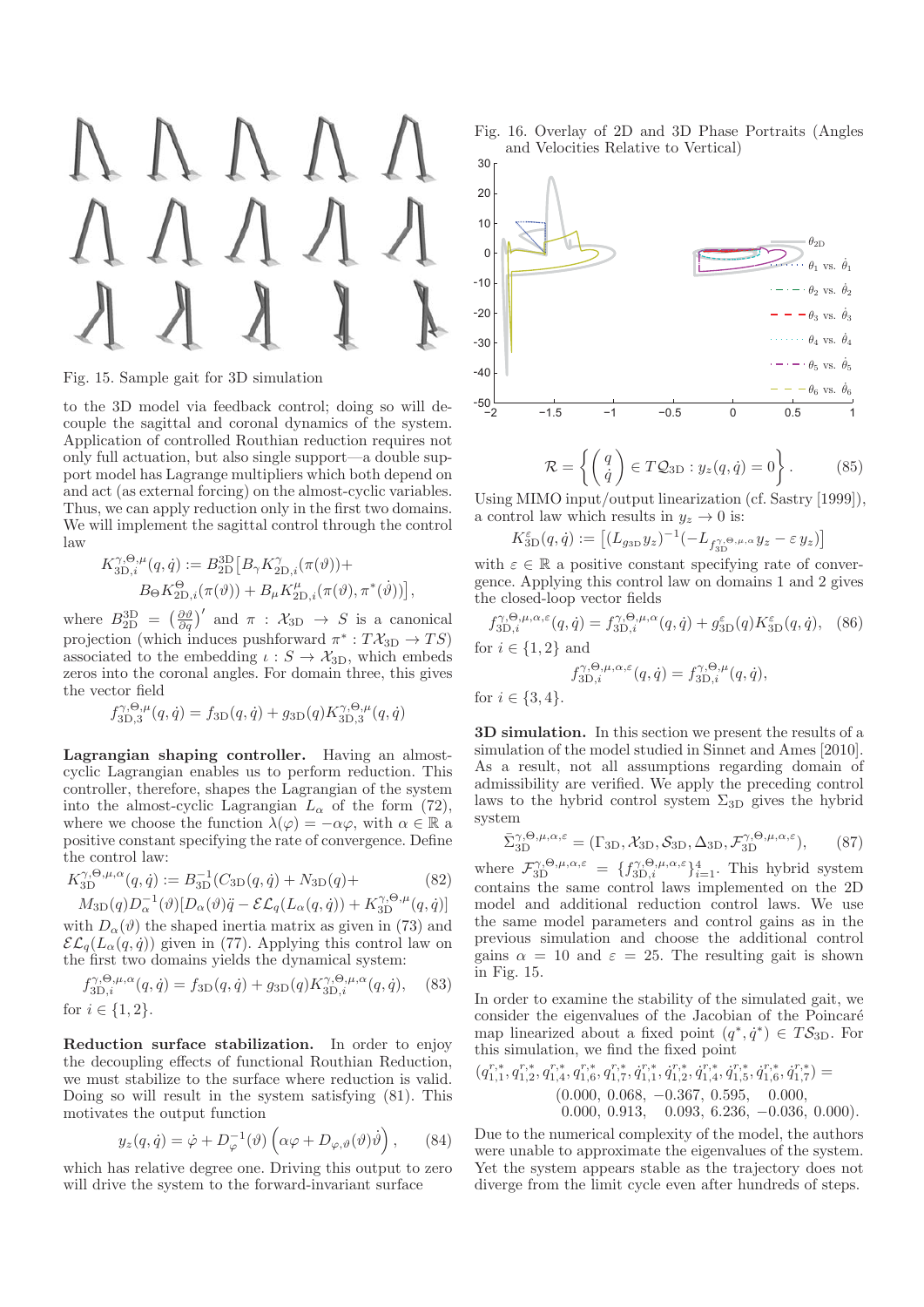Fig. 15. Sample gait for 3D simulation

to the 3D model via feedback control; doing so will decouple the sagittal and coronal dynamics of the system. Application of controlled Routhian reduction requires not only full actuation, but also single support—a double support model has Lagrange multipliers which both depend on and act (as external forcing) on the almost-cyclic variables. Thus, we can apply reduction only in the first two domains. We will implement the sagittal control through the control law

$$K^{\gamma,\Theta,\mu}_{3\mathrm{D},i}(q,\dot{q}) := B^{3\mathrm{D}}_{2\mathrm{D}}\big[B_\gamma K^{\gamma}_{2\mathrm{D},i}(\pi(\vartheta))+ B_\Theta K^{\Theta}_{2\mathrm{D},i}(\pi(\vartheta)) + B_\mu K^{\mu}_{2\mathrm{D},i}(\pi(\vartheta),\pi^*(\dot{\vartheta}))\big],$$

where $B^{3\mathrm{D}}_{2\mathrm{D}} = \left(\frac{\partial \vartheta}{\partial q}\right)'$ and $\pi : \mathcal{X}_{3\mathrm{D}} \to S$ is a canonical projection (which induces pushforward $\pi^* : T\mathcal{X}_{3\mathrm{D}} \to TS$) associated to the embedding $\iota : S \to \mathcal{X}_{3\mathrm{D}}$, which embeds zeros into the coronal angles. For domain three, this gives the vector field

$$f^{\gamma,\Theta,\mu}_{3\mathrm{D},3}(q,\dot{q}) = f_{3\mathrm{D}}(q,\dot{q}) + g_{3\mathrm{D}}(q) K^{\gamma,\Theta,\mu}_{3\mathrm{D},3}(q,\dot{q})$$

**Lagrangian shaping controller.** Having an almost-cyclic Lagrangian enables us to perform reduction. This controller, therefore, shapes the Lagrangian of the system into the almost-cyclic Lagrangian $L_\alpha$ of the form (72), where we choose the function $\lambda(\varphi) = -\alpha\varphi$, with $\alpha \in \mathbb{R}$ a positive constant specifying the rate of convergence. Define the control law:

$$K^{\gamma,\Theta,\mu,\alpha}_{3\mathrm{D}}(q,\dot{q}) := B^{-1}_{3\mathrm{D}}(C_{3\mathrm{D}}(q,\dot{q}) + N_{3\mathrm{D}}(q) + M_{3\mathrm{D}}(q) D^{-1}_\alpha(\vartheta)[D_\alpha(\vartheta)\ddot{q} - \mathcal{EL}_q(L_\alpha(q,\dot{q})) + K^{\gamma,\Theta,\mu}_{3\mathrm{D}}(q,\dot{q})] \qquad (82)$$

with $D_\alpha(\vartheta)$ the shaped inertia matrix as given in (73) and $\mathcal{EL}_q(L_\alpha(q,\dot{q}))$ given in (77). Applying this control law on the first two domains yields the dynamical system:

$$f^{\gamma,\Theta,\mu,\alpha}_{3\mathrm{D},i}(q,\dot{q}) = f_{3\mathrm{D}}(q,\dot{q}) + g_{3\mathrm{D}}(q) K^{\gamma,\Theta,\mu,\alpha}_{3\mathrm{D},i}(q,\dot{q}), \qquad (83)$$

for $i \in \{1,2\}$.

**Reduction surface stabilization.** In order to enjoy the decoupling effects of functional Routhian Reduction, we must stabilize to the surface where reduction is valid. Doing so will result in the system satisfying (81). This motivates the output function

$$y_z(q,\dot{q}) = \dot{\varphi} + D^{-1}_\varphi(\vartheta)\left(\alpha\varphi + D_{\varphi,\vartheta}(\vartheta)\dot{\vartheta}\right), \qquad (84)$$

which has relative degree one. Driving this output to zero will drive the system to the forward-invariant surface

Fig. 16. Overlay of 2D and 3D Phase Portraits (Angles and Velocities Relative to Vertical)

$$\mathcal{R} = \left\{ \begin{pmatrix} q \\ \dot{q} \end{pmatrix} \in T\mathcal{Q}_{3\mathrm{D}} : y_z(q,\dot{q}) = 0 \right\}. \qquad (85)$$

Using MIMO input/output linearization (cf. Sastry [1999]), a control law which results in $y_z \to 0$ is:

$$K^{\varepsilon}_{3\mathrm{D}}(q,\dot{q}) := \left[(L_{g_{3\mathrm{D}}} y_z)^{-1}(-L_{f^{\gamma,\Theta,\mu,\alpha}_{3\mathrm{D}}} y_z - \varepsilon\, y_z)\right]$$

with $\varepsilon \in \mathbb{R}$ a positive constant specifying rate of convergence. Applying this control law on domains 1 and 2 gives the closed-loop vector fields

$$f^{\gamma,\Theta,\mu,\alpha,\varepsilon}_{3\mathrm{D},i}(q,\dot{q}) = f^{\gamma,\Theta,\mu,\alpha}_{3\mathrm{D},i}(q,\dot{q}) + g^{\varepsilon}_{3\mathrm{D}}(q) K^{\varepsilon}_{3\mathrm{D}}(q,\dot{q}), \qquad (86)$$

for $i \in \{1,2\}$ and

$$f^{\gamma,\Theta,\mu,\alpha,\varepsilon}_{3\mathrm{D},i}(q,\dot{q}) = f^{\gamma,\Theta,\mu}_{3\mathrm{D},i}(q,\dot{q}),$$

for $i \in \{3,4\}$.

**3D simulation.** In this section we present the results of a simulation of the model studied in Sinnet and Ames [2010]. As a result, not all assumptions regarding domain of admissibility are verified. We apply the preceding control laws to the hybrid control system $\Sigma_{3\mathrm{D}}$ gives the hybrid system

$$\bar{\Sigma}^{\gamma,\Theta,\mu,\alpha,\varepsilon}_{3\mathrm{D}} = (\Gamma_{3\mathrm{D}}, \mathcal{X}_{3\mathrm{D}}, \mathcal{S}_{3\mathrm{D}}, \Delta_{3\mathrm{D}}, \mathcal{F}^{\gamma,\Theta,\mu,\alpha,\varepsilon}_{3\mathrm{D}}), \qquad (87)$$

where $\mathcal{F}^{\gamma,\Theta,\mu,\alpha,\varepsilon}_{3\mathrm{D}} = \{f^{\gamma,\Theta,\mu,\alpha,\varepsilon}_{3\mathrm{D},i}\}_{i=1}^{4}$. This hybrid system contains the same control laws implemented on the 2D model and additional reduction control laws. We use the same model parameters and control gains as in the previous simulation and choose the additional control gains $\alpha = 10$ and $\varepsilon = 25$. The resulting gait is shown in Fig. 15.

In order to examine the stability of the simulated gait, we consider the eigenvalues of the Jacobian of the Poincaré map linearized about a fixed point $(q^*, \dot{q}^*) \in T\mathcal{S}_{3\mathrm{D}}$. For this simulation, we find the fixed point

$$(q^{r,*}_{1,1}, q^{r,*}_{1,2}, q^{r,*}_{1,4}, q^{r,*}_{1,6}, q^{r,*}_{1,7}, \dot{q}^{r,*}_{1,1}, \dot{q}^{r,*}_{1,2}, \dot{q}^{r,*}_{1,4}, \dot{q}^{r,*}_{1,5}, \dot{q}^{r,*}_{1,6}, \dot{q}^{r,*}_{1,7}) = (0.000,\ 0.068,\ -0.367,\ 0.595,\ 0.000,\ 0.000,\ 0.913,\ 0.093,\ 6.236,\ -0.036,\ 0.000).$$

Due to the numerical complexity of the model, the authors were unable to approximate the eigenvalues of the system. Yet the system appears stable as the trajectory does not diverge from the limit cycle even after hundreds of steps.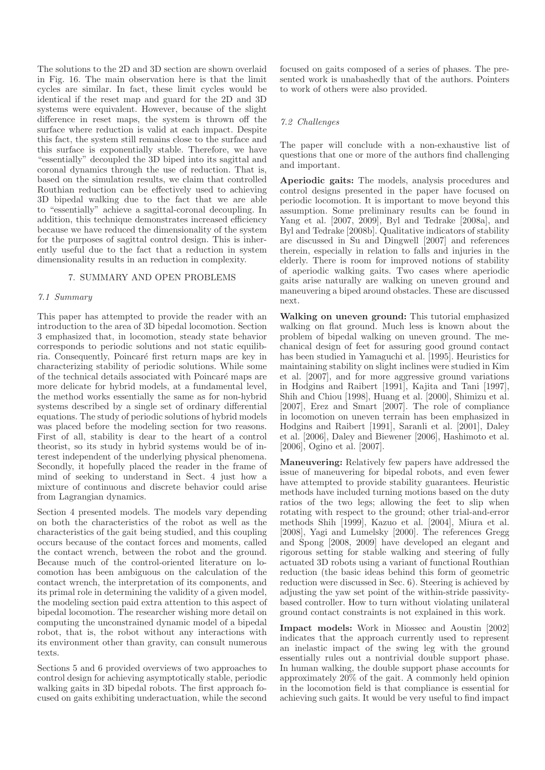The solutions to the 2D and 3D section are shown overlaid in Fig. 16. The main observation here is that the limit cycles are similar. In fact, these limit cycles would be identical if the reset map and guard for the 2D and 3D systems were equivalent. However, because of the slight difference in reset maps, the system is thrown off the surface where reduction is valid at each impact. Despite this fact, the system still remains close to the surface and this surface is exponentially stable. Therefore, we have "essentially" decoupled the 3D biped into its sagittal and coronal dynamics through the use of reduction. That is, based on the simulation results, we claim that controlled Routhian reduction can be effectively used to achieving 3D bipedal walking due to the fact that we are able to "essentially" achieve a sagittal-coronal decoupling. In addition, this technique demonstrates increased efficiency because we have reduced the dimensionality of the system for the purposes of sagittal control design. This is inherently useful due to the fact that a reduction in system dimensionality results in an reduction in complexity.

## 7. SUMMARY AND OPEN PROBLEMS

### 7.1 Summary

This paper has attempted to provide the reader with an introduction to the area of 3D bipedal locomotion. Section 3 emphasized that, in locomotion, steady state behavior corresponds to periodic solutions and not static equilibria. Consequently, Poincaré first return maps are key in characterizing stability of periodic solutions. While some of the technical details associated with Poincaré maps are more delicate for hybrid models, at a fundamental level, the method works essentially the same as for non-hybrid systems described by a single set of ordinary differential equations. The study of periodic solutions of hybrid models was placed before the modeling section for two reasons. First of all, stability is dear to the heart of a control theorist, so its study in hybrid systems would be of interest independent of the underlying physical phenomena. Secondly, it hopefully placed the reader in the frame of mind of seeking to understand in Sect. 4 just how a mixture of continuous and discrete behavior could arise from Lagrangian dynamics.

Section 4 presented models. The models vary depending on both the characteristics of the robot as well as the characteristics of the gait being studied, and this coupling occurs because of the contact forces and moments, called the contact wrench, between the robot and the ground. Because much of the control-oriented literature on locomotion has been ambiguous on the calculation of the contact wrench, the interpretation of its components, and its primal role in determining the validity of a given model, the modeling section paid extra attention to this aspect of bipedal locomotion. The researcher wishing more detail on computing the unconstrained dynamic model of a bipedal robot, that is, the robot without any interactions with its environment other than gravity, can consult numerous texts.

Sections 5 and 6 provided overviews of two approaches to control design for achieving asymptotically stable, periodic walking gaits in 3D bipedal robots. The first approach focused on gaits exhibiting underactuation, while the second focused on gaits composed of a series of phases. The presented work is unabashedly that of the authors. Pointers to work of others were also provided.

### 7.2 Challenges

The paper will conclude with a non-exhaustive list of questions that one or more of the authors find challenging and important.

**Aperiodic gaits:** The models, analysis procedures and control designs presented in the paper have focused on periodic locomotion. It is important to move beyond this assumption. Some preliminary results can be found in Yang et al. [2007, 2009], Byl and Tedrake [2008a], and Byl and Tedrake [2008b]. Qualitative indicators of stability are discussed in Su and Dingwell [2007] and references therein, especially in relation to falls and injuries in the elderly. There is room for improved notions of stability of aperiodic walking gaits. Two cases where aperiodic gaits arise naturally are walking on uneven ground and maneuvering a biped around obstacles. These are discussed next.

**Walking on uneven ground:** This tutorial emphasized walking on flat ground. Much less is known about the problem of bipedal walking on uneven ground. The mechanical design of feet for assuring good ground contact has been studied in Yamaguchi et al. [1995]. Heuristics for maintaining stability on slight inclines were studied in Kim et al. [2007], and for more aggressive ground variations in Hodgins and Raibert [1991], Kajita and Tani [1997], Shih and Chiou [1998], Huang et al. [2000], Shimizu et al. [2007], Erez and Smart [2007]. The role of compliance in locomotion on uneven terrain has been emphasized in Hodgins and Raibert [1991], Saranli et al. [2001], Daley et al. [2006], Daley and Biewener [2006], Hashimoto et al. [2006], Ogino et al. [2007].

**Maneuvering:** Relatively few papers have addressed the issue of maneuvering for bipedal robots, and even fewer have attempted to provide stability guarantees. Heuristic methods have included turning motions based on the duty ratios of the two legs; allowing the feet to slip when rotating with respect to the ground; other trial-and-error methods Shih [1999], Kazuo et al. [2004], Miura et al. [2008], Yagi and Lumelsky [2000]. The references Gregg and Spong [2008, 2009] have developed an elegant and rigorous setting for stable walking and steering of fully actuated 3D robots using a variant of functional Routhian reduction (the basic ideas behind this form of geometric reduction were discussed in Sec. 6). Steering is achieved by adjusting the yaw set point of the within-stride passivity-based controller. How to turn without violating unilateral ground contact constraints is not explained in this work.

**Impact models:** Work in Miossec and Aoustin [2002] indicates that the approach currently used to represent an inelastic impact of the swing leg with the ground essentially rules out a nontrivial double support phase. In human walking, the double support phase accounts for approximately 20% of the gait. A commonly held opinion in the locomotion field is that compliance is essential for achieving such gaits. It would be very useful to find impact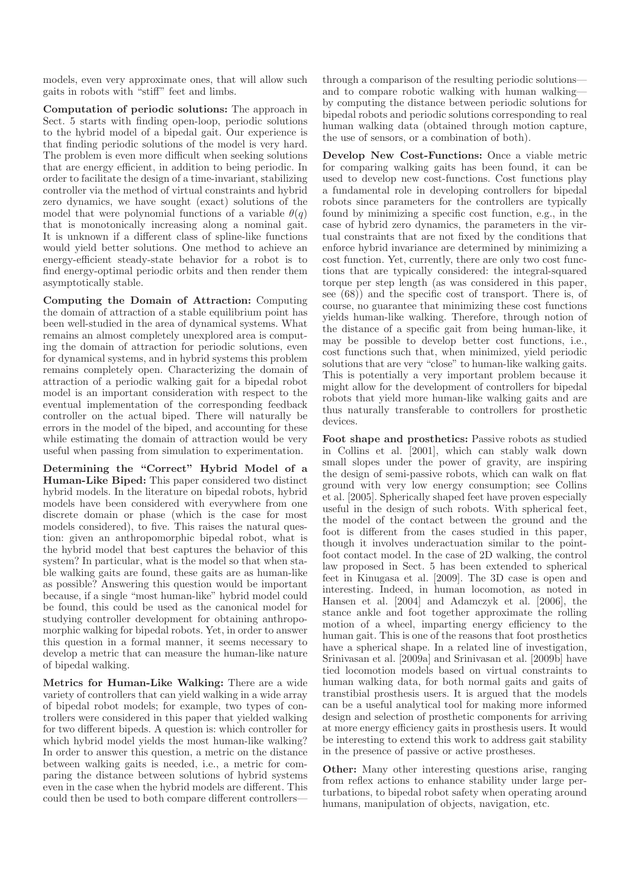models, even very approximate ones, that will allow such gaits in robots with "stiff" feet and limbs.

**Computation of periodic solutions:** The approach in Sect. 5 starts with finding open-loop, periodic solutions to the hybrid model of a bipedal gait. Our experience is that finding periodic solutions of the model is very hard. The problem is even more difficult when seeking solutions that are energy efficient, in addition to being periodic. In order to facilitate the design of a time-invariant, stabilizing controller via the method of virtual constraints and hybrid zero dynamics, we have sought (exact) solutions of the model that were polynomial functions of a variable $\theta(q)$ that is monotonically increasing along a nominal gait. It is unknown if a different class of spline-like functions would yield better solutions. One method to achieve an energy-efficient steady-state behavior for a robot is to find energy-optimal periodic orbits and then render them asymptotically stable.

**Computing the Domain of Attraction:** Computing the domain of attraction of a stable equilibrium point has been well-studied in the area of dynamical systems. What remains an almost completely unexplored area is computing the domain of attraction for periodic solutions, even for dynamical systems, and in hybrid systems this problem remains completely open. Characterizing the domain of attraction of a periodic walking gait for a bipedal robot model is an important consideration with respect to the eventual implementation of the corresponding feedback controller on the actual biped. There will naturally be errors in the model of the biped, and accounting for these while estimating the domain of attraction would be very useful when passing from simulation to experimentation.

**Determining the "Correct" Hybrid Model of a Human-Like Biped:** This paper considered two distinct hybrid models. In the literature on bipedal robots, hybrid models have been considered with everywhere from one discrete domain or phase (which is the case for most models considered), to five. This raises the natural question: given an anthropomorphic bipedal robot, what is the hybrid model that best captures the behavior of this system? In particular, what is the model so that when stable walking gaits are found, these gaits are as human-like as possible? Answering this question would be important because, if a single "most human-like" hybrid model could be found, this could be used as the canonical model for studying controller development for obtaining anthropomorphic walking for bipedal robots. Yet, in order to answer this question in a formal manner, it seems necessary to develop a metric that can measure the human-like nature of bipedal walking.

**Metrics for Human-Like Walking:** There are a wide variety of controllers that can yield walking in a wide array of bipedal robot models; for example, two types of controllers were considered in this paper that yielded walking for two different bipeds. A question is: which controller for which hybrid model yields the most human-like walking? In order to answer this question, a metric on the distance between walking gaits is needed, i.e., a metric for comparing the distance between solutions of hybrid systems even in the case when the hybrid models are different. This could then be used to both compare different controllers—through a comparison of the resulting periodic solutions—and to compare robotic walking with human walking—by computing the distance between periodic solutions for bipedal robots and periodic solutions corresponding to real human walking data (obtained through motion capture, the use of sensors, or a combination of both).

**Develop New Cost-Functions:** Once a viable metric for comparing walking gaits has been found, it can be used to develop new cost-functions. Cost functions play a fundamental role in developing controllers for bipedal robots since parameters for the controllers are typically found by minimizing a specific cost function, e.g., in the case of hybrid zero dynamics, the parameters in the virtual constraints that are not fixed by the conditions that enforce hybrid invariance are determined by minimizing a cost function. Yet, currently, there are only two cost functions that are typically considered: the integral-squared torque per step length (as was considered in this paper, see (68)) and the specific cost of transport. There is, of course, no guarantee that minimizing these cost functions yields human-like walking. Therefore, through notion of the distance of a specific gait from being human-like, it may be possible to develop better cost functions, i.e., cost functions such that, when minimized, yield periodic solutions that are very "close" to human-like walking gaits. This is potentially a very important problem because it might allow for the development of controllers for bipedal robots that yield more human-like walking gaits and are thus naturally transferable to controllers for prosthetic devices.

**Foot shape and prosthetics:** Passive robots as studied in Collins et al. [2001], which can stably walk down small slopes under the power of gravity, are inspiring the design of semi-passive robots, which can walk on flat ground with very low energy consumption; see Collins et al. [2005]. Spherically shaped feet have proven especially useful in the design of such robots. With spherical feet, the model of the contact between the ground and the foot is different from the cases studied in this paper, though it involves underactuation similar to the point-foot contact model. In the case of 2D walking, the control law proposed in Sect. 5 has been extended to spherical feet in Kinugasa et al. [2009]. The 3D case is open and interesting. Indeed, in human locomotion, as noted in Hansen et al. [2004] and Adamczyk et al. [2006], the stance ankle and foot together approximate the rolling motion of a wheel, imparting energy efficiency to the human gait. This is one of the reasons that foot prosthetics have a spherical shape. In a related line of investigation, Srinivasan et al. [2009a] and Srinivasan et al. [2009b] have tied locomotion models based on virtual constraints to human walking data, for both normal gaits and gaits of transtibial prosthesis users. It is argued that the models can be a useful analytical tool for making more informed design and selection of prosthetic components for arriving at more energy efficiency gaits in prosthesis users. It would be interesting to extend this work to address gait stability in the presence of passive or active prostheses.

**Other:** Many other interesting questions arise, ranging from reflex actions to enhance stability under large perturbations, to bipedal robot safety when operating around humans, manipulation of objects, navigation, etc.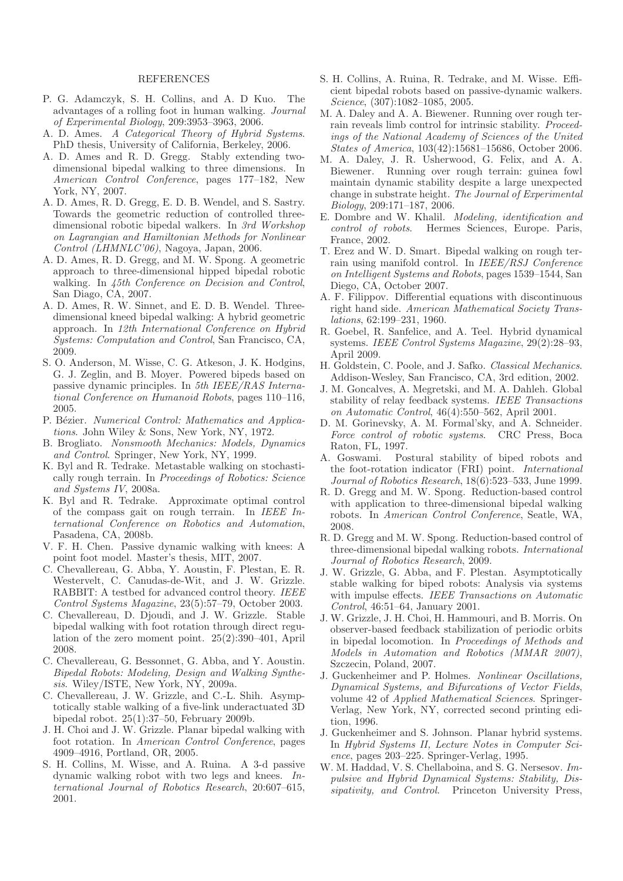## REFERENCES

P. G. Adamczyk, S. H. Collins, and A. D Kuo. The advantages of a rolling foot in human walking. *Journal of Experimental Biology*, 209:3953–3963, 2006.

A. D. Ames. *A Categorical Theory of Hybrid Systems*. PhD thesis, University of California, Berkeley, 2006.

A. D. Ames and R. D. Gregg. Stably extending two-dimensional bipedal walking to three dimensions. In *American Control Conference*, pages 177–182, New York, NY, 2007.

A. D. Ames, R. D. Gregg, E. D. B. Wendel, and S. Sastry. Towards the geometric reduction of controlled three-dimensional robotic bipedal walkers. In *3rd Workshop on Lagrangian and Hamiltonian Methods for Nonlinear Control (LHMNLC'06)*, Nagoya, Japan, 2006.

A. D. Ames, R. D. Gregg, and M. W. Spong. A geometric approach to three-dimensional hipped bipedal robotic walking. In *45th Conference on Decision and Control*, San Diago, CA, 2007.

A. D. Ames, R. W. Sinnet, and E. D. B. Wendel. Three-dimensional kneed bipedal walking: A hybrid geometric approach. In *12th International Conference on Hybrid Systems: Computation and Control*, San Francisco, CA, 2009.

S. O. Anderson, M. Wisse, C. G. Atkeson, J. K. Hodgins, G. J. Zeglin, and B. Moyer. Powered bipeds based on passive dynamic principles. In *5th IEEE/RAS International Conference on Humanoid Robots*, pages 110–116, 2005.

P. Bézier. *Numerical Control: Mathematics and Applications*. John Wiley & Sons, New York, NY, 1972.

B. Brogliato. *Nonsmooth Mechanics: Models, Dynamics and Control*. Springer, New York, NY, 1999.

K. Byl and R. Tedrake. Metastable walking on stochastically rough terrain. In *Proceedings of Robotics: Science and Systems IV*, 2008a.

K. Byl and R. Tedrake. Approximate optimal control of the compass gait on rough terrain. In *IEEE International Conference on Robotics and Automation*, Pasadena, CA, 2008b.

V. F. H. Chen. Passive dynamic walking with knees: A point foot model. Master's thesis, MIT, 2007.

C. Chevallereau, G. Abba, Y. Aoustin, F. Plestan, E. R. Westervelt, C. Canudas-de-Wit, and J. W. Grizzle. RABBIT: A testbed for advanced control theory. *IEEE Control Systems Magazine*, 23(5):57–79, October 2003.

C. Chevallereau, D. Djoudi, and J. W. Grizzle. Stable bipedal walking with foot rotation through direct regulation of the zero moment point. 25(2):390–401, April 2008.

C. Chevallereau, G. Bessonnet, G. Abba, and Y. Aoustin. *Bipedal Robots: Modeling, Design and Walking Synthesis*. Wiley/ISTE, New York, NY, 2009a.

C. Chevallereau, J. W. Grizzle, and C.-L. Shih. Asymptotically stable walking of a five-link underactuated 3D bipedal robot. 25(1):37–50, February 2009b.

J. H. Choi and J. W. Grizzle. Planar bipedal walking with foot rotation. In *American Control Conference*, pages 4909–4916, Portland, OR, 2005.

S. H. Collins, M. Wisse, and A. Ruina. A 3-d passive dynamic walking robot with two legs and knees. *International Journal of Robotics Research*, 20:607–615, 2001.

S. H. Collins, A. Ruina, R. Tedrake, and M. Wisse. Efficient bipedal robots based on passive-dynamic walkers. *Science*, (307):1082–1085, 2005.

M. A. Daley and A. A. Biewener. Running over rough terrain reveals limb control for intrinsic stability. *Proceedings of the National Academy of Sciences of the United States of America*, 103(42):15681–15686, October 2006.

M. A. Daley, J. R. Usherwood, G. Felix, and A. A. Biewener. Running over rough terrain: guinea fowl maintain dynamic stability despite a large unexpected change in substrate height. *The Journal of Experimental Biology*, 209:171–187, 2006.

E. Dombre and W. Khalil. *Modeling, identification and control of robots*. Hermes Sciences, Europe. Paris, France, 2002.

T. Erez and W. D. Smart. Bipedal walking on rough terrain using manifold control. In *IEEE/RSJ Conference on Intelligent Systems and Robots*, pages 1539–1544, San Diego, CA, October 2007.

A. F. Filippov. Differential equations with discontinuous right hand side. *American Mathematical Society Translations*, 62:199–231, 1960.

R. Goebel, R. Sanfelice, and A. Teel. Hybrid dynamical systems. *IEEE Control Systems Magazine*, 29(2):28–93, April 2009.

H. Goldstein, C. Poole, and J. Safko. *Classical Mechanics*. Addison-Wesley, San Francisco, CA, 3rd edition, 2002.

J. M. Goncalves, A. Megretski, and M. A. Dahleh. Global stability of relay feedback systems. *IEEE Transactions on Automatic Control*, 46(4):550–562, April 2001.

D. M. Gorinevsky, A. M. Formal'sky, and A. Schneider. *Force control of robotic systems*. CRC Press, Boca Raton, FL, 1997.

A. Goswami. Postural stability of biped robots and the foot-rotation indicator (FRI) point. *International Journal of Robotics Research*, 18(6):523–533, June 1999.

R. D. Gregg and M. W. Spong. Reduction-based control with application to three-dimensional bipedal walking robots. In *American Control Conference*, Seatle, WA, 2008.

R. D. Gregg and M. W. Spong. Reduction-based control of three-dimensional bipedal walking robots. *International Journal of Robotics Research*, 2009.

J. W. Grizzle, G. Abba, and F. Plestan. Asymptotically stable walking for biped robots: Analysis via systems with impulse effects. *IEEE Transactions on Automatic Control*, 46:51–64, January 2001.

J. W. Grizzle, J. H. Choi, H. Hammouri, and B. Morris. On observer-based feedback stabilization of periodic orbits in bipedal locomotion. In *Proceedings of Methods and Models in Automation and Robotics (MMAR 2007)*, Szczecin, Poland, 2007.

J. Guckenheimer and P. Holmes. *Nonlinear Oscillations, Dynamical Systems, and Bifurcations of Vector Fields*, volume 42 of *Applied Mathematical Sciences*. Springer-Verlag, New York, NY, corrected second printing edition, 1996.

J. Guckenheimer and S. Johnson. Planar hybrid systems. In *Hybrid Systems II, Lecture Notes in Computer Science*, pages 203–225. Springer-Verlag, 1995.

W. M. Haddad, V. S. Chellaboina, and S. G. Nersesov. *Impulsive and Hybrid Dynamical Systems: Stability, Dissipativity, and Control*. Princeton University Press,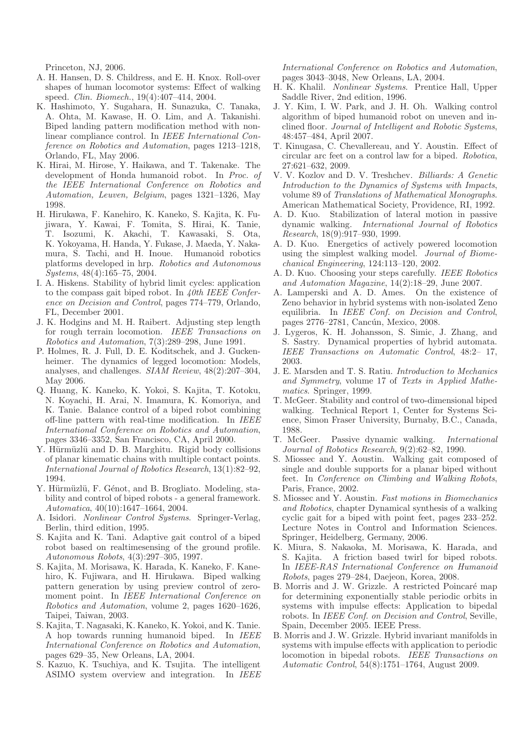Princeton, NJ, 2006.

A. H. Hansen, D. S. Childress, and E. H. Knox. Roll-over shapes of human locomotor systems: Effect of walking speed. *Clin. Biomech.*, 19(4):407–414, 2004.

K. Hashimoto, Y. Sugahara, H. Sunazuka, C. Tanaka, A. Ohta, M. Kawase, H. O. Lim, and A. Takanishi. Biped landing pattern modification method with nonlinear compliance control. In *IEEE International Conference on Robotics and Automation*, pages 1213–1218, Orlando, FL, May 2006.

K. Hirai, M. Hirose, Y. Haikawa, and T. Takenake. The development of Honda humanoid robot. In *Proc. of the IEEE International Conference on Robotics and Automation, Leuven, Belgium*, pages 1321–1326, May 1998.

H. Hirukawa, F. Kanehiro, K. Kaneko, S. Kajita, K. Fujiwara, Y. Kawai, F. Tomita, S. Hirai, K. Tanie, T. Isozumi, K. Akachi, T. Kawasaki, S. Ota, K. Yokoyama, H. Handa, Y. Fukase, J. Maeda, Y. Nakamura, S. Tachi, and H. Inoue. Humanoid robotics platforms developed in hrp. *Robotics and Autonomous Systems*, 48(4):165–75, 2004.

I. A. Hiskens. Stability of hybrid limit cycles: application to the compass gait biped robot. In *40th IEEE Conference on Decision and Control*, pages 774–779, Orlando, FL, December 2001.

J. K. Hodgins and M. H. Raibert. Adjusting step length for rough terrain locomotion. *IEEE Transactions on Robotics and Automation*, 7(3):289–298, June 1991.

P. Holmes, R. J. Full, D. E. Koditschek, and J. Guckenheimer. The dynamics of legged locomotion: Models, analyses, and challenges. *SIAM Review*, 48(2):207–304, May 2006.

Q. Huang, K. Kaneko, K. Yokoi, S. Kajita, T. Kotoku, N. Koyachi, H. Arai, N. Imamura, K. Komoriya, and K. Tanie. Balance control of a biped robot combining off-line pattern with real-time modification. In *IEEE International Conference on Robotics and Automation*, pages 3346–3352, San Francisco, CA, April 2000.

Y. Hürmüzlü and D. B. Marghitu. Rigid body collisions of planar kinematic chains with multiple contact points. *International Journal of Robotics Research*, 13(1):82–92, 1994.

Y. Hürmüzlü, F. Génot, and B. Brogliato. Modeling, stability and control of biped robots - a general framework. *Automatica*, 40(10):1647–1664, 2004.

A. Isidori. *Nonlinear Control Systems*. Springer-Verlag, Berlin, third edition, 1995.

S. Kajita and K. Tani. Adaptive gait control of a biped robot based on realtimesensing of the ground profile. *Autonomous Robots*, 4(3):297–305, 1997.

S. Kajita, M. Morisawa, K. Harada, K. Kaneko, F. Kanehiro, K. Fujiwara, and H. Hirukawa. Biped walking pattern generation by using preview control of zero-moment point. In *IEEE International Conference on Robotics and Automation*, volume 2, pages 1620–1626, Taipei, Taiwan, 2003.

S. Kajita, T. Nagasaki, K. Kaneko, K. Yokoi, and K. Tanie. A hop towards running humanoid biped. In *IEEE International Conference on Robotics and Automation*, pages 629–35, New Orleans, LA, 2004.

S. Kazuo, K. Tsuchiya, and K. Tsujita. The intelligent ASIMO system overview and integration. In *IEEE International Conference on Robotics and Automation*, pages 3043–3048, New Orleans, LA, 2004.

H. K. Khalil. *Nonlinear Systems*. Prentice Hall, Upper Saddle River, 2nd edition, 1996.

J. Y. Kim, I. W. Park, and J. H. Oh. Walking control algorithm of biped humanoid robot on uneven and inclined floor. *Journal of Intelligent and Robotic Systems*, 48:457–484, April 2007.

T. Kinugasa, C. Chevallereau, and Y. Aoustin. Effect of circular arc feet on a control law for a biped. *Robotica*, 27:621–632, 2009.

V. V. Kozlov and D. V. Treshchev. *Billiards: A Genetic Introduction to the Dynamics of Systems with Impacts*, volume 89 of *Translations of Mathematical Monographs*. American Mathematical Society, Providence, RI, 1992.

A. D. Kuo. Stabilization of lateral motion in passive dynamic walking. *International Journal of Robotics Research*, 18(9):917–930, 1999.

A. D. Kuo. Energetics of actively powered locomotion using the simplest walking model. *Journal of Biomechanical Engineering*, 124:113–120, 2002.

A. D. Kuo. Choosing your steps carefully. *IEEE Robotics and Automation Magazine*, 14(2):18–29, June 2007.

A. Lamperski and A. D. Ames. On the existence of Zeno behavior in hybrid systems with non-isolated Zeno equilibria. In *IEEE Conf. on Decision and Control*, pages 2776–2781, Cancún, Mexico, 2008.

J. Lygeros, K. H. Johansson, S. Simic, J. Zhang, and S. Sastry. Dynamical properties of hybrid automata. *IEEE Transactions on Automatic Control*, 48:2– 17, 2003.

J. E. Marsden and T. S. Ratiu. *Introduction to Mechanics and Symmetry*, volume 17 of *Texts in Applied Mathematics*. Springer, 1999.

T. McGeer. Stability and control of two-dimensional biped walking. Technical Report 1, Center for Systems Science, Simon Fraser University, Burnaby, B.C., Canada, 1988.

T. McGeer. Passive dynamic walking. *International Journal of Robotics Research*, 9(2):62–82, 1990.

S. Miossec and Y. Aoustin. Walking gait composed of single and double supports for a planar biped without feet. In *Conference on Climbing and Walking Robots*, Paris, France, 2002.

S. Miossec and Y. Aoustin. *Fast motions in Biomechanics and Robotics*, chapter Dynamical synthesis of a walking cyclic gait for a biped with point feet, pages 233–252. Lecture Notes in Control and Information Sciences. Springer, Heidelberg, Germany, 2006.

K. Miura, S. Nakaoka, M. Morisawa, K. Harada, and S. Kajita. A friction based twirl for biped robots. In *IEEE-RAS International Conference on Humanoid Robots*, pages 279–284, Daejeon, Korea, 2008.

B. Morris and J. W. Grizzle. A restricted Poincaré map for determining exponentially stable periodic orbits in systems with impulse effects: Application to bipedal robots. In *IEEE Conf. on Decision and Control*, Seville, Spain, December 2005. IEEE Press.

B. Morris and J. W. Grizzle. Hybrid invariant manifolds in systems with impulse effects with application to periodic locomotion in bipedal robots. *IEEE Transactions on Automatic Control*, 54(8):1751–1764, August 2009.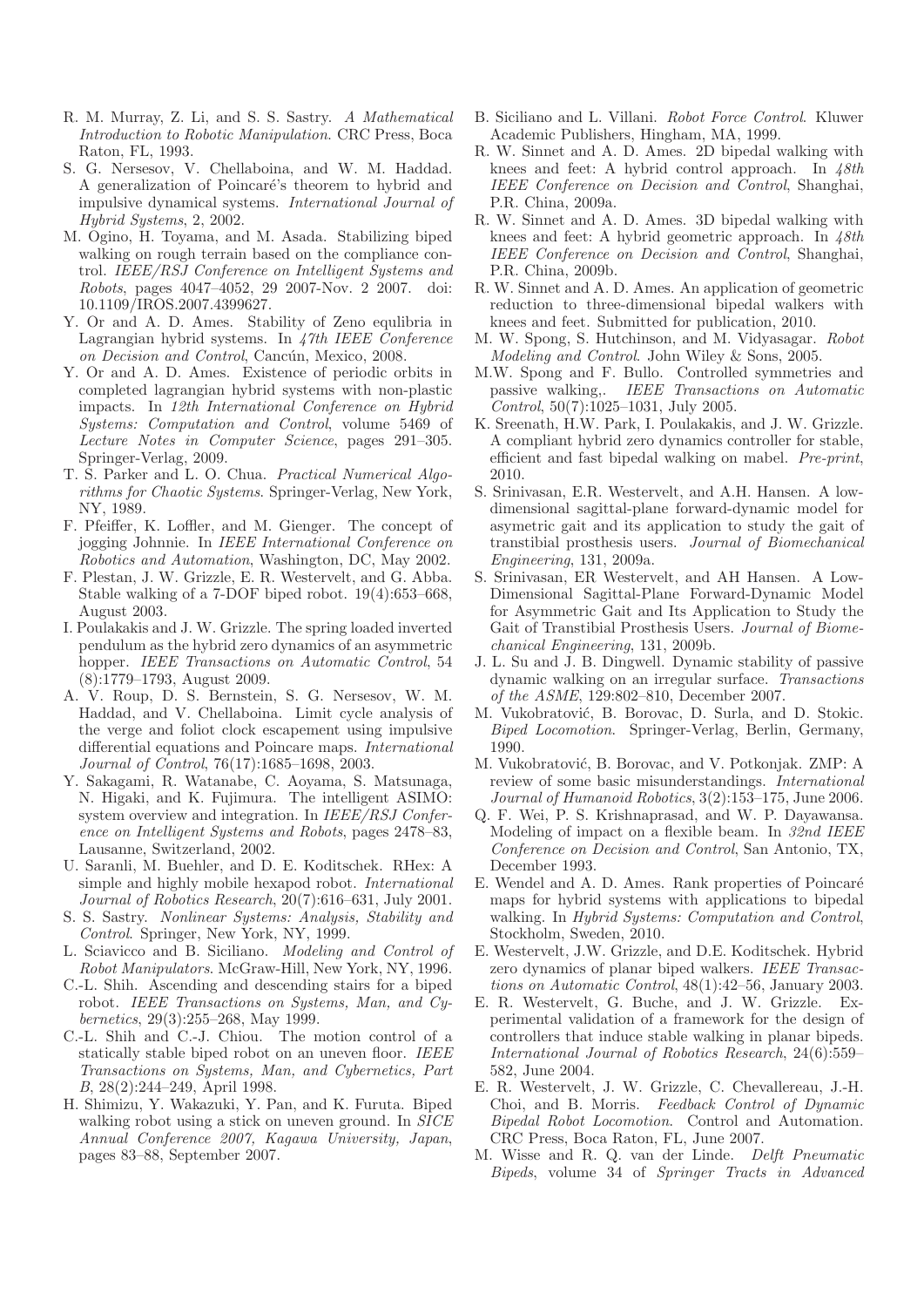R. M. Murray, Z. Li, and S. S. Sastry. *A Mathematical Introduction to Robotic Manipulation*. CRC Press, Boca Raton, FL, 1993.

S. G. Nersesov, V. Chellaboina, and W. M. Haddad. A generalization of Poincaré's theorem to hybrid and impulsive dynamical systems. *International Journal of Hybrid Systems*, 2, 2002.

M. Ogino, H. Toyama, and M. Asada. Stabilizing biped walking on rough terrain based on the compliance control. *IEEE/RSJ Conference on Intelligent Systems and Robots*, pages 4047–4052, 29 2007-Nov. 2 2007. doi: 10.1109/IROS.2007.4399627.

Y. Or and A. D. Ames. Stability of Zeno equlibria in Lagrangian hybrid systems. In *47th IEEE Conference on Decision and Control*, Cancún, Mexico, 2008.

Y. Or and A. D. Ames. Existence of periodic orbits in completed lagrangian hybrid systems with non-plastic impacts. In *12th International Conference on Hybrid Systems: Computation and Control*, volume 5469 of *Lecture Notes in Computer Science*, pages 291–305. Springer-Verlag, 2009.

T. S. Parker and L. O. Chua. *Practical Numerical Algorithms for Chaotic Systems*. Springer-Verlag, New York, NY, 1989.

F. Pfeiffer, K. Loffler, and M. Gienger. The concept of jogging Johnnie. In *IEEE International Conference on Robotics and Automation*, Washington, DC, May 2002.

F. Plestan, J. W. Grizzle, E. R. Westervelt, and G. Abba. Stable walking of a 7-DOF biped robot. 19(4):653–668, August 2003.

I. Poulakakis and J. W. Grizzle. The spring loaded inverted pendulum as the hybrid zero dynamics of an asymmetric hopper. *IEEE Transactions on Automatic Control*, 54 (8):1779–1793, August 2009.

A. V. Roup, D. S. Bernstein, S. G. Nersesov, W. M. Haddad, and V. Chellaboina. Limit cycle analysis of the verge and foliot clock escapement using impulsive differential equations and Poincare maps. *International Journal of Control*, 76(17):1685–1698, 2003.

Y. Sakagami, R. Watanabe, C. Aoyama, S. Matsunaga, N. Higaki, and K. Fujimura. The intelligent ASIMO: system overview and integration. In *IEEE/RSJ Conference on Intelligent Systems and Robots*, pages 2478–83, Lausanne, Switzerland, 2002.

U. Saranli, M. Buehler, and D. E. Koditschek. RHex: A simple and highly mobile hexapod robot. *International Journal of Robotics Research*, 20(7):616–631, July 2001.

S. S. Sastry. *Nonlinear Systems: Analysis, Stability and Control*. Springer, New York, NY, 1999.

L. Sciavicco and B. Siciliano. *Modeling and Control of Robot Manipulators*. McGraw-Hill, New York, NY, 1996.

C.-L. Shih. Ascending and descending stairs for a biped robot. *IEEE Transactions on Systems, Man, and Cybernetics*, 29(3):255–268, May 1999.

C.-L. Shih and C.-J. Chiou. The motion control of a statically stable biped robot on an uneven floor. *IEEE Transactions on Systems, Man, and Cybernetics, Part B*, 28(2):244–249, April 1998.

H. Shimizu, Y. Wakazuki, Y. Pan, and K. Furuta. Biped walking robot using a stick on uneven ground. In *SICE Annual Conference 2007, Kagawa University, Japan*, pages 83–88, September 2007.

B. Siciliano and L. Villani. *Robot Force Control*. Kluwer Academic Publishers, Hingham, MA, 1999.

R. W. Sinnet and A. D. Ames. 2D bipedal walking with knees and feet: A hybrid control approach. In *48th IEEE Conference on Decision and Control*, Shanghai, P.R. China, 2009a.

R. W. Sinnet and A. D. Ames. 3D bipedal walking with knees and feet: A hybrid geometric approach. In *48th IEEE Conference on Decision and Control*, Shanghai, P.R. China, 2009b.

R. W. Sinnet and A. D. Ames. An application of geometric reduction to three-dimensional bipedal walkers with knees and feet. Submitted for publication, 2010.

M. W. Spong, S. Hutchinson, and M. Vidyasagar. *Robot Modeling and Control*. John Wiley & Sons, 2005.

M.W. Spong and F. Bullo. Controlled symmetries and passive walking,. *IEEE Transactions on Automatic Control*, 50(7):1025–1031, July 2005.

K. Sreenath, H.W. Park, I. Poulakakis, and J. W. Grizzle. A compliant hybrid zero dynamics controller for stable, efficient and fast bipedal walking on mabel. *Pre-print*, 2010.

S. Srinivasan, E.R. Westervelt, and A.H. Hansen. A low-dimensional sagittal-plane forward-dynamic model for asymetric gait and its application to study the gait of transtibial prosthesis users. *Journal of Biomechanical Engineering*, 131, 2009a.

S. Srinivasan, ER Westervelt, and AH Hansen. A Low-Dimensional Sagittal-Plane Forward-Dynamic Model for Asymmetric Gait and Its Application to Study the Gait of Transtibial Prosthesis Users. *Journal of Biomechanical Engineering*, 131, 2009b.

J. L. Su and J. B. Dingwell. Dynamic stability of passive dynamic walking on an irregular surface. *Transactions of the ASME*, 129:802–810, December 2007.

M. Vukobratović, B. Borovac, D. Surla, and D. Stokic. *Biped Locomotion*. Springer-Verlag, Berlin, Germany, 1990.

M. Vukobratović, B. Borovac, and V. Potkonjak. ZMP: A review of some basic misunderstandings. *International Journal of Humanoid Robotics*, 3(2):153–175, June 2006.

Q. F. Wei, P. S. Krishnaprasad, and W. P. Dayawansa. Modeling of impact on a flexible beam. In *32nd IEEE Conference on Decision and Control*, San Antonio, TX, December 1993.

E. Wendel and A. D. Ames. Rank properties of Poincaré maps for hybrid systems with applications to bipedal walking. In *Hybrid Systems: Computation and Control*, Stockholm, Sweden, 2010.

E. Westervelt, J.W. Grizzle, and D.E. Koditschek. Hybrid zero dynamics of planar biped walkers. *IEEE Transactions on Automatic Control*, 48(1):42–56, January 2003.

E. R. Westervelt, G. Buche, and J. W. Grizzle. Experimental validation of a framework for the design of controllers that induce stable walking in planar bipeds. *International Journal of Robotics Research*, 24(6):559–582, June 2004.

E. R. Westervelt, J. W. Grizzle, C. Chevallereau, J.-H. Choi, and B. Morris. *Feedback Control of Dynamic Bipedal Robot Locomotion*. Control and Automation. CRC Press, Boca Raton, FL, June 2007.

M. Wisse and R. Q. van der Linde. *Delft Pneumatic Bipeds*, volume 34 of *Springer Tracts in Advanced*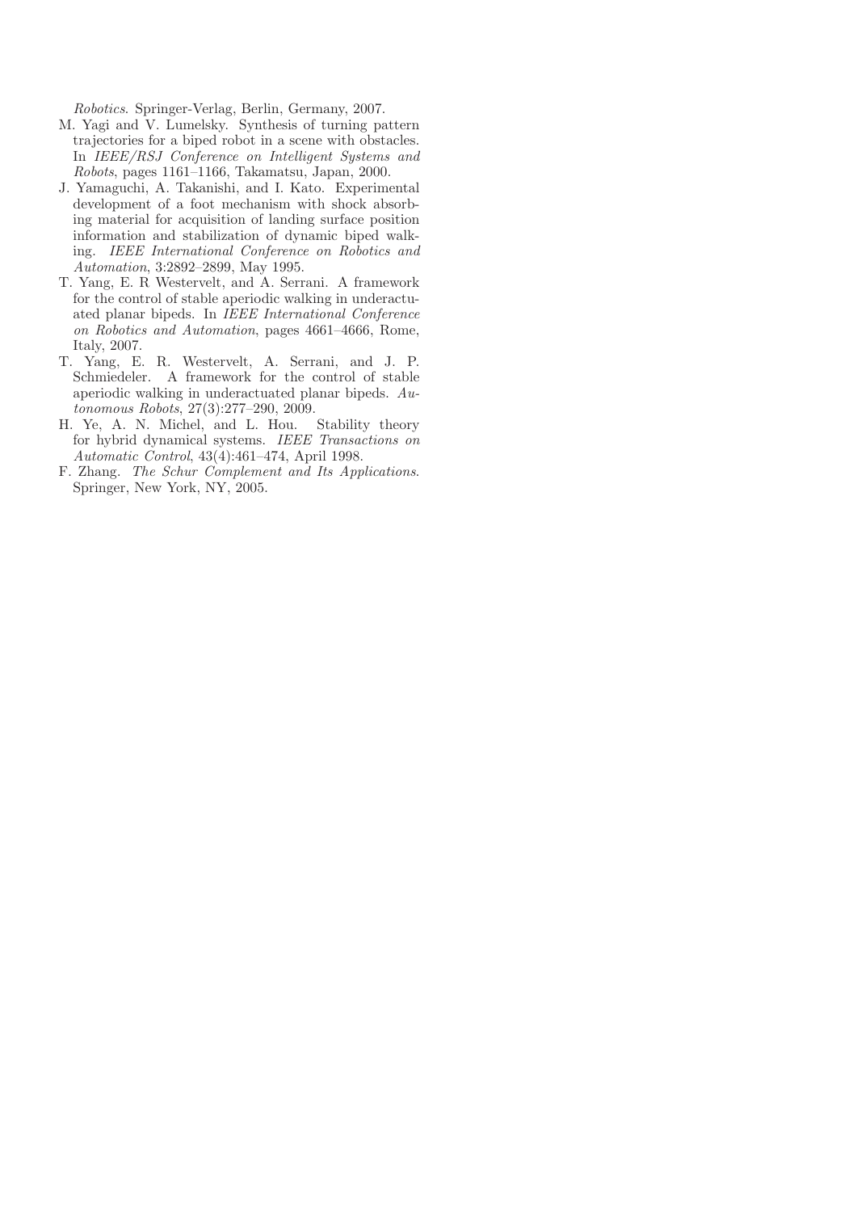*Robotics*. Springer-Verlag, Berlin, Germany, 2007.

M. Yagi and V. Lumelsky. Synthesis of turning pattern trajectories for a biped robot in a scene with obstacles. In *IEEE/RSJ Conference on Intelligent Systems and Robots*, pages 1161–1166, Takamatsu, Japan, 2000.

J. Yamaguchi, A. Takanishi, and I. Kato. Experimental development of a foot mechanism with shock absorbing material for acquisition of landing surface position information and stabilization of dynamic biped walking. *IEEE International Conference on Robotics and Automation*, 3:2892–2899, May 1995.

T. Yang, E. R Westervelt, and A. Serrani. A framework for the control of stable aperiodic walking in underactuated planar bipeds. In *IEEE International Conference on Robotics and Automation*, pages 4661–4666, Rome, Italy, 2007.

T. Yang, E. R. Westervelt, A. Serrani, and J. P. Schmiedeler. A framework for the control of stable aperiodic walking in underactuated planar bipeds. *Autonomous Robots*, 27(3):277–290, 2009.

H. Ye, A. N. Michel, and L. Hou. Stability theory for hybrid dynamical systems. *IEEE Transactions on Automatic Control*, 43(4):461–474, April 1998.

F. Zhang. *The Schur Complement and Its Applications*. Springer, New York, NY, 2005.